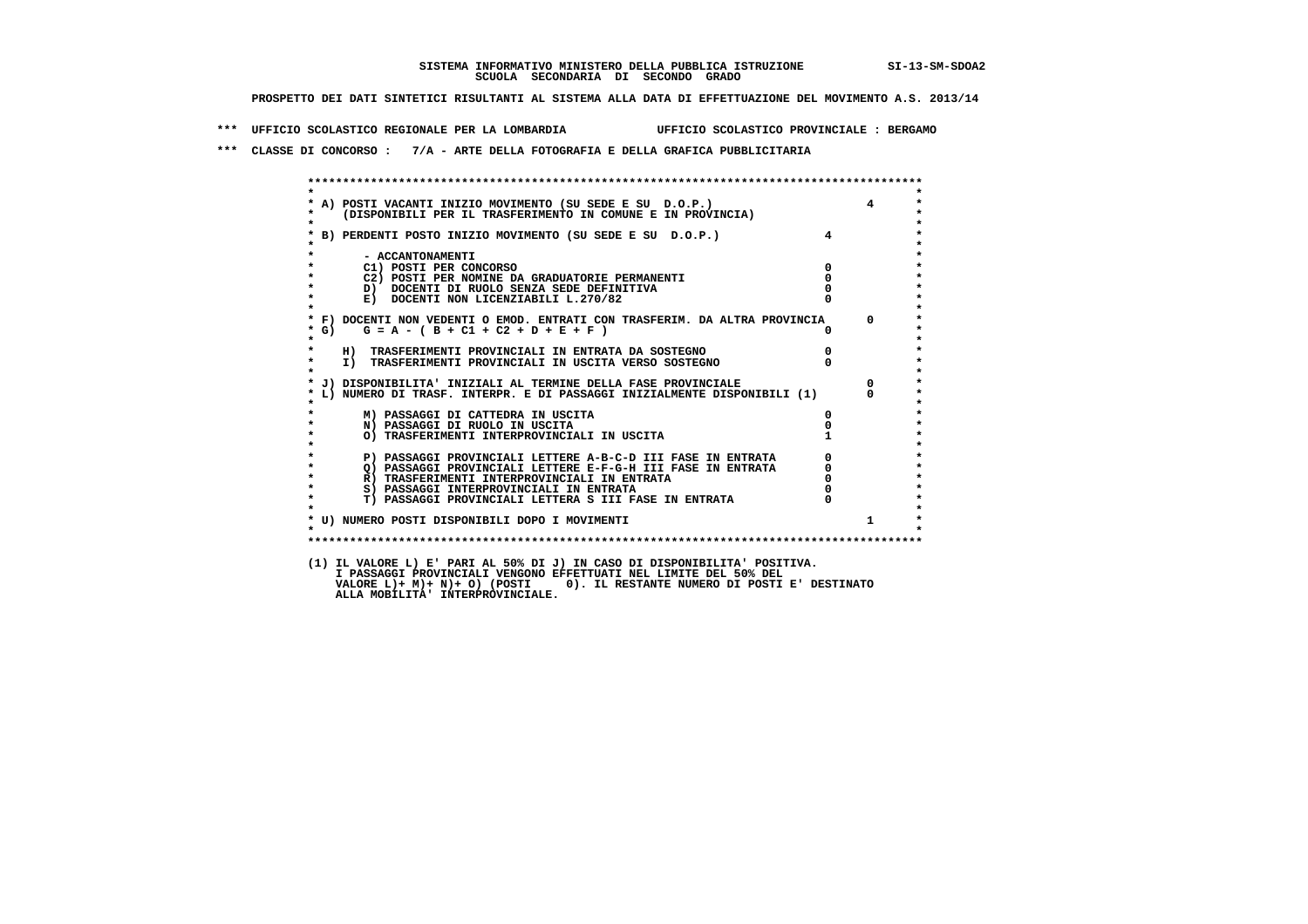SISTEMA INFORMATIVO MINISTERO DELLA PUBBLICA ISTRUZIONE SI-13-SM-SDOA2

SCUOLA SECONDARIA DI SECONDO GRADO

**PROSPETTO DEI DATI SINTETICI RISULTANTI AL SISTEMA ALLA DATA DI EFFETTUAZIONE DEL MOVIMENTO A.S. 2013/14**

*** UFFICIO SCOLASTICO REGIONALE PER LA LOMBARDIA UFFICIO SCOLASTICO PROVINCIALE : BERGAMO

*** CLASSE DI CONCORSO : 7/A - ARTE DELLA FOTOGRAFIA E DELLA GRAFICA PUBBLICITARIA

| Voce | | |
|---|---|---|
| A) POSTI VACANTI INIZIO MOVIMENTO (SU SEDE E SU D.O.P.) (DISPONIBILI PER IL TRASFERIMENTO IN COMUNE E IN PROVINCIA) | | 4 |
| B) PERDENTI POSTO INIZIO MOVIMENTO (SU SEDE E SU D.O.P.) | 4 | |
| - ACCANTONAMENTI | | |
| C1) POSTI PER CONCORSO | 0 | |
| C2) POSTI PER NOMINE DA GRADUATORIE PERMANENTI | 0 | |
| D) DOCENTI DI RUOLO SENZA SEDE DEFINITIVA | 0 | |
| E) DOCENTI NON LICENZIABILI L.270/82 | 0 | |
| F) DOCENTI NON VEDENTI O EMOD. ENTRATI CON TRASFERIM. DA ALTRA PROVINCIA | | 0 |
| G) G = A - ( B + C1 + C2 + D + E + F ) | 0 | |
| H) TRASFERIMENTI PROVINCIALI IN ENTRATA DA SOSTEGNO | 0 | |
| I) TRASFERIMENTI PROVINCIALI IN USCITA VERSO SOSTEGNO | 0 | |
| J) DISPONIBILITA' INIZIALI AL TERMINE DELLA FASE PROVINCIALE | | 0 |
| L) NUMERO DI TRASF. INTERPR. E DI PASSAGGI INIZIALMENTE DISPONIBILI (1) | | 0 |
| M) PASSAGGI DI CATTEDRA IN USCITA | 0 | |
| N) PASSAGGI DI RUOLO IN USCITA | 0 | |
| O) TRASFERIMENTI INTERPROVINCIALI IN USCITA | 1 | |
| P) PASSAGGI PROVINCIALI LETTERE A-B-C-D III FASE IN ENTRATA | 0 | |
| Q) PASSAGGI PROVINCIALI LETTERE E-F-G-H III FASE IN ENTRATA | 0 | |
| R) TRASFERIMENTI INTERPROVINCIALI IN ENTRATA | 0 | |
| S) PASSAGGI INTERPROVINCIALI IN ENTRATA | 0 | |
| T) PASSAGGI PROVINCIALI LETTERA S III FASE IN ENTRATA | 0 | |
| U) NUMERO POSTI DISPONIBILI DOPO I MOVIMENTI | | 1 |

(1) IL VALORE L) E' PARI AL 50% DI J) IN CASO DI DISPONIBILITA' POSITIVA.
I PASSAGGI PROVINCIALI VENGONO EFFETTUATI NEL LIMITE DEL 50% DEL
VALORE L)+ M)+ N)+ O) (POSTI 0). IL RESTANTE NUMERO DI POSTI E' DESTINATO
ALLA MOBILITA' INTERPROVINCIALE.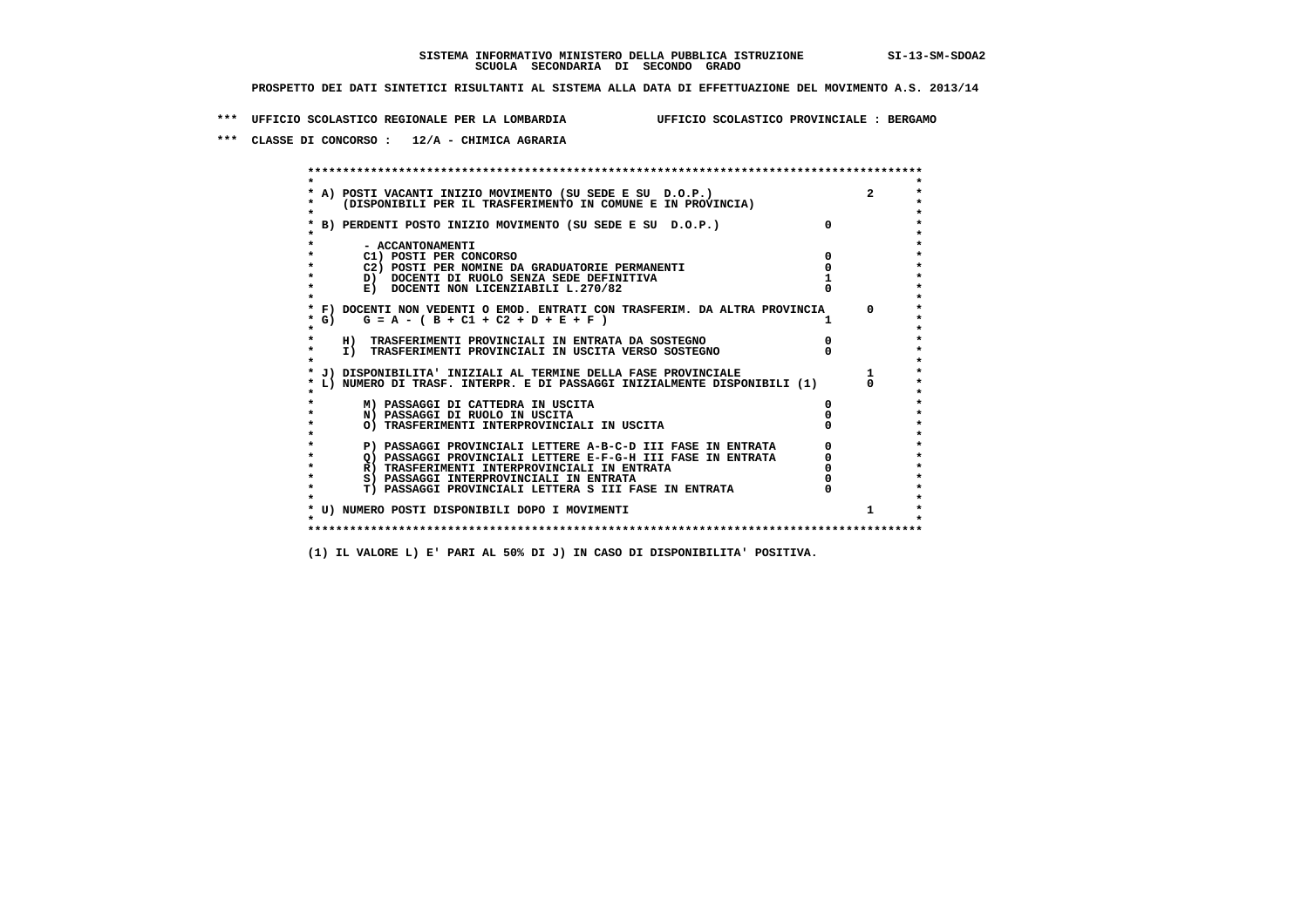**SISTEMA INFORMATIVO MINISTERO DELLA PUBBLICA ISTRUZIONE SI-13-SM-SDOA2**
**SCUOLA SECONDARIA DI SECONDO GRADO**

**PROSPETTO DEI DATI SINTETICI RISULTANTI AL SISTEMA ALLA DATA DI EFFETTUAZIONE DEL MOVIMENTO A.S. 2013/14**

**\*\*\* UFFICIO SCOLASTICO REGIONALE PER LA LOMBARDIA UFFICIO SCOLASTICO PROVINCIALE : BERGAMO**

**\*\*\* CLASSE DI CONCORSO : 12/A - CHIMICA AGRARIA**

| Voce | | |
|---|---|---|
| A) POSTI VACANTI INIZIO MOVIMENTO (SU SEDE E SU D.O.P.) (DISPONIBILI PER IL TRASFERIMENTO IN COMUNE E IN PROVINCIA) | | 2 |
| B) PERDENTI POSTO INIZIO MOVIMENTO (SU SEDE E SU D.O.P.) | 0 | |
| - ACCANTONAMENTI | | |
| C1) POSTI PER CONCORSO | 0 | |
| C2) POSTI PER NOMINE DA GRADUATORIE PERMANENTI | 0 | |
| D) DOCENTI DI RUOLO SENZA SEDE DEFINITIVA | 1 | |
| E) DOCENTI NON LICENZIABILI L.270/82 | 0 | |
| F) DOCENTI NON VEDENTI O EMOD. ENTRATI CON TRASFERIM. DA ALTRA PROVINCIA | | 0 |
| G) G = A - ( B + C1 + C2 + D + E + F ) | 1 | |
| H) TRASFERIMENTI PROVINCIALI IN ENTRATA DA SOSTEGNO | 0 | |
| I) TRASFERIMENTI PROVINCIALI IN USCITA VERSO SOSTEGNO | 0 | |
| J) DISPONIBILITA' INIZIALI AL TERMINE DELLA FASE PROVINCIALE | | 1 |
| L) NUMERO DI TRASF. INTERPR. E DI PASSAGGI INIZIALMENTE DISPONIBILI (1) | | 0 |
| M) PASSAGGI DI CATTEDRA IN USCITA | 0 | |
| N) PASSAGGI DI RUOLO IN USCITA | 0 | |
| O) TRASFERIMENTI INTERPROVINCIALI IN USCITA | 0 | |
| P) PASSAGGI PROVINCIALI LETTERE A-B-C-D III FASE IN ENTRATA | 0 | |
| Q) PASSAGGI PROVINCIALI LETTERE E-F-G-H III FASE IN ENTRATA | 0 | |
| R) TRASFERIMENTI INTERPROVINCIALI IN ENTRATA | 0 | |
| S) PASSAGGI INTERPROVINCIALI IN ENTRATA | 0 | |
| T) PASSAGGI PROVINCIALI LETTERA S III FASE IN ENTRATA | 0 | |
| U) NUMERO POSTI DISPONIBILI DOPO I MOVIMENTI | | 1 |

**(1) IL VALORE L) E' PARI AL 50% DI J) IN CASO DI DISPONIBILITA' POSITIVA.**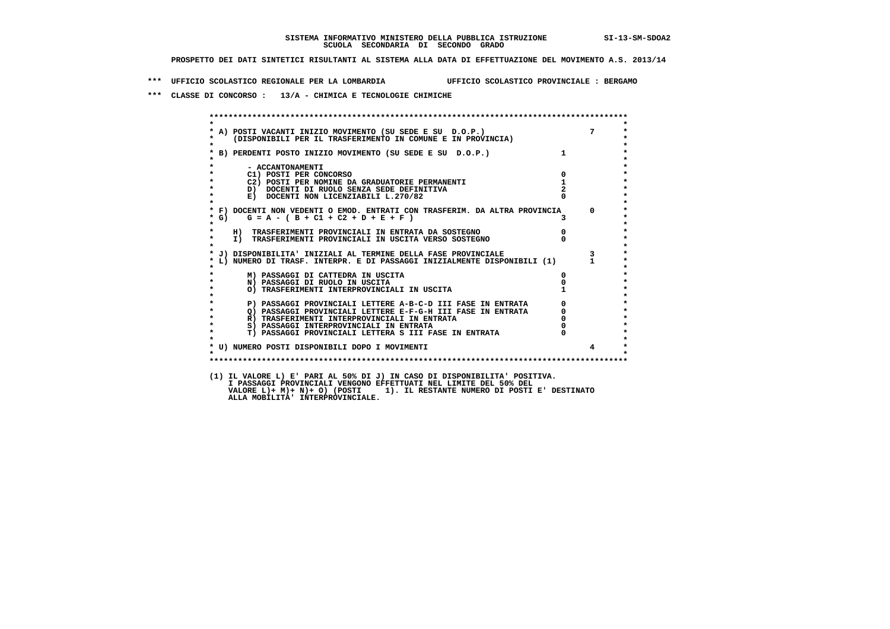**SISTEMA INFORMATIVO MINISTERO DELLA PUBBLICA ISTRUZIONE** SI-13-SM-SDOA2
**SCUOLA SECONDARIA DI SECONDO GRADO**

**PROSPETTO DEI DATI SINTETICI RISULTANTI AL SISTEMA ALLA DATA DI EFFETTUAZIONE DEL MOVIMENTO A.S. 2013/14**

**\*\*\* UFFICIO SCOLASTICO REGIONALE PER LA LOMBARDIA UFFICIO SCOLASTICO PROVINCIALE : BERGAMO**

**\*\*\* CLASSE DI CONCORSO : 13/A - CHIMICA E TECNOLOGIE CHIMICHE**

| Voce | | |
|---|---|---|
| A) POSTI VACANTI INIZIO MOVIMENTO (SU SEDE E SU D.O.P.) (DISPONIBILI PER IL TRASFERIMENTO IN COMUNE E IN PROVINCIA) | | 7 |
| B) PERDENTI POSTO INIZIO MOVIMENTO (SU SEDE E SU D.O.P.) | 1 | |
| - ACCANTONAMENTI | | |
| C1) POSTI PER CONCORSO | 0 | |
| C2) POSTI PER NOMINE DA GRADUATORIE PERMANENTI | 1 | |
| D) DOCENTI DI RUOLO SENZA SEDE DEFINITIVA | 2 | |
| E) DOCENTI NON LICENZIABILI L.270/82 | 0 | |
| F) DOCENTI NON VEDENTI O EMOD. ENTRATI CON TRASFERIM. DA ALTRA PROVINCIA | | 0 |
| G) G = A - ( B + C1 + C2 + D + E + F ) | 3 | |
| H) TRASFERIMENTI PROVINCIALI IN ENTRATA DA SOSTEGNO | 0 | |
| I) TRASFERIMENTI PROVINCIALI IN USCITA VERSO SOSTEGNO | 0 | |
| J) DISPONIBILITA' INIZIALI AL TERMINE DELLA FASE PROVINCIALE | | 3 |
| L) NUMERO DI TRASF. INTERPR. E DI PASSAGGI INIZIALMENTE DISPONIBILI (1) | | 1 |
| M) PASSAGGI DI CATTEDRA IN USCITA | 0 | |
| N) PASSAGGI DI RUOLO IN USCITA | 0 | |
| O) TRASFERIMENTI INTERPROVINCIALI IN USCITA | 1 | |
| P) PASSAGGI PROVINCIALI LETTERE A-B-C-D III FASE IN ENTRATA | 0 | |
| Q) PASSAGGI PROVINCIALI LETTERE E-F-G-H III FASE IN ENTRATA | 0 | |
| R) TRASFERIMENTI INTERPROVINCIALI IN ENTRATA | 0 | |
| S) PASSAGGI INTERPROVINCIALI IN ENTRATA | 0 | |
| T) PASSAGGI PROVINCIALI LETTERA S III FASE IN ENTRATA | 0 | |
| U) NUMERO POSTI DISPONIBILI DOPO I MOVIMENTI | | 4 |

(1) IL VALORE L) E' PARI AL 50% DI J) IN CASO DI DISPONIBILITA' POSITIVA.
I PASSAGGI PROVINCIALI VENGONO EFFETTUATI NEL LIMITE DEL 50% DEL
VALORE L)+ M)+ N)+ O) (POSTI 1). IL RESTANTE NUMERO DI POSTI E' DESTINATO
ALLA MOBILITA' INTERPROVINCIALE.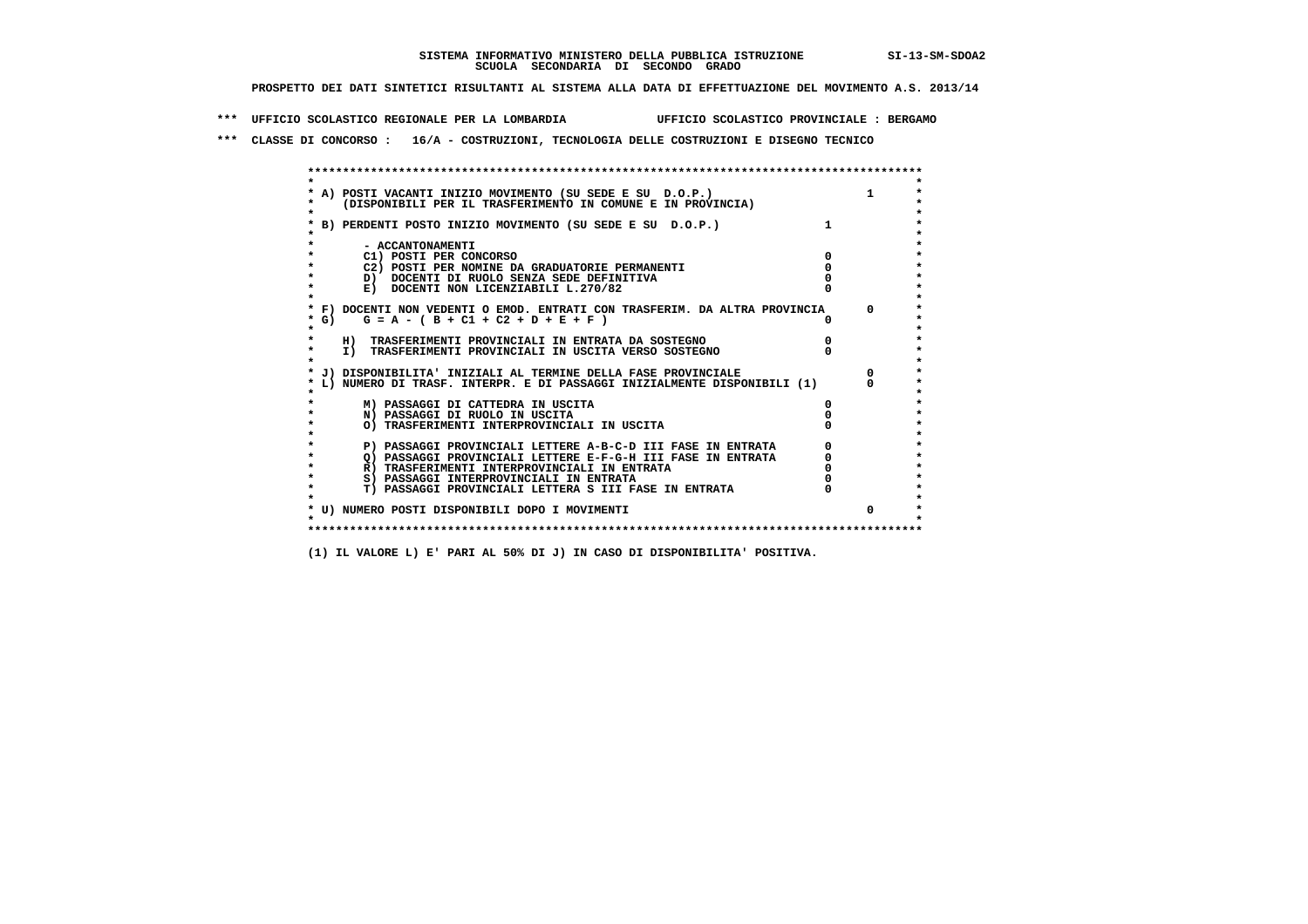SISTEMA INFORMATIVO MINISTERO DELLA PUBBLICA ISTRUZIONE SI-13-SM-SDOA2

SCUOLA SECONDARIA DI SECONDO GRADO

PROSPETTO DEI DATI SINTETICI RISULTANTI AL SISTEMA ALLA DATA DI EFFETTUAZIONE DEL MOVIMENTO A.S. 2013/14

*** UFFICIO SCOLASTICO REGIONALE PER LA LOMBARDIA UFFICIO SCOLASTICO PROVINCIALE : BERGAMO

*** CLASSE DI CONCORSO : 16/A - COSTRUZIONI, TECNOLOGIA DELLE COSTRUZIONI E DISEGNO TECNICO

```
******************************************************************************************
*                                                                                        *
* A) POSTI VACANTI INIZIO MOVIMENTO (SU SEDE E SU  D.O.P.)                       1       *
*     (DISPONIBILI PER IL TRASFERIMENTO IN COMUNE E IN PROVINCIA)                        *
*                                                                                        *
* B) PERDENTI POSTO INIZIO MOVIMENTO (SU SEDE E SU  D.O.P.)              1               *
*                                                                                        *
*       - ACCANTONAMENTI                                                                 *
*       C1) POSTI PER CONCORSO                                           0               *
*       C2) POSTI PER NOMINE DA GRADUATORIE PERMANENTI                   0               *
*       D)  DOCENTI DI RUOLO SENZA SEDE DEFINITIVA                       0               *
*       E)  DOCENTI NON LICENZIABILI L.270/82                            0               *
*                                                                                        *
* F) DOCENTI NON VEDENTI O EMOD. ENTRATI CON TRASFERIM. DA ALTRA PROVINCIA        0      *
* G)    G = A - ( B + C1 + C2 + D + E + F )                              0               *
*                                                                                        *
*    H)  TRASFERIMENTI PROVINCIALI IN ENTRATA DA SOSTEGNO                0               *
*    I)  TRASFERIMENTI PROVINCIALI IN USCITA VERSO SOSTEGNO              0               *
*                                                                                        *
* J) DISPONIBILITA' INIZIALI AL TERMINE DELLA FASE PROVINCIALE                    0      *
* L) NUMERO DI TRASF. INTERPR. E DI PASSAGGI INIZIALMENTE DISPONIBILI (1)         0      *
*                                                                                        *
*       M) PASSAGGI DI CATTEDRA IN USCITA                                0               *
*       N) PASSAGGI DI RUOLO IN USCITA                                   0               *
*       O) TRASFERIMENTI INTERPROVINCIALI IN USCITA                      0               *
*                                                                                        *
*       P) PASSAGGI PROVINCIALI LETTERE A-B-C-D III FASE IN ENTRATA      0               *
*       Q) PASSAGGI PROVINCIALI LETTERE E-F-G-H III FASE IN ENTRATA      0               *
*       R) TRASFERIMENTI INTERPROVINCIALI IN ENTRATA                     0               *
*       S) PASSAGGI INTERPROVINCIALI IN ENTRATA                          0               *
*       T) PASSAGGI PROVINCIALI LETTERA S III FASE IN ENTRATA            0               *
*                                                                                        *
* U) NUMERO POSTI DISPONIBILI DOPO I MOVIMENTI                                     0      *
*                                                                                        *
******************************************************************************************
```

(1) IL VALORE L) E' PARI AL 50% DI J) IN CASO DI DISPONIBILITA' POSITIVA.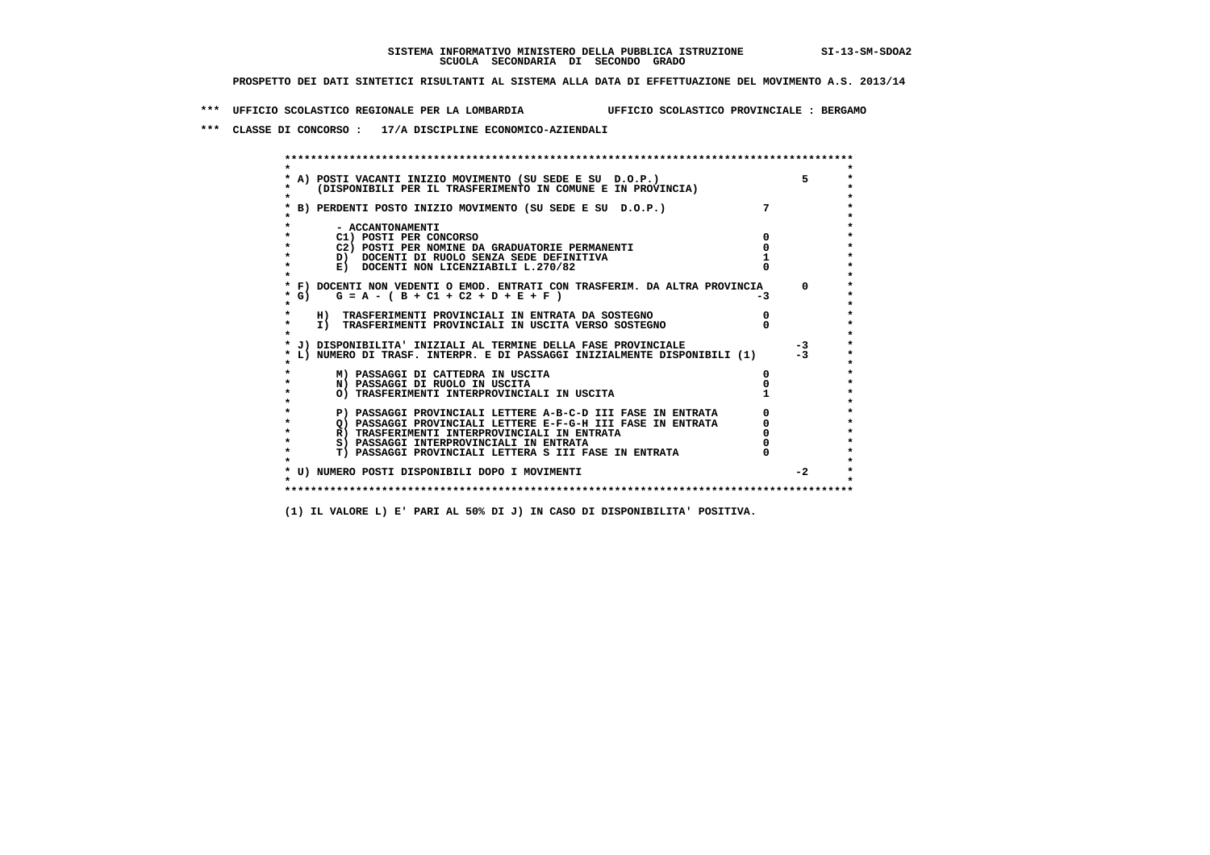SISTEMA INFORMATIVO MINISTERO DELLA PUBBLICA ISTRUZIONE SI-13-SM-SDOA2

SCUOLA SECONDARIA DI SECONDO GRADO

PROSPETTO DEI DATI SINTETICI RISULTANTI AL SISTEMA ALLA DATA DI EFFETTUAZIONE DEL MOVIMENTO A.S. 2013/14

*** UFFICIO SCOLASTICO REGIONALE PER LA LOMBARDIA UFFICIO SCOLASTICO PROVINCIALE : BERGAMO

*** CLASSE DI CONCORSO : 17/A DISCIPLINE ECONOMICO-AZIENDALI

| Voce | | |
|---|---|---|
| A) POSTI VACANTI INIZIO MOVIMENTO (SU SEDE E SU D.O.P.) (DISPONIBILI PER IL TRASFERIMENTO IN COMUNE E IN PROVINCIA) | | 5 |
| B) PERDENTI POSTO INIZIO MOVIMENTO (SU SEDE E SU D.O.P.) | 7 | |
| - ACCANTONAMENTI | | |
| C1) POSTI PER CONCORSO | 0 | |
| C2) POSTI PER NOMINE DA GRADUATORIE PERMANENTI | 0 | |
| D) DOCENTI DI RUOLO SENZA SEDE DEFINITIVA | 1 | |
| E) DOCENTI NON LICENZIABILI L.270/82 | 0 | |
| F) DOCENTI NON VEDENTI O EMOD. ENTRATI CON TRASFERIM. DA ALTRA PROVINCIA | | 0 |
| G) G = A - ( B + C1 + C2 + D + E + F ) | -3 | |
| H) TRASFERIMENTI PROVINCIALI IN ENTRATA DA SOSTEGNO | 0 | |
| I) TRASFERIMENTI PROVINCIALI IN USCITA VERSO SOSTEGNO | 0 | |
| J) DISPONIBILITA' INIZIALI AL TERMINE DELLA FASE PROVINCIALE | | -3 |
| L) NUMERO DI TRASF. INTERPR. E DI PASSAGGI INIZIALMENTE DISPONIBILI (1) | | -3 |
| M) PASSAGGI DI CATTEDRA IN USCITA | 0 | |
| N) PASSAGGI DI RUOLO IN USCITA | 0 | |
| O) TRASFERIMENTI INTERPROVINCIALI IN USCITA | 1 | |
| P) PASSAGGI PROVINCIALI LETTERE A-B-C-D III FASE IN ENTRATA | 0 | |
| Q) PASSAGGI PROVINCIALI LETTERE E-F-G-H III FASE IN ENTRATA | 0 | |
| R) TRASFERIMENTI INTERPROVINCIALI IN ENTRATA | 0 | |
| S) PASSAGGI INTERPROVINCIALI IN ENTRATA | 0 | |
| T) PASSAGGI PROVINCIALI LETTERA S III FASE IN ENTRATA | 0 | |
| U) NUMERO POSTI DISPONIBILI DOPO I MOVIMENTI | | -2 |

(1) IL VALORE L) E' PARI AL 50% DI J) IN CASO DI DISPONIBILITA' POSITIVA.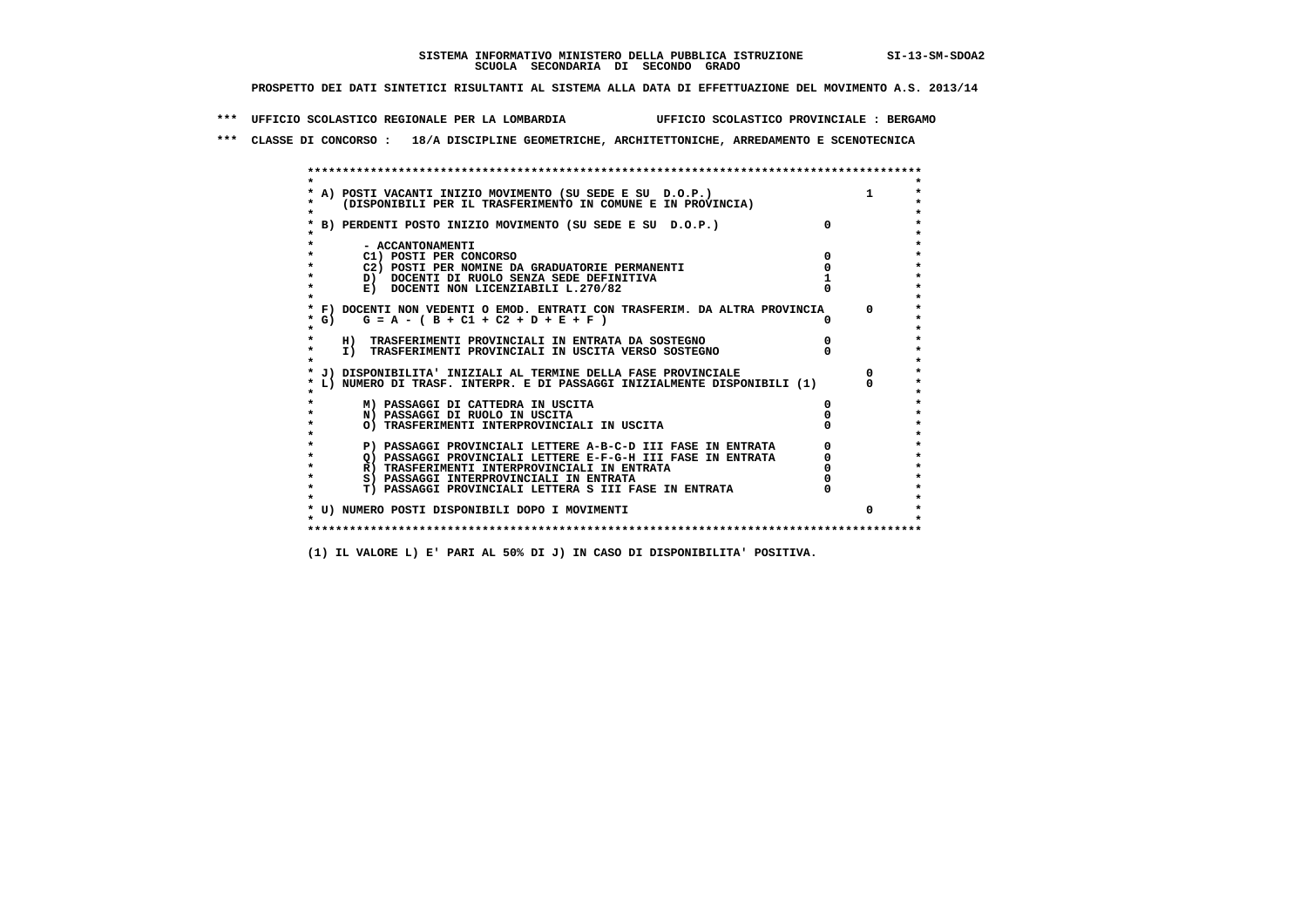SISTEMA INFORMATIVO MINISTERO DELLA PUBBLICA ISTRUZIONE SI-13-SM-SDOA2

SCUOLA SECONDARIA DI SECONDO GRADO

PROSPETTO DEI DATI SINTETICI RISULTANTI AL SISTEMA ALLA DATA DI EFFETTUAZIONE DEL MOVIMENTO A.S. 2013/14

*** UFFICIO SCOLASTICO REGIONALE PER LA LOMBARDIA UFFICIO SCOLASTICO PROVINCIALE : BERGAMO

*** CLASSE DI CONCORSO : 18/A DISCIPLINE GEOMETRICHE, ARCHITETTONICHE, ARREDAMENTO E SCENOTECNICA

| Voce | | |
|---|---|---|
| A) POSTI VACANTI INIZIO MOVIMENTO (SU SEDE E SU D.O.P.) (DISPONIBILI PER IL TRASFERIMENTO IN COMUNE E IN PROVINCIA) | | 1 |
| B) PERDENTI POSTO INIZIO MOVIMENTO (SU SEDE E SU D.O.P.) | 0 | |
| - ACCANTONAMENTI | | |
| C1) POSTI PER CONCORSO | 0 | |
| C2) POSTI PER NOMINE DA GRADUATORIE PERMANENTI | 0 | |
| D) DOCENTI DI RUOLO SENZA SEDE DEFINITIVA | 1 | |
| E) DOCENTI NON LICENZIABILI L.270/82 | 0 | |
| F) DOCENTI NON VEDENTI O EMOD. ENTRATI CON TRASFERIM. DA ALTRA PROVINCIA | | 0 |
| G) G = A - ( B + C1 + C2 + D + E + F ) | 0 | |
| H) TRASFERIMENTI PROVINCIALI IN ENTRATA DA SOSTEGNO | 0 | |
| I) TRASFERIMENTI PROVINCIALI IN USCITA VERSO SOSTEGNO | 0 | |
| J) DISPONIBILITA' INIZIALI AL TERMINE DELLA FASE PROVINCIALE | | 0 |
| L) NUMERO DI TRASF. INTERPR. E DI PASSAGGI INIZIALMENTE DISPONIBILI (1) | | 0 |
| M) PASSAGGI DI CATTEDRA IN USCITA | 0 | |
| N) PASSAGGI DI RUOLO IN USCITA | 0 | |
| O) TRASFERIMENTI INTERPROVINCIALI IN USCITA | 0 | |
| P) PASSAGGI PROVINCIALI LETTERE A-B-C-D III FASE IN ENTRATA | 0 | |
| Q) PASSAGGI PROVINCIALI LETTERE E-F-G-H III FASE IN ENTRATA | 0 | |
| R) TRASFERIMENTI INTERPROVINCIALI IN ENTRATA | 0 | |
| S) PASSAGGI INTERPROVINCIALI IN ENTRATA | 0 | |
| T) PASSAGGI PROVINCIALI LETTERA S III FASE IN ENTRATA | 0 | |
| U) NUMERO POSTI DISPONIBILI DOPO I MOVIMENTI | | 0 |

(1) IL VALORE L) E' PARI AL 50% DI J) IN CASO DI DISPONIBILITA' POSITIVA.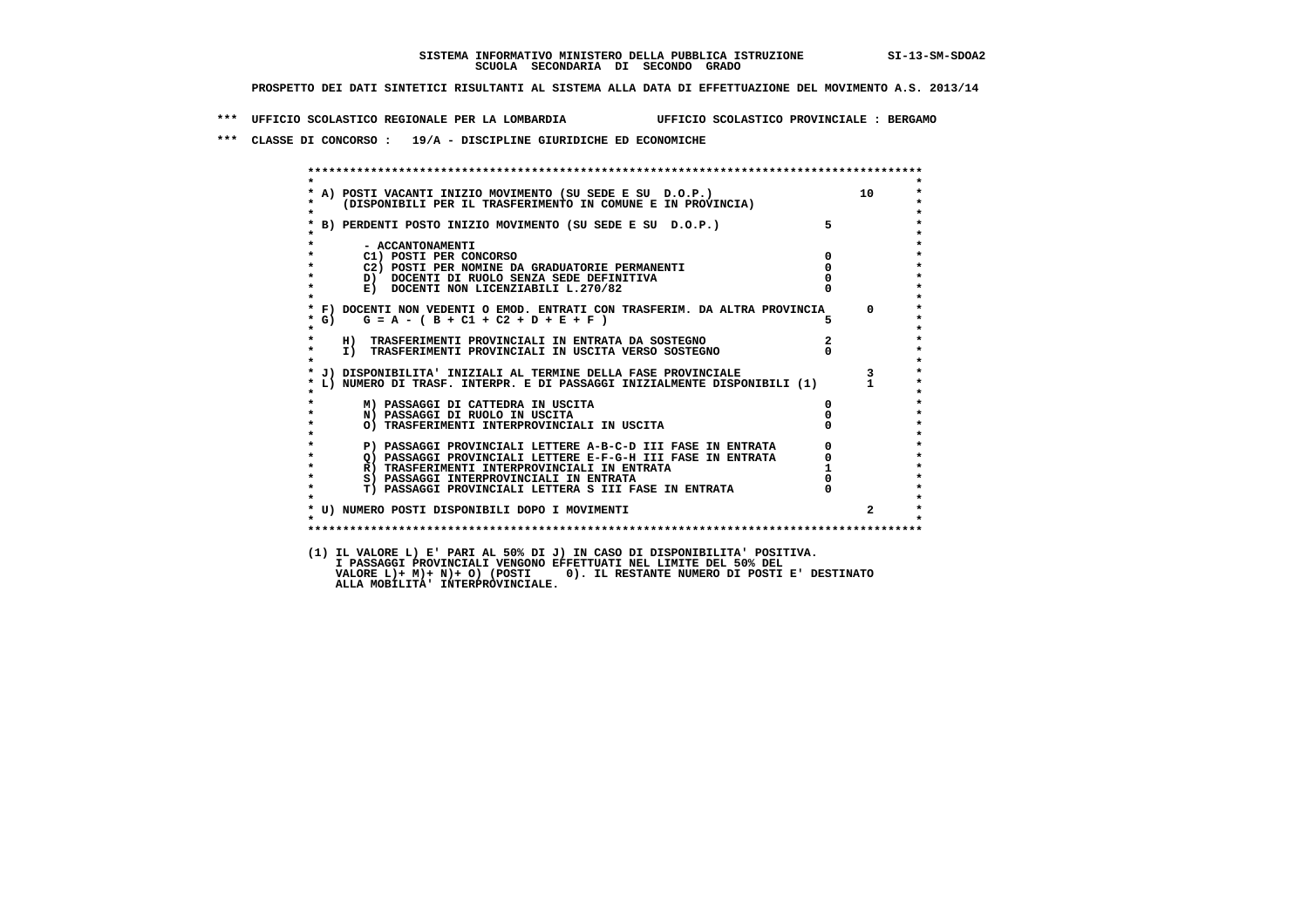SISTEMA INFORMATIVO MINISTERO DELLA PUBBLICA ISTRUZIONE SI-13-SM-SDOA2
SCUOLA SECONDARIA DI SECONDO GRADO

PROSPETTO DEI DATI SINTETICI RISULTANTI AL SISTEMA ALLA DATA DI EFFETTUAZIONE DEL MOVIMENTO A.S. 2013/14

*** UFFICIO SCOLASTICO REGIONALE PER LA LOMBARDIA UFFICIO SCOLASTICO PROVINCIALE : BERGAMO

*** CLASSE DI CONCORSO : 19/A - DISCIPLINE GIURIDICHE ED ECONOMICHE

| | | |
|---|---|---|
| A) POSTI VACANTI INIZIO MOVIMENTO (SU SEDE E SU D.O.P.) (DISPONIBILI PER IL TRASFERIMENTO IN COMUNE E IN PROVINCIA) | | 10 |
| B) PERDENTI POSTO INIZIO MOVIMENTO (SU SEDE E SU D.O.P.) | 5 | |
| - ACCANTONAMENTI | | |
| C1) POSTI PER CONCORSO | 0 | |
| C2) POSTI PER NOMINE DA GRADUATORIE PERMANENTI | 0 | |
| D) DOCENTI DI RUOLO SENZA SEDE DEFINITIVA | 0 | |
| E) DOCENTI NON LICENZIABILI L.270/82 | 0 | |
| F) DOCENTI NON VEDENTI O EMOD. ENTRATI CON TRASFERIM. DA ALTRA PROVINCIA | | 0 |
| G) G = A - ( B + C1 + C2 + D + E + F ) | 5 | |
| H) TRASFERIMENTI PROVINCIALI IN ENTRATA DA SOSTEGNO | 2 | |
| I) TRASFERIMENTI PROVINCIALI IN USCITA VERSO SOSTEGNO | 0 | |
| J) DISPONIBILITA' INIZIALI AL TERMINE DELLA FASE PROVINCIALE | | 3 |
| L) NUMERO DI TRASF. INTERPR. E DI PASSAGGI INIZIALMENTE DISPONIBILI (1) | | 1 |
| M) PASSAGGI DI CATTEDRA IN USCITA | 0 | |
| N) PASSAGGI DI RUOLO IN USCITA | 0 | |
| O) TRASFERIMENTI INTERPROVINCIALI IN USCITA | 0 | |
| P) PASSAGGI PROVINCIALI LETTERE A-B-C-D III FASE IN ENTRATA | 0 | |
| Q) PASSAGGI PROVINCIALI LETTERE E-F-G-H III FASE IN ENTRATA | 0 | |
| R) TRASFERIMENTI INTERPROVINCIALI IN ENTRATA | 1 | |
| S) PASSAGGI INTERPROVINCIALI IN ENTRATA | 0 | |
| T) PASSAGGI PROVINCIALI LETTERA S III FASE IN ENTRATA | 0 | |
| U) NUMERO POSTI DISPONIBILI DOPO I MOVIMENTI | | 2 |

(1) IL VALORE L) E' PARI AL 50% DI J) IN CASO DI DISPONIBILITA' POSITIVA.
I PASSAGGI PROVINCIALI VENGONO EFFETTUATI NEL LIMITE DEL 50% DEL
VALORE L)+ M)+ N)+ O) (POSTI 0). IL RESTANTE NUMERO DI POSTI E' DESTINATO
ALLA MOBILITA' INTERPROVINCIALE.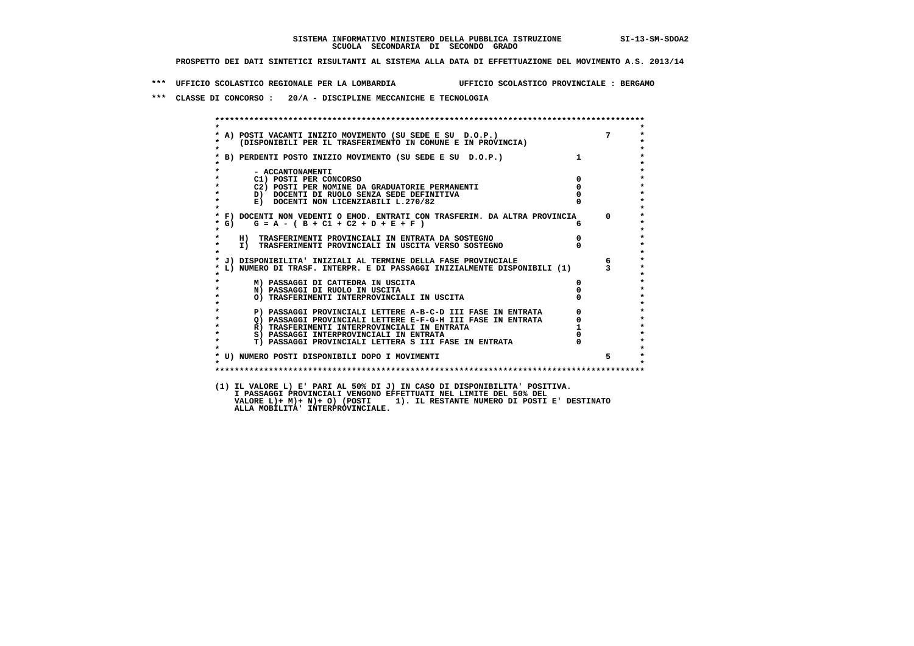SISTEMA INFORMATIVO MINISTERO DELLA PUBBLICA ISTRUZIONE SI-13-SM-SDOA2
SCUOLA SECONDARIA DI SECONDO GRADO

PROSPETTO DEI DATI SINTETICI RISULTANTI AL SISTEMA ALLA DATA DI EFFETTUAZIONE DEL MOVIMENTO A.S. 2013/14

*** UFFICIO SCOLASTICO REGIONALE PER LA LOMBARDIA UFFICIO SCOLASTICO PROVINCIALE : BERGAMO

*** CLASSE DI CONCORSO : 20/A - DISCIPLINE MECCANICHE E TECNOLOGIA

| | | |
|---|---|---|
| A) POSTI VACANTI INIZIO MOVIMENTO (SU SEDE E SU D.O.P.) (DISPONIBILI PER IL TRASFERIMENTO IN COMUNE E IN PROVINCIA) | | 7 |
| B) PERDENTI POSTO INIZIO MOVIMENTO (SU SEDE E SU D.O.P.) | 1 | |
| - ACCANTONAMENTI | | |
| C1) POSTI PER CONCORSO | 0 | |
| C2) POSTI PER NOMINE DA GRADUATORIE PERMANENTI | 0 | |
| D) DOCENTI DI RUOLO SENZA SEDE DEFINITIVA | 0 | |
| E) DOCENTI NON LICENZIABILI L.270/82 | 0 | |
| F) DOCENTI NON VEDENTI O EMOD. ENTRATI CON TRASFERIM. DA ALTRA PROVINCIA | | 0 |
| G) G = A - ( B + C1 + C2 + D + E + F ) | 6 | |
| H) TRASFERIMENTI PROVINCIALI IN ENTRATA DA SOSTEGNO | 0 | |
| I) TRASFERIMENTI PROVINCIALI IN USCITA VERSO SOSTEGNO | 0 | |
| J) DISPONIBILITA' INIZIALI AL TERMINE DELLA FASE PROVINCIALE | | 6 |
| L) NUMERO DI TRASF. INTERPR. E DI PASSAGGI INIZIALMENTE DISPONIBILI (1) | | 3 |
| M) PASSAGGI DI CATTEDRA IN USCITA | 0 | |
| N) PASSAGGI DI RUOLO IN USCITA | 0 | |
| O) TRASFERIMENTI INTERPROVINCIALI IN USCITA | 0 | |
| P) PASSAGGI PROVINCIALI LETTERE A-B-C-D III FASE IN ENTRATA | 0 | |
| Q) PASSAGGI PROVINCIALI LETTERE E-F-G-H III FASE IN ENTRATA | 0 | |
| R) TRASFERIMENTI INTERPROVINCIALI IN ENTRATA | 1 | |
| S) PASSAGGI INTERPROVINCIALI IN ENTRATA | 0 | |
| T) PASSAGGI PROVINCIALI LETTERA S III FASE IN ENTRATA | 0 | |
| U) NUMERO POSTI DISPONIBILI DOPO I MOVIMENTI | | 5 |

(1) IL VALORE L) E' PARI AL 50% DI J) IN CASO DI DISPONIBILITA' POSITIVA.
I PASSAGGI PROVINCIALI VENGONO EFFETTUATI NEL LIMITE DEL 50% DEL
VALORE L)+ M)+ N)+ O) (POSTI 1). IL RESTANTE NUMERO DI POSTI E' DESTINATO
ALLA MOBILITA' INTERPROVINCIALE.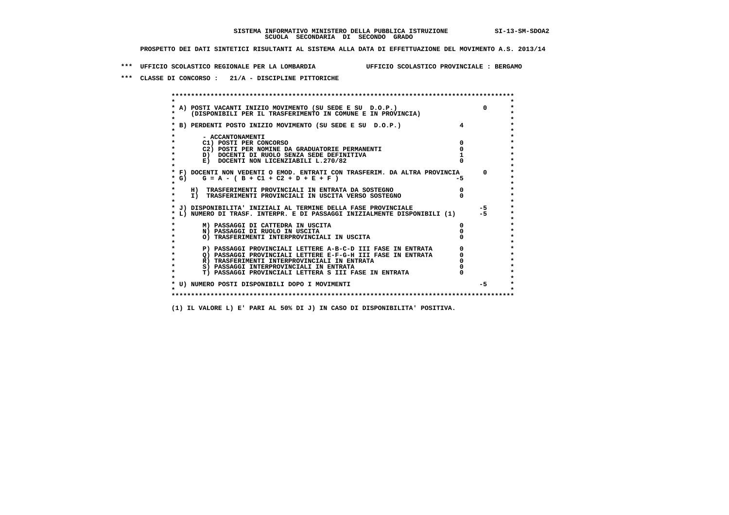**SISTEMA INFORMATIVO MINISTERO DELLA PUBBLICA ISTRUZIONE** SI-13-SM-SDOA2

**SCUOLA SECONDARIA DI SECONDO GRADO**

**PROSPETTO DEI DATI SINTETICI RISULTANTI AL SISTEMA ALLA DATA DI EFFETTUAZIONE DEL MOVIMENTO A.S. 2013/14**

**\*\*\* UFFICIO SCOLASTICO REGIONALE PER LA LOMBARDIA** **UFFICIO SCOLASTICO PROVINCIALE : BERGAMO**

**\*\*\* CLASSE DI CONCORSO : 21/A - DISCIPLINE PITTORICHE**

```
*****************************************************************************************
*                                                                                       *
* A) POSTI VACANTI INIZIO MOVIMENTO (SU SEDE E SU  D.O.P.)                      0       *
*    (DISPONIBILI PER IL TRASFERIMENTO IN COMUNE E IN PROVINCIA)                        *
*                                                                                       *
* B) PERDENTI POSTO INIZIO MOVIMENTO (SU SEDE E SU  D.O.P.)             4                *
*                                                                                       *
*       - ACCANTONAMENTI                                                                *
*       C1) POSTI PER CONCORSO                                          0               *
*       C2) POSTI PER NOMINE DA GRADUATORIE PERMANENTI                  0               *
*       D)  DOCENTI DI RUOLO SENZA SEDE DEFINITIVA                      1               *
*       E)  DOCENTI NON LICENZIABILI L.270/82                           0               *
*                                                                                       *
* F) DOCENTI NON VEDENTI O EMOD. ENTRATI CON TRASFERIM. DA ALTRA PROVINCIA      0       *
* G)    G = A - ( B + C1 + C2 + D + E + F )                            -5               *
*                                                                                       *
*    H)  TRASFERIMENTI PROVINCIALI IN ENTRATA DA SOSTEGNO               0               *
*    I)  TRASFERIMENTI PROVINCIALI IN USCITA VERSO SOSTEGNO             0               *
*                                                                                       *
* J) DISPONIBILITA' INIZIALI AL TERMINE DELLA FASE PROVINCIALE                 -5       *
* L) NUMERO DI TRASF. INTERPR. E DI PASSAGGI INIZIALMENTE DISPONIBILI (1)      -5       *
*                                                                                       *
*       M) PASSAGGI DI CATTEDRA IN USCITA                               0               *
*       N) PASSAGGI DI RUOLO IN USCITA                                  0               *
*       O) TRASFERIMENTI INTERPROVINCIALI IN USCITA                     0               *
*                                                                                       *
*       P) PASSAGGI PROVINCIALI LETTERE A-B-C-D III FASE IN ENTRATA     0               *
*       Q) PASSAGGI PROVINCIALI LETTERE E-F-G-H III FASE IN ENTRATA     0               *
*       R) TRASFERIMENTI INTERPROVINCIALI IN ENTRATA                    0               *
*       S) PASSAGGI INTERPROVINCIALI IN ENTRATA                         0               *
*       T) PASSAGGI PROVINCIALI LETTERA S III FASE IN ENTRATA           0               *
*                                                                                       *
* U) NUMERO POSTI DISPONIBILI DOPO I MOVIMENTI                                 -5       *
*                                                                                       *
*****************************************************************************************
```

**(1) IL VALORE L) E' PARI AL 50% DI J) IN CASO DI DISPONIBILITA' POSITIVA.**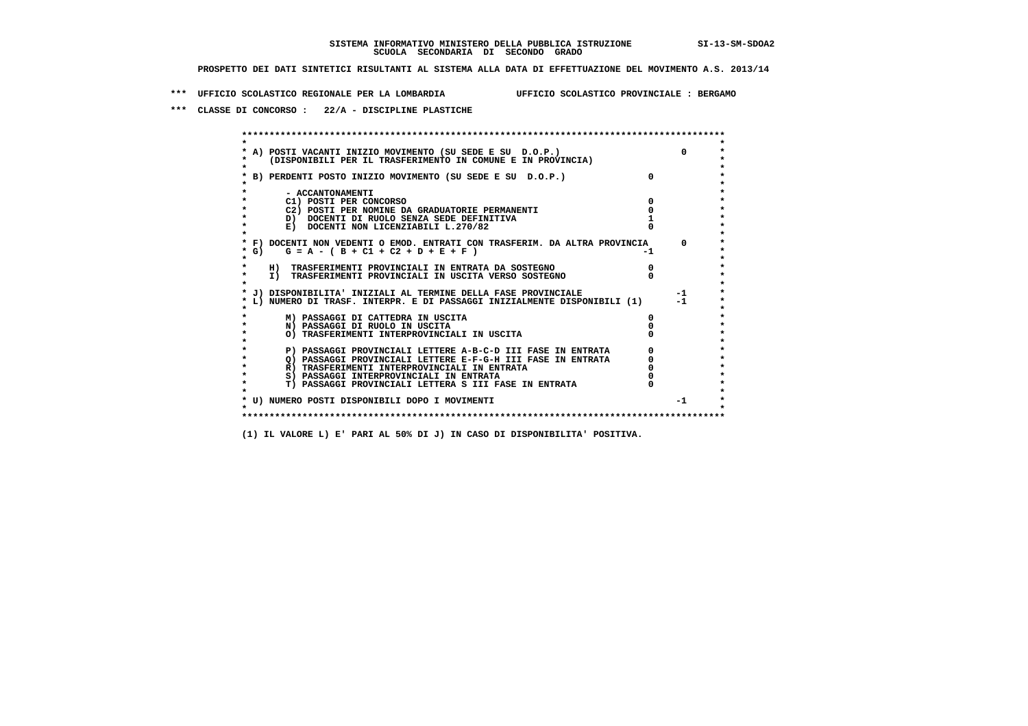**SISTEMA INFORMATIVO MINISTERO DELLA PUBBLICA ISTRUZIONE SI-13-SM-SDOA2**
**SCUOLA SECONDARIA DI SECONDO GRADO**

**PROSPETTO DEI DATI SINTETICI RISULTANTI AL SISTEMA ALLA DATA DI EFFETTUAZIONE DEL MOVIMENTO A.S. 2013/14**

**\*\*\* UFFICIO SCOLASTICO REGIONALE PER LA LOMBARDIA UFFICIO SCOLASTICO PROVINCIALE : BERGAMO**

**\*\*\* CLASSE DI CONCORSO : 22/A - DISCIPLINE PLASTICHE**

```
******************************************************************************************
*                                                                                        *
* A) POSTI VACANTI INIZIO MOVIMENTO (SU SEDE E SU  D.O.P.)                        0      *
*     (DISPONIBILI PER IL TRASFERIMENTO IN COMUNE E IN PROVINCIA)                        *
*                                                                                        *
* B) PERDENTI POSTO INIZIO MOVIMENTO (SU SEDE E SU  D.O.P.)               0              *
*                                                                                        *
*       - ACCANTONAMENTI                                                                 *
*       C1) POSTI PER CONCORSO                                            0              *
*       C2) POSTI PER NOMINE DA GRADUATORIE PERMANENTI                    0              *
*       D)  DOCENTI DI RUOLO SENZA SEDE DEFINITIVA                        1              *
*       E)  DOCENTI NON LICENZIABILI L.270/82                             0              *
*                                                                                        *
* F) DOCENTI NON VEDENTI O EMOD. ENTRATI CON TRASFERIM. DA ALTRA PROVINCIA        0      *
* G)    G = A - ( B + C1 + C2 + D + E + F )                              -1              *
*                                                                                        *
*    H)  TRASFERIMENTI PROVINCIALI IN ENTRATA DA SOSTEGNO                 0              *
*    I)  TRASFERIMENTI PROVINCIALI IN USCITA VERSO SOSTEGNO               0              *
*                                                                                        *
* J) DISPONIBILITA' INIZIALI AL TERMINE DELLA FASE PROVINCIALE                   -1      *
* L) NUMERO DI TRASF. INTERPR. E DI PASSAGGI INIZIALMENTE DISPONIBILI (1)        -1      *
*                                                                                        *
*       M) PASSAGGI DI CATTEDRA IN USCITA                                 0              *
*       N) PASSAGGI DI RUOLO IN USCITA                                    0              *
*       O) TRASFERIMENTI INTERPROVINCIALI IN USCITA                       0              *
*                                                                                        *
*       P) PASSAGGI PROVINCIALI LETTERE A-B-C-D III FASE IN ENTRATA       0              *
*       Q) PASSAGGI PROVINCIALI LETTERE E-F-G-H III FASE IN ENTRATA       0              *
*       R) TRASFERIMENTI INTERPROVINCIALI IN ENTRATA                      0              *
*       S) PASSAGGI INTERPROVINCIALI IN ENTRATA                           0              *
*       T) PASSAGGI PROVINCIALI LETTERA S III FASE IN ENTRATA             0              *
*                                                                                        *
* U) NUMERO POSTI DISPONIBILI DOPO I MOVIMENTI                                   -1      *
*                                                                                        *
******************************************************************************************
```

**(1) IL VALORE L) E' PARI AL 50% DI J) IN CASO DI DISPONIBILITA' POSITIVA.**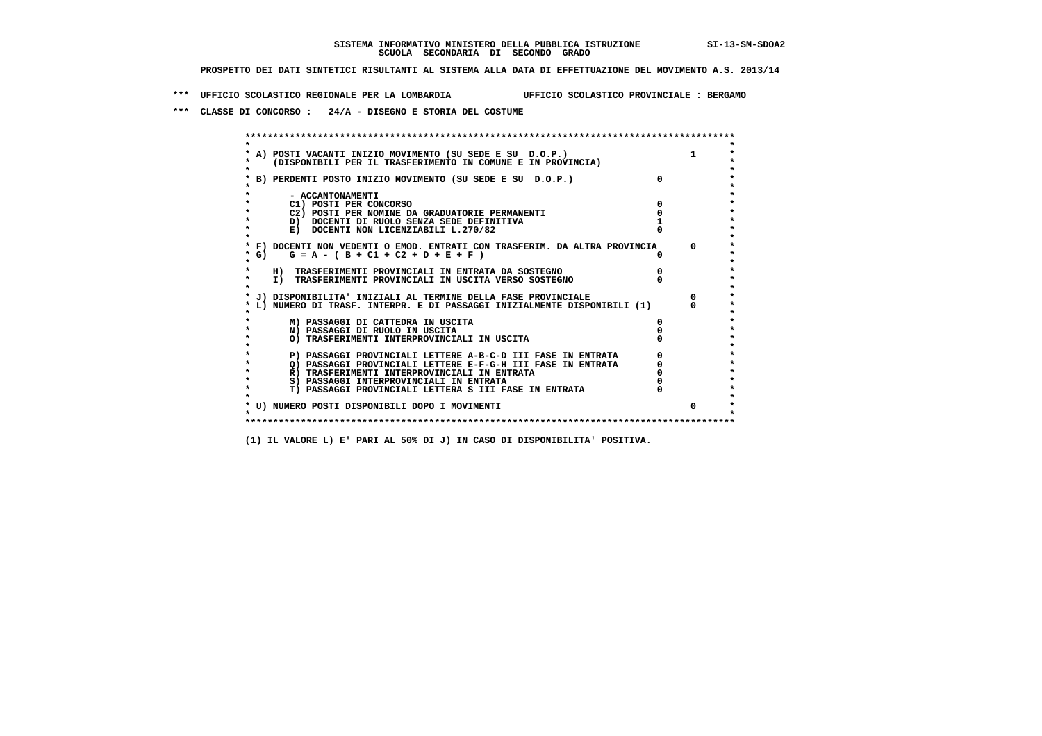**SISTEMA INFORMATIVO MINISTERO DELLA PUBBLICA ISTRUZIONE SI-13-SM-SDOA2**
**SCUOLA SECONDARIA DI SECONDO GRADO**

**PROSPETTO DEI DATI SINTETICI RISULTANTI AL SISTEMA ALLA DATA DI EFFETTUAZIONE DEL MOVIMENTO A.S. 2013/14**

**\*\*\* UFFICIO SCOLASTICO REGIONALE PER LA LOMBARDIA UFFICIO SCOLASTICO PROVINCIALE : BERGAMO**

**\*\*\* CLASSE DI CONCORSO : 24/A - DISEGNO E STORIA DEL COSTUME**

| Voce | | |
|---|---|---|
| A) POSTI VACANTI INIZIO MOVIMENTO (SU SEDE E SU D.O.P.) (DISPONIBILI PER IL TRASFERIMENTO IN COMUNE E IN PROVINCIA) | | 1 |
| B) PERDENTI POSTO INIZIO MOVIMENTO (SU SEDE E SU D.O.P.) | 0 | |
| - ACCANTONAMENTI | | |
| C1) POSTI PER CONCORSO | 0 | |
| C2) POSTI PER NOMINE DA GRADUATORIE PERMANENTI | 0 | |
| D) DOCENTI DI RUOLO SENZA SEDE DEFINITIVA | 1 | |
| E) DOCENTI NON LICENZIABILI L.270/82 | 0 | |
| F) DOCENTI NON VEDENTI O EMOD. ENTRATI CON TRASFERIM. DA ALTRA PROVINCIA | | 0 |
| G) G = A - ( B + C1 + C2 + D + E + F ) | 0 | |
| H) TRASFERIMENTI PROVINCIALI IN ENTRATA DA SOSTEGNO | 0 | |
| I) TRASFERIMENTI PROVINCIALI IN USCITA VERSO SOSTEGNO | 0 | |
| J) DISPONIBILITA' INIZIALI AL TERMINE DELLA FASE PROVINCIALE | | 0 |
| L) NUMERO DI TRASF. INTERPR. E DI PASSAGGI INIZIALMENTE DISPONIBILI (1) | | 0 |
| M) PASSAGGI DI CATTEDRA IN USCITA | 0 | |
| N) PASSAGGI DI RUOLO IN USCITA | 0 | |
| O) TRASFERIMENTI INTERPROVINCIALI IN USCITA | 0 | |
| P) PASSAGGI PROVINCIALI LETTERE A-B-C-D III FASE IN ENTRATA | 0 | |
| Q) PASSAGGI PROVINCIALI LETTERE E-F-G-H III FASE IN ENTRATA | 0 | |
| R) TRASFERIMENTI INTERPROVINCIALI IN ENTRATA | 0 | |
| S) PASSAGGI INTERPROVINCIALI IN ENTRATA | 0 | |
| T) PASSAGGI PROVINCIALI LETTERA S III FASE IN ENTRATA | 0 | |
| U) NUMERO POSTI DISPONIBILI DOPO I MOVIMENTI | | 0 |

**(1) IL VALORE L) E' PARI AL 50% DI J) IN CASO DI DISPONIBILITA' POSITIVA.**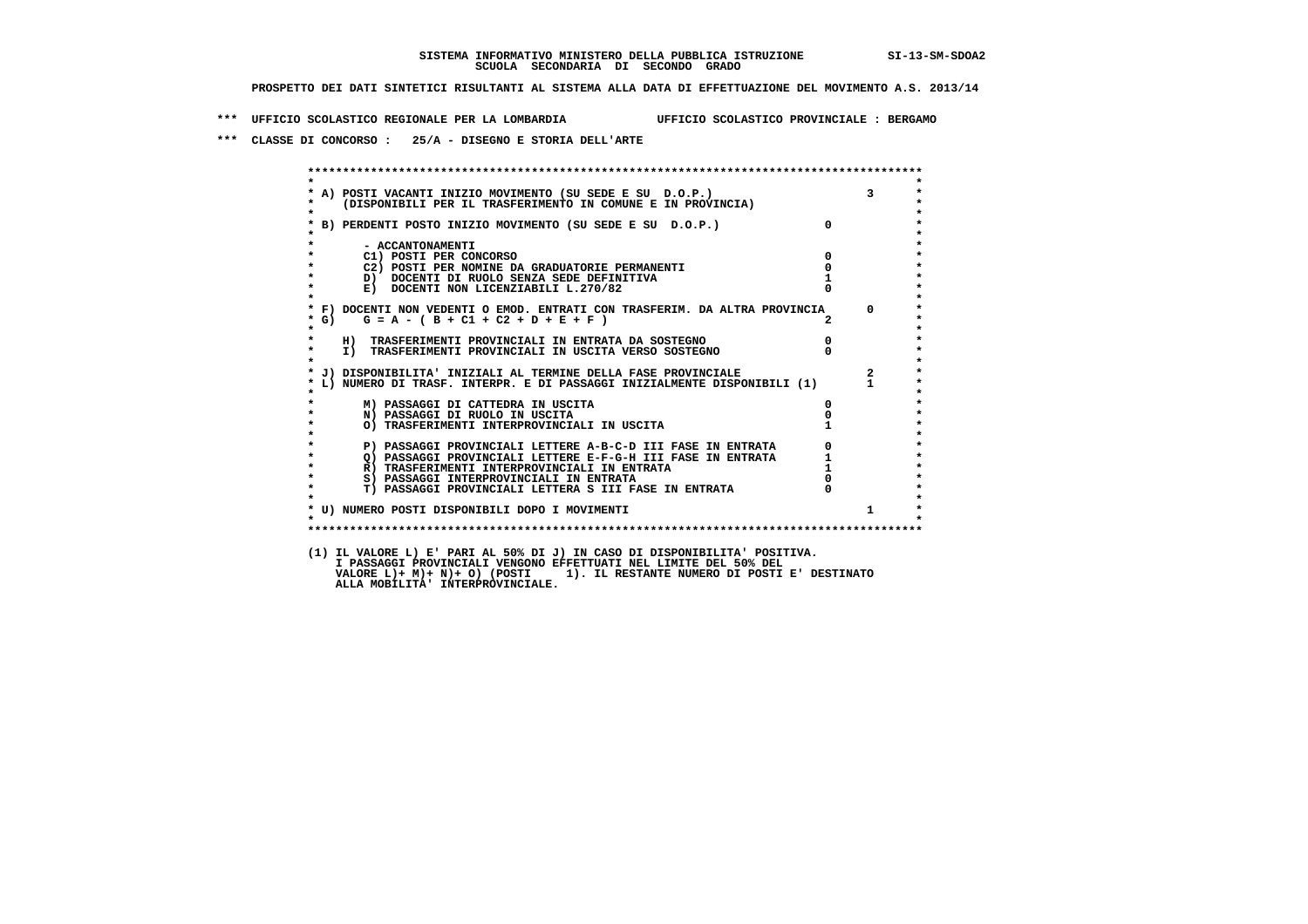SISTEMA INFORMATIVO MINISTERO DELLA PUBBLICA ISTRUZIONE SI-13-SM-SDOA2
SCUOLA SECONDARIA DI SECONDO GRADO

PROSPETTO DEI DATI SINTETICI RISULTANTI AL SISTEMA ALLA DATA DI EFFETTUAZIONE DEL MOVIMENTO A.S. 2013/14

*** UFFICIO SCOLASTICO REGIONALE PER LA LOMBARDIA UFFICIO SCOLASTICO PROVINCIALE : BERGAMO

*** CLASSE DI CONCORSO : 25/A - DISEGNO E STORIA DELL'ARTE

| Voce | | |
|---|---|---|
| A) POSTI VACANTI INIZIO MOVIMENTO (SU SEDE E SU D.O.P.) (DISPONIBILI PER IL TRASFERIMENTO IN COMUNE E IN PROVINCIA) | | 3 |
| B) PERDENTI POSTO INIZIO MOVIMENTO (SU SEDE E SU D.O.P.) | 0 | |
| - ACCANTONAMENTI | | |
| C1) POSTI PER CONCORSO | 0 | |
| C2) POSTI PER NOMINE DA GRADUATORIE PERMANENTI | 0 | |
| D) DOCENTI DI RUOLO SENZA SEDE DEFINITIVA | 1 | |
| E) DOCENTI NON LICENZIABILI L.270/82 | 0 | |
| F) DOCENTI NON VEDENTI O EMOD. ENTRATI CON TRASFERIM. DA ALTRA PROVINCIA | | 0 |
| G) G = A - ( B + C1 + C2 + D + E + F ) | 2 | |
| H) TRASFERIMENTI PROVINCIALI IN ENTRATA DA SOSTEGNO | 0 | |
| I) TRASFERIMENTI PROVINCIALI IN USCITA VERSO SOSTEGNO | 0 | |
| J) DISPONIBILITA' INIZIALI AL TERMINE DELLA FASE PROVINCIALE | | 2 |
| L) NUMERO DI TRASF. INTERPR. E DI PASSAGGI INIZIALMENTE DISPONIBILI (1) | | 1 |
| M) PASSAGGI DI CATTEDRA IN USCITA | 0 | |
| N) PASSAGGI DI RUOLO IN USCITA | 0 | |
| O) TRASFERIMENTI INTERPROVINCIALI IN USCITA | 1 | |
| P) PASSAGGI PROVINCIALI LETTERE A-B-C-D III FASE IN ENTRATA | 0 | |
| Q) PASSAGGI PROVINCIALI LETTERE E-F-G-H III FASE IN ENTRATA | 1 | |
| R) TRASFERIMENTI INTERPROVINCIALI IN ENTRATA | 1 | |
| S) PASSAGGI INTERPROVINCIALI IN ENTRATA | 0 | |
| T) PASSAGGI PROVINCIALI LETTERA S III FASE IN ENTRATA | 0 | |
| U) NUMERO POSTI DISPONIBILI DOPO I MOVIMENTI | | 1 |

(1) IL VALORE L) E' PARI AL 50% DI J) IN CASO DI DISPONIBILITA' POSITIVA.
I PASSAGGI PROVINCIALI VENGONO EFFETTUATI NEL LIMITE DEL 50% DEL
VALORE L)+ M)+ N)+ O) (POSTI 1). IL RESTANTE NUMERO DI POSTI E' DESTINATO
ALLA MOBILITA' INTERPROVINCIALE.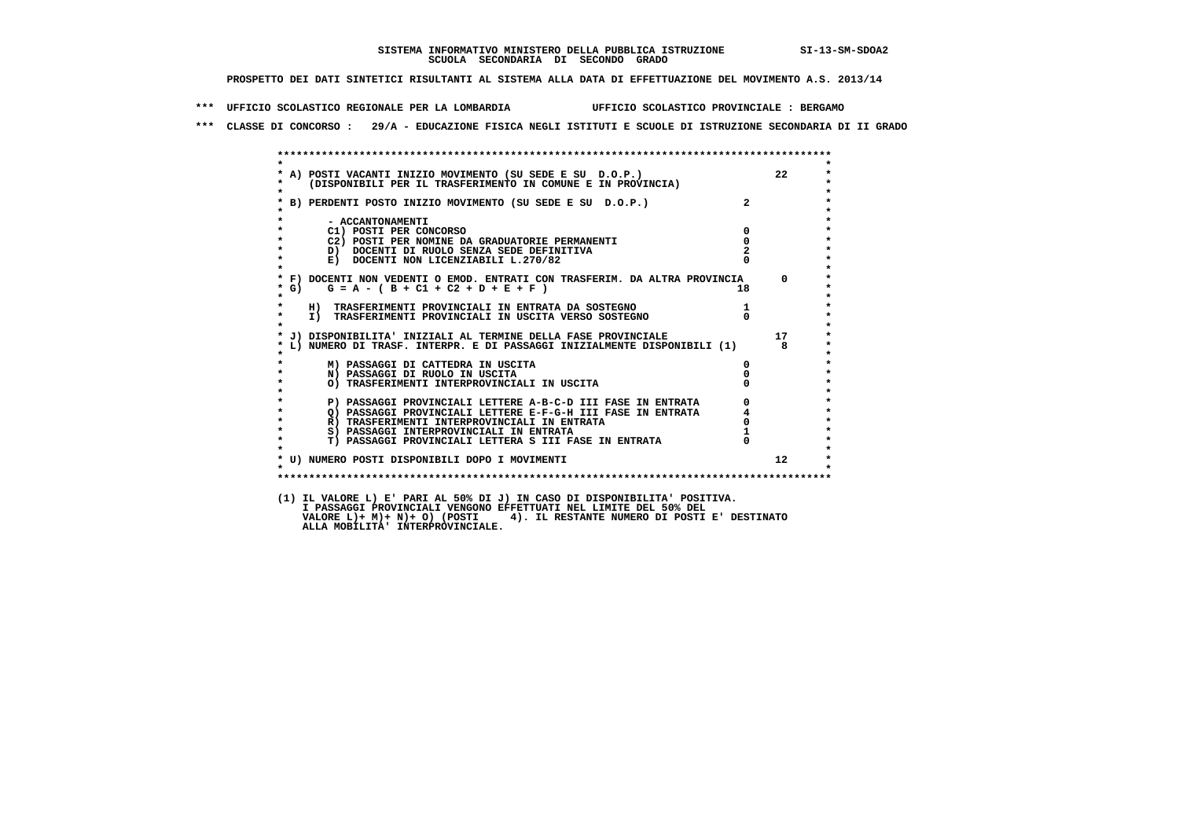SISTEMA INFORMATIVO MINISTERO DELLA PUBBLICA ISTRUZIONE SI-13-SM-SDOA2
SCUOLA SECONDARIA DI SECONDO GRADO

PROSPETTO DEI DATI SINTETICI RISULTANTI AL SISTEMA ALLA DATA DI EFFETTUAZIONE DEL MOVIMENTO A.S. 2013/14

*** UFFICIO SCOLASTICO REGIONALE PER LA LOMBARDIA UFFICIO SCOLASTICO PROVINCIALE : BERGAMO

*** CLASSE DI CONCORSO : 29/A - EDUCAZIONE FISICA NEGLI ISTITUTI E SCUOLE DI ISTRUZIONE SECONDARIA DI II GRADO

| | | |
|---|---|---|
| A) POSTI VACANTI INIZIO MOVIMENTO (SU SEDE E SU D.O.P.) (DISPONIBILI PER IL TRASFERIMENTO IN COMUNE E IN PROVINCIA) | | 22 |
| B) PERDENTI POSTO INIZIO MOVIMENTO (SU SEDE E SU D.O.P.) | 2 | |
| - ACCANTONAMENTI | | |
| C1) POSTI PER CONCORSO | 0 | |
| C2) POSTI PER NOMINE DA GRADUATORIE PERMANENTI | 0 | |
| D) DOCENTI DI RUOLO SENZA SEDE DEFINITIVA | 2 | |
| E) DOCENTI NON LICENZIABILI L.270/82 | 0 | |
| F) DOCENTI NON VEDENTI O EMOD. ENTRATI CON TRASFERIM. DA ALTRA PROVINCIA | | 0 |
| G) G = A - ( B + C1 + C2 + D + E + F ) | 18 | |
| H) TRASFERIMENTI PROVINCIALI IN ENTRATA DA SOSTEGNO | 1 | |
| I) TRASFERIMENTI PROVINCIALI IN USCITA VERSO SOSTEGNO | 0 | |
| J) DISPONIBILITA' INIZIALI AL TERMINE DELLA FASE PROVINCIALE | | 17 |
| L) NUMERO DI TRASF. INTERPR. E DI PASSAGGI INIZIALMENTE DISPONIBILI (1) | | 8 |
| M) PASSAGGI DI CATTEDRA IN USCITA | 0 | |
| N) PASSAGGI DI RUOLO IN USCITA | 0 | |
| O) TRASFERIMENTI INTERPROVINCIALI IN USCITA | 0 | |
| P) PASSAGGI PROVINCIALI LETTERE A-B-C-D III FASE IN ENTRATA | 0 | |
| Q) PASSAGGI PROVINCIALI LETTERE E-F-G-H III FASE IN ENTRATA | 4 | |
| R) TRASFERIMENTI INTERPROVINCIALI IN ENTRATA | 0 | |
| S) PASSAGGI INTERPROVINCIALI IN ENTRATA | 1 | |
| T) PASSAGGI PROVINCIALI LETTERA S III FASE IN ENTRATA | 0 | |
| U) NUMERO POSTI DISPONIBILI DOPO I MOVIMENTI | | 12 |

(1) IL VALORE L) E' PARI AL 50% DI J) IN CASO DI DISPONIBILITA' POSITIVA.
I PASSAGGI PROVINCIALI VENGONO EFFETTUATI NEL LIMITE DEL 50% DEL
VALORE L)+ M)+ N)+ O) (POSTI 4). IL RESTANTE NUMERO DI POSTI E' DESTINATO
ALLA MOBILITA' INTERPROVINCIALE.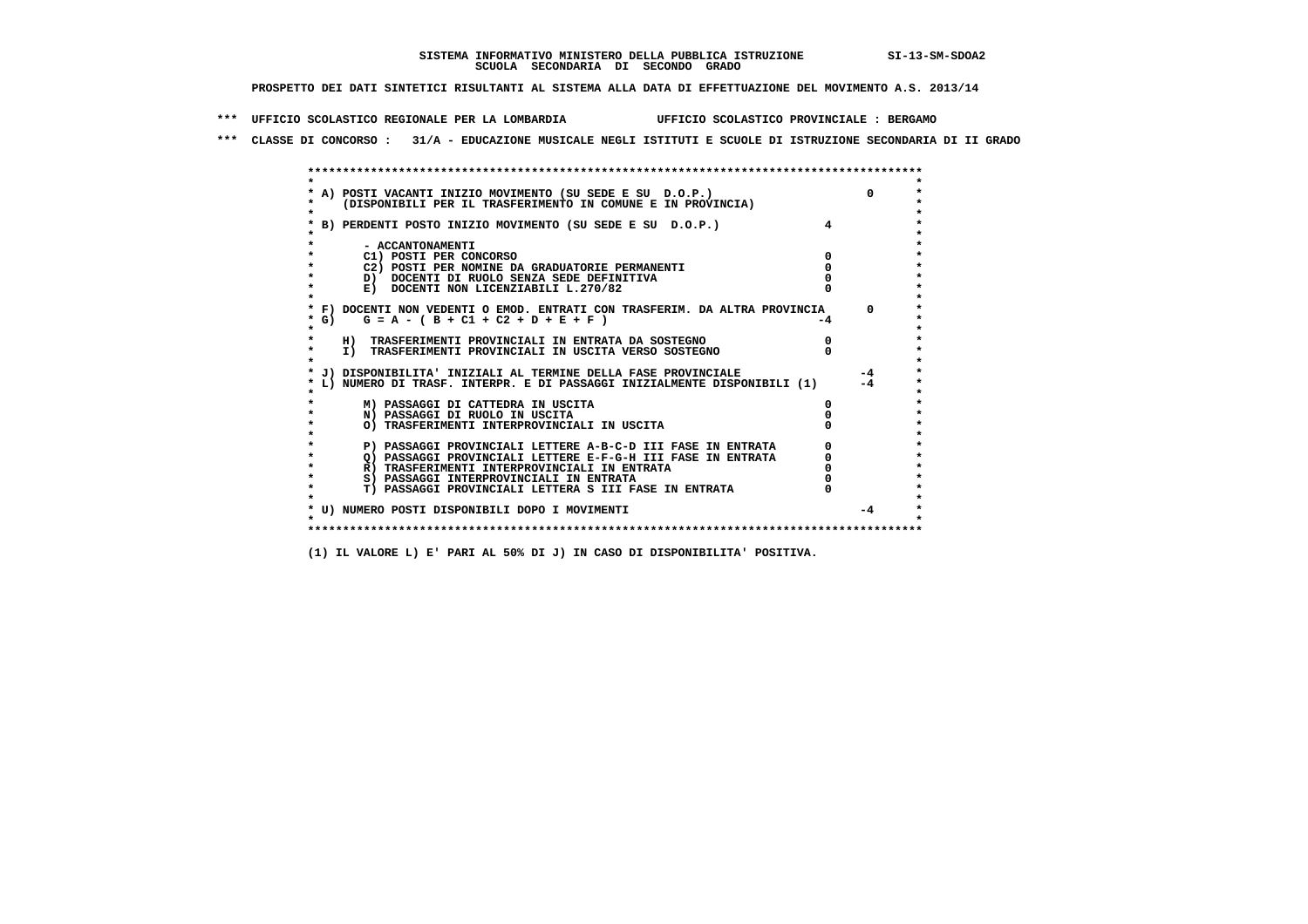**SISTEMA INFORMATIVO MINISTERO DELLA PUBBLICA ISTRUZIONE SI-13-SM-SDOA2**
**SCUOLA SECONDARIA DI SECONDO GRADO**

**PROSPETTO DEI DATI SINTETICI RISULTANTI AL SISTEMA ALLA DATA DI EFFETTUAZIONE DEL MOVIMENTO A.S. 2013/14**

**\*\*\* UFFICIO SCOLASTICO REGIONALE PER LA LOMBARDIA UFFICIO SCOLASTICO PROVINCIALE : BERGAMO**

**\*\*\* CLASSE DI CONCORSO : 31/A - EDUCAZIONE MUSICALE NEGLI ISTITUTI E SCUOLE DI ISTRUZIONE SECONDARIA DI II GRADO**

| Voce | | |
|---|---|---|
| A) POSTI VACANTI INIZIO MOVIMENTO (SU SEDE E SU D.O.P.) (DISPONIBILI PER IL TRASFERIMENTO IN COMUNE E IN PROVINCIA) | | 0 |
| B) PERDENTI POSTO INIZIO MOVIMENTO (SU SEDE E SU D.O.P.) | 4 | |
| - ACCANTONAMENTI | | |
| C1) POSTI PER CONCORSO | 0 | |
| C2) POSTI PER NOMINE DA GRADUATORIE PERMANENTI | 0 | |
| D) DOCENTI DI RUOLO SENZA SEDE DEFINITIVA | 0 | |
| E) DOCENTI NON LICENZIABILI L.270/82 | 0 | |
| F) DOCENTI NON VEDENTI O EMOD. ENTRATI CON TRASFERIM. DA ALTRA PROVINCIA | | 0 |
| G) G = A - ( B + C1 + C2 + D + E + F ) | -4 | |
| H) TRASFERIMENTI PROVINCIALI IN ENTRATA DA SOSTEGNO | 0 | |
| I) TRASFERIMENTI PROVINCIALI IN USCITA VERSO SOSTEGNO | 0 | |
| J) DISPONIBILITA' INIZIALI AL TERMINE DELLA FASE PROVINCIALE | | -4 |
| L) NUMERO DI TRASF. INTERPR. E DI PASSAGGI INIZIALMENTE DISPONIBILI (1) | | -4 |
| M) PASSAGGI DI CATTEDRA IN USCITA | 0 | |
| N) PASSAGGI DI RUOLO IN USCITA | 0 | |
| O) TRASFERIMENTI INTERPROVINCIALI IN USCITA | 0 | |
| P) PASSAGGI PROVINCIALI LETTERE A-B-C-D III FASE IN ENTRATA | 0 | |
| Q) PASSAGGI PROVINCIALI LETTERE E-F-G-H III FASE IN ENTRATA | 0 | |
| R) TRASFERIMENTI INTERPROVINCIALI IN ENTRATA | 0 | |
| S) PASSAGGI INTERPROVINCIALI IN ENTRATA | 0 | |
| T) PASSAGGI PROVINCIALI LETTERA S III FASE IN ENTRATA | 0 | |
| U) NUMERO POSTI DISPONIBILI DOPO I MOVIMENTI | | -4 |

**(1) IL VALORE L) E' PARI AL 50% DI J) IN CASO DI DISPONIBILITA' POSITIVA.**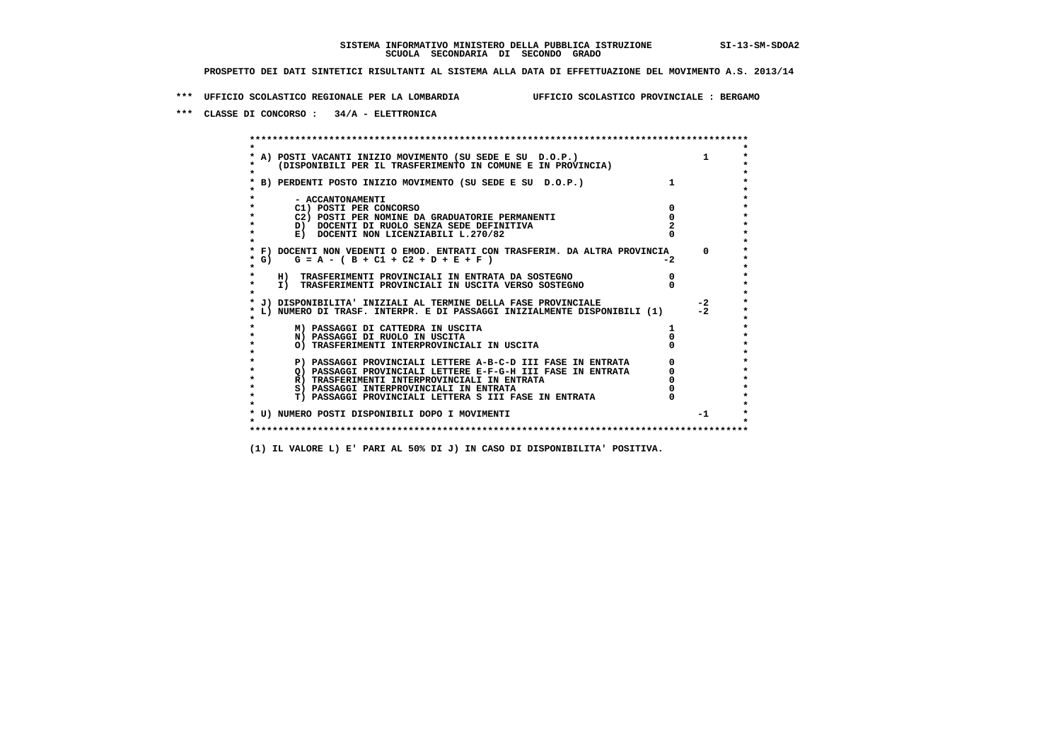**SISTEMA INFORMATIVO MINISTERO DELLA PUBBLICA ISTRUZIONE SI-13-SM-SDOA2**
**SCUOLA SECONDARIA DI SECONDO GRADO**

**PROSPETTO DEI DATI SINTETICI RISULTANTI AL SISTEMA ALLA DATA DI EFFETTUAZIONE DEL MOVIMENTO A.S. 2013/14**

**\*\*\* UFFICIO SCOLASTICO REGIONALE PER LA LOMBARDIA UFFICIO SCOLASTICO PROVINCIALE : BERGAMO**

**\*\*\* CLASSE DI CONCORSO : 34/A - ELETTRONICA**

| | | |
|---|---|---|
| A) POSTI VACANTI INIZIO MOVIMENTO (SU SEDE E SU D.O.P.) (DISPONIBILI PER IL TRASFERIMENTO IN COMUNE E IN PROVINCIA) | | 1 |
| B) PERDENTI POSTO INIZIO MOVIMENTO (SU SEDE E SU D.O.P.) | 1 | |
| - ACCANTONAMENTI | | |
| C1) POSTI PER CONCORSO | 0 | |
| C2) POSTI PER NOMINE DA GRADUATORIE PERMANENTI | 0 | |
| D) DOCENTI DI RUOLO SENZA SEDE DEFINITIVA | 2 | |
| E) DOCENTI NON LICENZIABILI L.270/82 | 0 | |
| F) DOCENTI NON VEDENTI O EMOD. ENTRATI CON TRASFERIM. DA ALTRA PROVINCIA | | 0 |
| G) G = A - ( B + C1 + C2 + D + E + F ) | -2 | |
| H) TRASFERIMENTI PROVINCIALI IN ENTRATA DA SOSTEGNO | 0 | |
| I) TRASFERIMENTI PROVINCIALI IN USCITA VERSO SOSTEGNO | 0 | |
| J) DISPONIBILITA' INIZIALI AL TERMINE DELLA FASE PROVINCIALE | | -2 |
| L) NUMERO DI TRASF. INTERPR. E DI PASSAGGI INIZIALMENTE DISPONIBILI (1) | | -2 |
| M) PASSAGGI DI CATTEDRA IN USCITA | 1 | |
| N) PASSAGGI DI RUOLO IN USCITA | 0 | |
| O) TRASFERIMENTI INTERPROVINCIALI IN USCITA | 0 | |
| P) PASSAGGI PROVINCIALI LETTERE A-B-C-D III FASE IN ENTRATA | 0 | |
| Q) PASSAGGI PROVINCIALI LETTERE E-F-G-H III FASE IN ENTRATA | 0 | |
| R) TRASFERIMENTI INTERPROVINCIALI IN ENTRATA | 0 | |
| S) PASSAGGI INTERPROVINCIALI IN ENTRATA | 0 | |
| T) PASSAGGI PROVINCIALI LETTERA S III FASE IN ENTRATA | 0 | |
| U) NUMERO POSTI DISPONIBILI DOPO I MOVIMENTI | | -1 |

(1) IL VALORE L) E' PARI AL 50% DI J) IN CASO DI DISPONIBILITA' POSITIVA.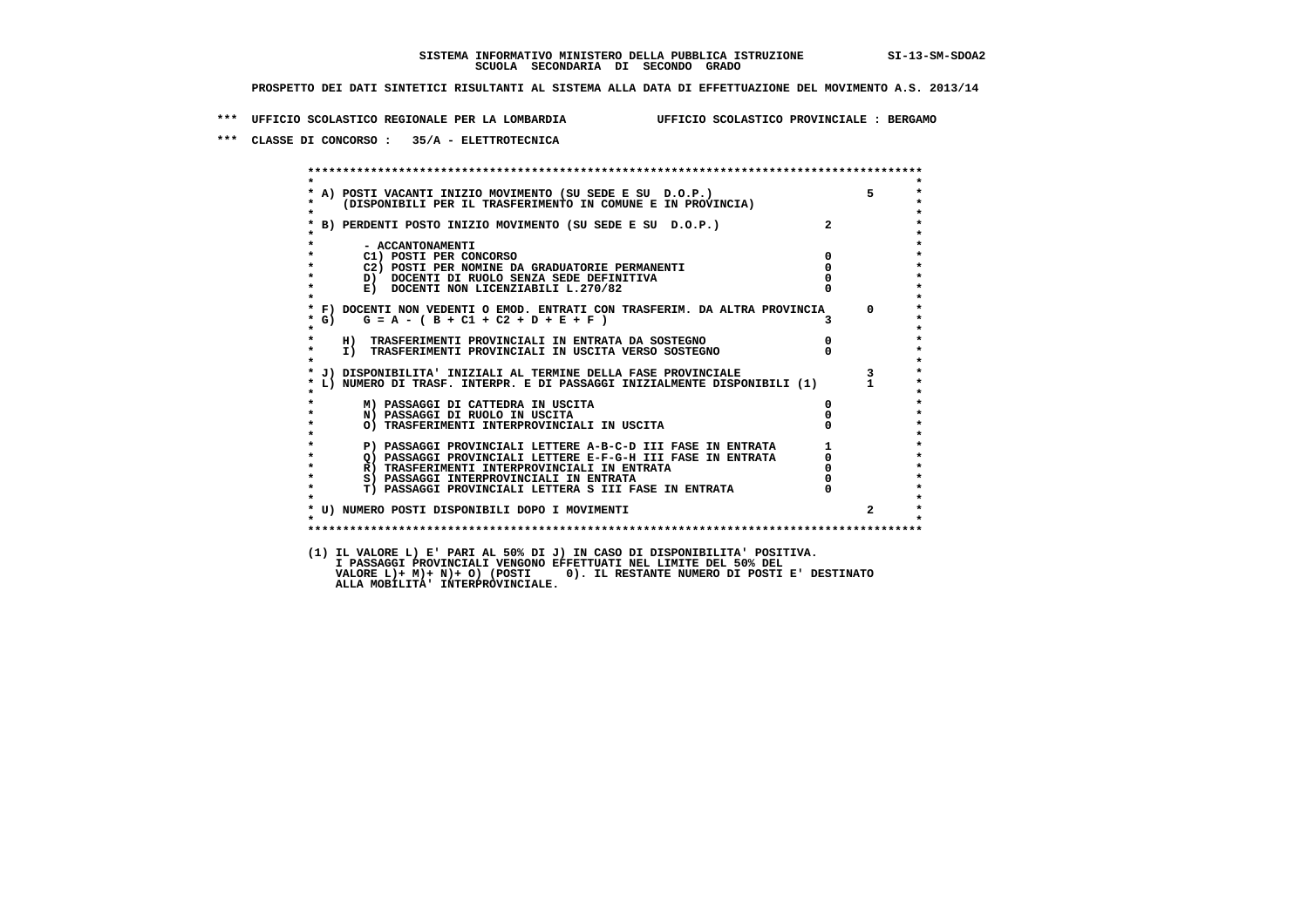SISTEMA INFORMATIVO MINISTERO DELLA PUBBLICA ISTRUZIONE SI-13-SM-SDOA2

SCUOLA SECONDARIA DI SECONDO GRADO

PROSPETTO DEI DATI SINTETICI RISULTANTI AL SISTEMA ALLA DATA DI EFFETTUAZIONE DEL MOVIMENTO A.S. 2013/14

*** UFFICIO SCOLASTICO REGIONALE PER LA LOMBARDIA UFFICIO SCOLASTICO PROVINCIALE : BERGAMO

*** CLASSE DI CONCORSO : 35/A - ELETTROTECNICA

| | | |
|---|---|---|
| A) POSTI VACANTI INIZIO MOVIMENTO (SU SEDE E SU D.O.P.) (DISPONIBILI PER IL TRASFERIMENTO IN COMUNE E IN PROVINCIA) | | 5 |
| B) PERDENTI POSTO INIZIO MOVIMENTO (SU SEDE E SU D.O.P.) | 2 | |
| - ACCANTONAMENTI | | |
| C1) POSTI PER CONCORSO | 0 | |
| C2) POSTI PER NOMINE DA GRADUATORIE PERMANENTI | 0 | |
| D) DOCENTI DI RUOLO SENZA SEDE DEFINITIVA | 0 | |
| E) DOCENTI NON LICENZIABILI L.270/82 | 0 | |
| F) DOCENTI NON VEDENTI O EMOD. ENTRATI CON TRASFERIM. DA ALTRA PROVINCIA | | 0 |
| G) G = A - ( B + C1 + C2 + D + E + F ) | 3 | |
| H) TRASFERIMENTI PROVINCIALI IN ENTRATA DA SOSTEGNO | 0 | |
| I) TRASFERIMENTI PROVINCIALI IN USCITA VERSO SOSTEGNO | 0 | |
| J) DISPONIBILITA' INIZIALI AL TERMINE DELLA FASE PROVINCIALE | | 3 |
| L) NUMERO DI TRASF. INTERPR. E DI PASSAGGI INIZIALMENTE DISPONIBILI (1) | | 1 |
| M) PASSAGGI DI CATTEDRA IN USCITA | 0 | |
| N) PASSAGGI DI RUOLO IN USCITA | 0 | |
| O) TRASFERIMENTI INTERPROVINCIALI IN USCITA | 0 | |
| P) PASSAGGI PROVINCIALI LETTERE A-B-C-D III FASE IN ENTRATA | 1 | |
| Q) PASSAGGI PROVINCIALI LETTERE E-F-G-H III FASE IN ENTRATA | 0 | |
| R) TRASFERIMENTI INTERPROVINCIALI IN ENTRATA | 0 | |
| S) PASSAGGI INTERPROVINCIALI IN ENTRATA | 0 | |
| T) PASSAGGI PROVINCIALI LETTERA S III FASE IN ENTRATA | 0 | |
| U) NUMERO POSTI DISPONIBILI DOPO I MOVIMENTI | | 2 |

(1) IL VALORE L) E' PARI AL 50% DI J) IN CASO DI DISPONIBILITA' POSITIVA.
I PASSAGGI PROVINCIALI VENGONO EFFETTUATI NEL LIMITE DEL 50% DEL
VALORE L)+ M)+ N)+ O) (POSTI 0). IL RESTANTE NUMERO DI POSTI E' DESTINATO
ALLA MOBILITA' INTERPROVINCIALE.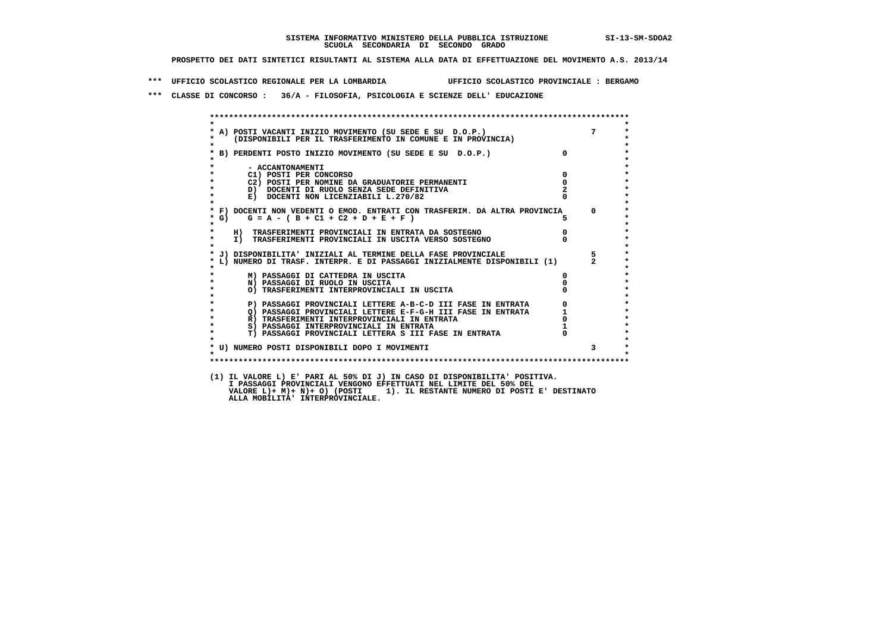**SISTEMA INFORMATIVO MINISTERO DELLA PUBBLICA ISTRUZIONE SI-13-SM-SDOA2**
**SCUOLA SECONDARIA DI SECONDO GRADO**

**PROSPETTO DEI DATI SINTETICI RISULTANTI AL SISTEMA ALLA DATA DI EFFETTUAZIONE DEL MOVIMENTO A.S. 2013/14**

**\*\*\* UFFICIO SCOLASTICO REGIONALE PER LA LOMBARDIA UFFICIO SCOLASTICO PROVINCIALE : BERGAMO**

**\*\*\* CLASSE DI CONCORSO : 36/A - FILOSOFIA, PSICOLOGIA E SCIENZE DELL' EDUCAZIONE**

| | | |
|---|---|---|
| A) POSTI VACANTI INIZIO MOVIMENTO (SU SEDE E SU D.O.P.) (DISPONIBILI PER IL TRASFERIMENTO IN COMUNE E IN PROVINCIA) | | 7 |
| B) PERDENTI POSTO INIZIO MOVIMENTO (SU SEDE E SU D.O.P.) | 0 | |
| - ACCANTONAMENTI | | |
| C1) POSTI PER CONCORSO | 0 | |
| C2) POSTI PER NOMINE DA GRADUATORIE PERMANENTI | 0 | |
| D) DOCENTI DI RUOLO SENZA SEDE DEFINITIVA | 2 | |
| E) DOCENTI NON LICENZIABILI L.270/82 | 0 | |
| F) DOCENTI NON VEDENTI O EMOD. ENTRATI CON TRASFERIM. DA ALTRA PROVINCIA | | 0 |
| G) G = A - ( B + C1 + C2 + D + E + F ) | 5 | |
| H) TRASFERIMENTI PROVINCIALI IN ENTRATA DA SOSTEGNO | 0 | |
| I) TRASFERIMENTI PROVINCIALI IN USCITA VERSO SOSTEGNO | 0 | |
| J) DISPONIBILITA' INIZIALI AL TERMINE DELLA FASE PROVINCIALE | | 5 |
| L) NUMERO DI TRASF. INTERPR. E DI PASSAGGI INIZIALMENTE DISPONIBILI (1) | | 2 |
| M) PASSAGGI DI CATTEDRA IN USCITA | 0 | |
| N) PASSAGGI DI RUOLO IN USCITA | 0 | |
| O) TRASFERIMENTI INTERPROVINCIALI IN USCITA | 0 | |
| P) PASSAGGI PROVINCIALI LETTERE A-B-C-D III FASE IN ENTRATA | 0 | |
| Q) PASSAGGI PROVINCIALI LETTERE E-F-G-H III FASE IN ENTRATA | 1 | |
| R) TRASFERIMENTI INTERPROVINCIALI IN ENTRATA | 0 | |
| S) PASSAGGI INTERPROVINCIALI IN ENTRATA | 1 | |
| T) PASSAGGI PROVINCIALI LETTERA S III FASE IN ENTRATA | 0 | |
| U) NUMERO POSTI DISPONIBILI DOPO I MOVIMENTI | | 3 |

(1) IL VALORE L) E' PARI AL 50% DI J) IN CASO DI DISPONIBILITA' POSITIVA.
I PASSAGGI PROVINCIALI VENGONO EFFETTUATI NEL LIMITE DEL 50% DEL
VALORE L)+ M)+ N)+ O) (POSTI 1). IL RESTANTE NUMERO DI POSTI E' DESTINATO
ALLA MOBILITA' INTERPROVINCIALE.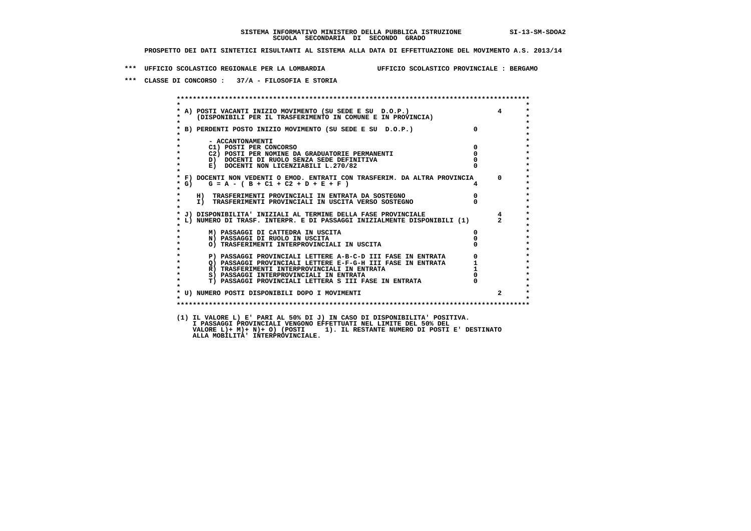**SISTEMA INFORMATIVO MINISTERO DELLA PUBBLICA ISTRUZIONE SI-13-SM-SDOA2**
**SCUOLA SECONDARIA DI SECONDO GRADO**

**PROSPETTO DEI DATI SINTETICI RISULTANTI AL SISTEMA ALLA DATA DI EFFETTUAZIONE DEL MOVIMENTO A.S. 2013/14**

**\*\*\* UFFICIO SCOLASTICO REGIONALE PER LA LOMBARDIA UFFICIO SCOLASTICO PROVINCIALE : BERGAMO**

**\*\*\* CLASSE DI CONCORSO : 37/A - FILOSOFIA E STORIA**

| Voce | | |
|---|---|---|
| A) POSTI VACANTI INIZIO MOVIMENTO (SU SEDE E SU D.O.P.) (DISPONIBILI PER IL TRASFERIMENTO IN COMUNE E IN PROVINCIA) | | 4 |
| B) PERDENTI POSTO INIZIO MOVIMENTO (SU SEDE E SU D.O.P.) | 0 | |
| - ACCANTONAMENTI | | |
| C1) POSTI PER CONCORSO | 0 | |
| C2) POSTI PER NOMINE DA GRADUATORIE PERMANENTI | 0 | |
| D) DOCENTI DI RUOLO SENZA SEDE DEFINITIVA | 0 | |
| E) DOCENTI NON LICENZIABILI L.270/82 | 0 | |
| F) DOCENTI NON VEDENTI O EMOD. ENTRATI CON TRASFERIM. DA ALTRA PROVINCIA | | 0 |
| G) G = A - ( B + C1 + C2 + D + E + F ) | 4 | |
| H) TRASFERIMENTI PROVINCIALI IN ENTRATA DA SOSTEGNO | 0 | |
| I) TRASFERIMENTI PROVINCIALI IN USCITA VERSO SOSTEGNO | 0 | |
| J) DISPONIBILITA' INIZIALI AL TERMINE DELLA FASE PROVINCIALE | | 4 |
| L) NUMERO DI TRASF. INTERPR. E DI PASSAGGI INIZIALMENTE DISPONIBILI (1) | | 2 |
| M) PASSAGGI DI CATTEDRA IN USCITA | 0 | |
| N) PASSAGGI DI RUOLO IN USCITA | 0 | |
| O) TRASFERIMENTI INTERPROVINCIALI IN USCITA | 0 | |
| P) PASSAGGI PROVINCIALI LETTERE A-B-C-D III FASE IN ENTRATA | 0 | |
| Q) PASSAGGI PROVINCIALI LETTERE E-F-G-H III FASE IN ENTRATA | 1 | |
| R) TRASFERIMENTI INTERPROVINCIALI IN ENTRATA | 1 | |
| S) PASSAGGI INTERPROVINCIALI IN ENTRATA | 0 | |
| T) PASSAGGI PROVINCIALI LETTERA S III FASE IN ENTRATA | 0 | |
| U) NUMERO POSTI DISPONIBILI DOPO I MOVIMENTI | | 2 |

(1) IL VALORE L) E' PARI AL 50% DI J) IN CASO DI DISPONIBILITA' POSITIVA.
I PASSAGGI PROVINCIALI VENGONO EFFETTUATI NEL LIMITE DEL 50% DEL
VALORE L)+ M)+ N)+ O) (POSTI 1). IL RESTANTE NUMERO DI POSTI E' DESTINATO
ALLA MOBILITA' INTERPROVINCIALE.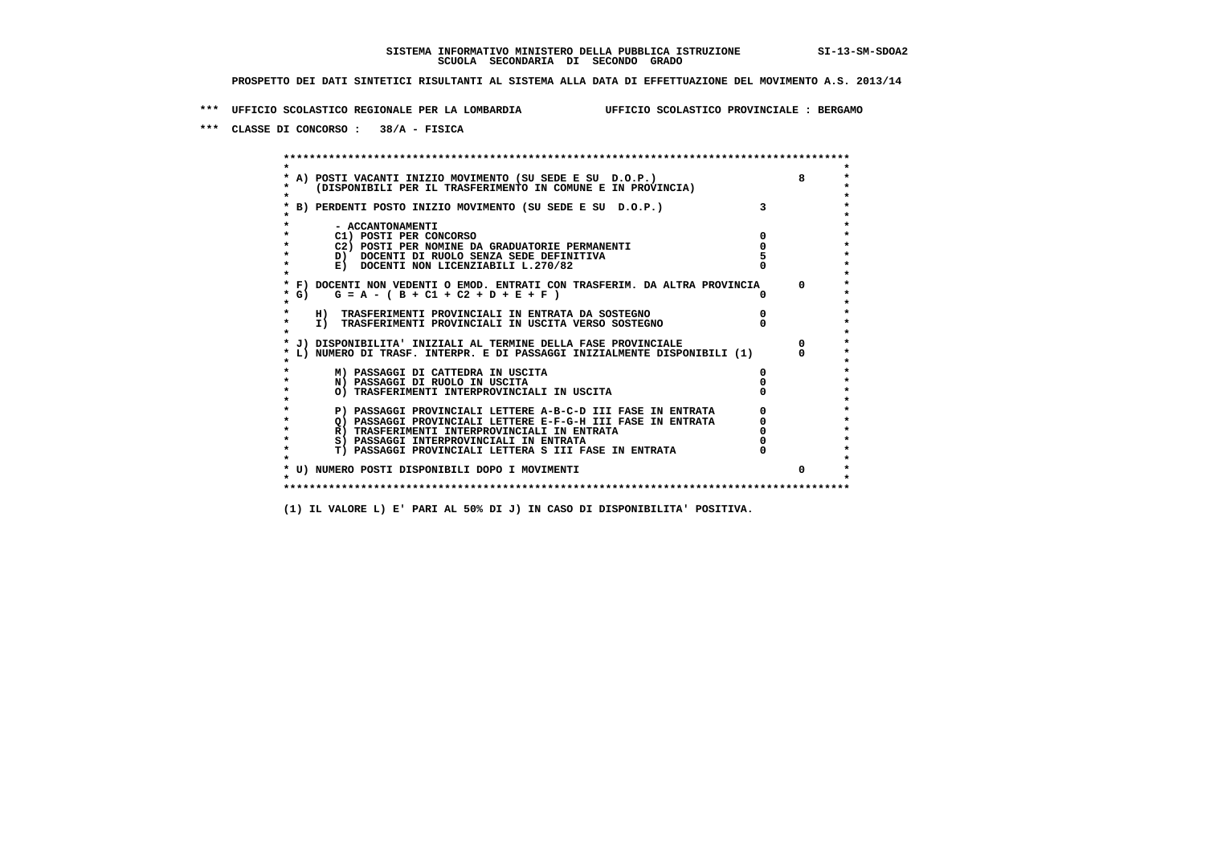SISTEMA INFORMATIVO MINISTERO DELLA PUBBLICA ISTRUZIONE SI-13-SM-SDOA2
SCUOLA SECONDARIA DI SECONDO GRADO

PROSPETTO DEI DATI SINTETICI RISULTANTI AL SISTEMA ALLA DATA DI EFFETTUAZIONE DEL MOVIMENTO A.S. 2013/14

*** UFFICIO SCOLASTICO REGIONALE PER LA LOMBARDIA UFFICIO SCOLASTICO PROVINCIALE : BERGAMO

*** CLASSE DI CONCORSO : 38/A - FISICA

| | | |
|---|---|---|
| A) POSTI VACANTI INIZIO MOVIMENTO (SU SEDE E SU D.O.P.) (DISPONIBILI PER IL TRASFERIMENTO IN COMUNE E IN PROVINCIA) | | 8 |
| B) PERDENTI POSTO INIZIO MOVIMENTO (SU SEDE E SU D.O.P.) | 3 | |
| - ACCANTONAMENTI | | |
| C1) POSTI PER CONCORSO | 0 | |
| C2) POSTI PER NOMINE DA GRADUATORIE PERMANENTI | 0 | |
| D) DOCENTI DI RUOLO SENZA SEDE DEFINITIVA | 5 | |
| E) DOCENTI NON LICENZIABILI L.270/82 | 0 | |
| F) DOCENTI NON VEDENTI O EMOD. ENTRATI CON TRASFERIM. DA ALTRA PROVINCIA | | 0 |
| G) G = A - ( B + C1 + C2 + D + E + F ) | 0 | |
| H) TRASFERIMENTI PROVINCIALI IN ENTRATA DA SOSTEGNO | 0 | |
| I) TRASFERIMENTI PROVINCIALI IN USCITA VERSO SOSTEGNO | 0 | |
| J) DISPONIBILITA' INIZIALI AL TERMINE DELLA FASE PROVINCIALE | | 0 |
| L) NUMERO DI TRASF. INTERPR. E DI PASSAGGI INIZIALMENTE DISPONIBILI (1) | | 0 |
| M) PASSAGGI DI CATTEDRA IN USCITA | 0 | |
| N) PASSAGGI DI RUOLO IN USCITA | 0 | |
| O) TRASFERIMENTI INTERPROVINCIALI IN USCITA | 0 | |
| P) PASSAGGI PROVINCIALI LETTERE A-B-C-D III FASE IN ENTRATA | 0 | |
| Q) PASSAGGI PROVINCIALI LETTERE E-F-G-H III FASE IN ENTRATA | 0 | |
| R) TRASFERIMENTI INTERPROVINCIALI IN ENTRATA | 0 | |
| S) PASSAGGI INTERPROVINCIALI IN ENTRATA | 0 | |
| T) PASSAGGI PROVINCIALI LETTERA S III FASE IN ENTRATA | 0 | |
| U) NUMERO POSTI DISPONIBILI DOPO I MOVIMENTI | | 0 |

(1) IL VALORE L) E' PARI AL 50% DI J) IN CASO DI DISPONIBILITA' POSITIVA.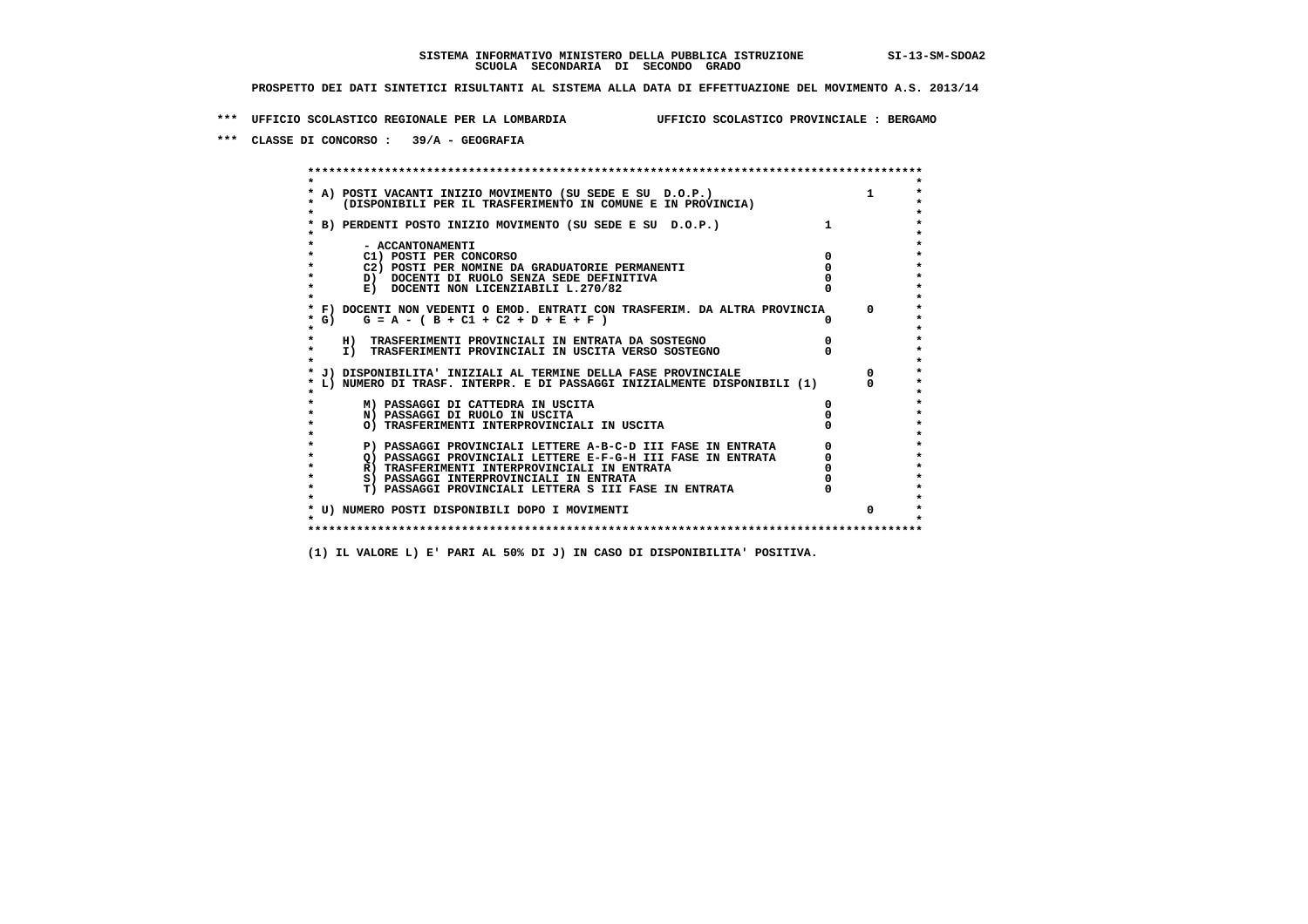**SISTEMA INFORMATIVO MINISTERO DELLA PUBBLICA ISTRUZIONE** SI-13-SM-SDOA2
**SCUOLA SECONDARIA DI SECONDO GRADO**

**PROSPETTO DEI DATI SINTETICI RISULTANTI AL SISTEMA ALLA DATA DI EFFETTUAZIONE DEL MOVIMENTO A.S. 2013/14**

**\*\*\* UFFICIO SCOLASTICO REGIONALE PER LA LOMBARDIA UFFICIO SCOLASTICO PROVINCIALE : BERGAMO**

**\*\*\* CLASSE DI CONCORSO : 39/A - GEOGRAFIA**

| Voce | | |
|---|---|---|
| A) POSTI VACANTI INIZIO MOVIMENTO (SU SEDE E SU D.O.P.) (DISPONIBILI PER IL TRASFERIMENTO IN COMUNE E IN PROVINCIA) | | 1 |
| B) PERDENTI POSTO INIZIO MOVIMENTO (SU SEDE E SU D.O.P.) | 1 | |
| - ACCANTONAMENTI | | |
| C1) POSTI PER CONCORSO | 0 | |
| C2) POSTI PER NOMINE DA GRADUATORIE PERMANENTI | 0 | |
| D) DOCENTI DI RUOLO SENZA SEDE DEFINITIVA | 0 | |
| E) DOCENTI NON LICENZIABILI L.270/82 | 0 | |
| F) DOCENTI NON VEDENTI O EMOD. ENTRATI CON TRASFERIM. DA ALTRA PROVINCIA | | 0 |
| G) G = A - ( B + C1 + C2 + D + E + F ) | 0 | |
| H) TRASFERIMENTI PROVINCIALI IN ENTRATA DA SOSTEGNO | 0 | |
| I) TRASFERIMENTI PROVINCIALI IN USCITA VERSO SOSTEGNO | 0 | |
| J) DISPONIBILITA' INIZIALI AL TERMINE DELLA FASE PROVINCIALE | | 0 |
| L) NUMERO DI TRASF. INTERPR. E DI PASSAGGI INIZIALMENTE DISPONIBILI (1) | | 0 |
| M) PASSAGGI DI CATTEDRA IN USCITA | 0 | |
| N) PASSAGGI DI RUOLO IN USCITA | 0 | |
| O) TRASFERIMENTI INTERPROVINCIALI IN USCITA | 0 | |
| P) PASSAGGI PROVINCIALI LETTERE A-B-C-D III FASE IN ENTRATA | 0 | |
| Q) PASSAGGI PROVINCIALI LETTERE E-F-G-H III FASE IN ENTRATA | 0 | |
| R) TRASFERIMENTI INTERPROVINCIALI IN ENTRATA | 0 | |
| S) PASSAGGI INTERPROVINCIALI IN ENTRATA | 0 | |
| T) PASSAGGI PROVINCIALI LETTERA S III FASE IN ENTRATA | 0 | |
| U) NUMERO POSTI DISPONIBILI DOPO I MOVIMENTI | | 0 |

(1) IL VALORE L) E' PARI AL 50% DI J) IN CASO DI DISPONIBILITA' POSITIVA.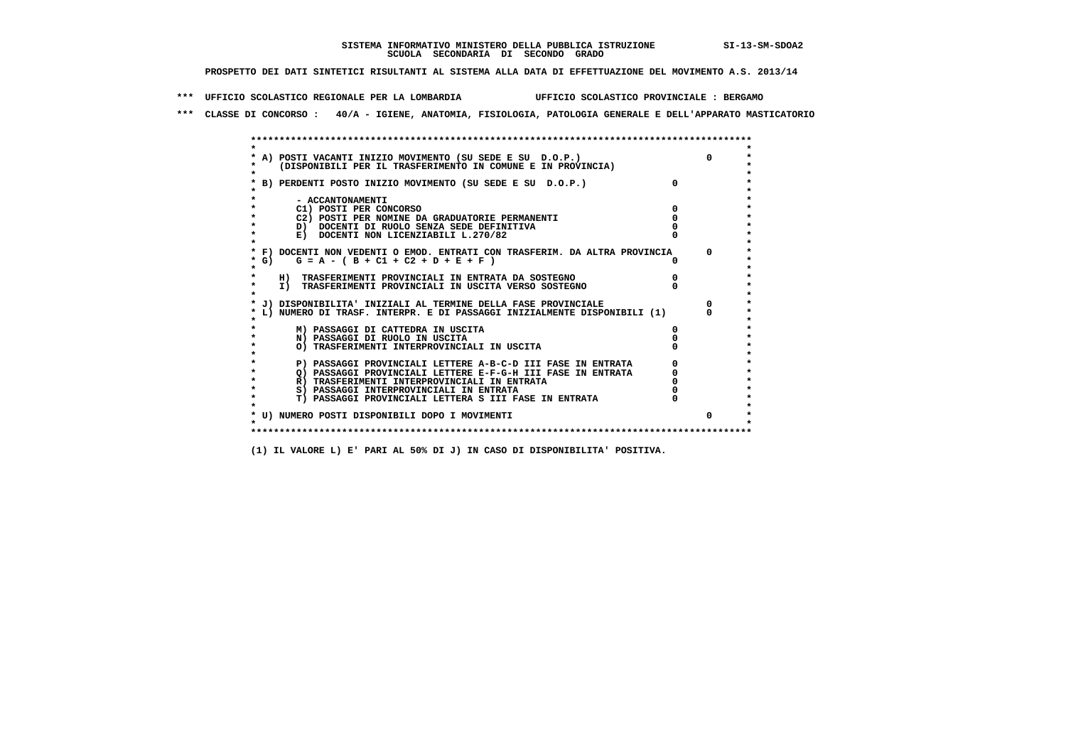**SISTEMA INFORMATIVO MINISTERO DELLA PUBBLICA ISTRUZIONE SI-13-SM-SDOA2**
**SCUOLA SECONDARIA DI SECONDO GRADO**

**PROSPETTO DEI DATI SINTETICI RISULTANTI AL SISTEMA ALLA DATA DI EFFETTUAZIONE DEL MOVIMENTO A.S. 2013/14**

**\*\*\* UFFICIO SCOLASTICO REGIONALE PER LA LOMBARDIA UFFICIO SCOLASTICO PROVINCIALE : BERGAMO**

**\*\*\* CLASSE DI CONCORSO : 40/A - IGIENE, ANATOMIA, FISIOLOGIA, PATOLOGIA GENERALE E DELL'APPARATO MASTICATORIO**

```
*****************************************************************************************
*                                                                                       *
* A) POSTI VACANTI INIZIO MOVIMENTO (SU SEDE E SU  D.O.P.)                      0       *
*    (DISPONIBILI PER IL TRASFERIMENTO IN COMUNE E IN PROVINCIA)                        *
*                                                                                       *
* B) PERDENTI POSTO INIZIO MOVIMENTO (SU SEDE E SU  D.O.P.)             0                *
*                                                                                       *
*       - ACCANTONAMENTI                                                                *
*       C1) POSTI PER CONCORSO                                          0               *
*       C2) POSTI PER NOMINE DA GRADUATORIE PERMANENTI                  0               *
*       D)  DOCENTI DI RUOLO SENZA SEDE DEFINITIVA                      0               *
*       E)  DOCENTI NON LICENZIABILI L.270/82                           0               *
*                                                                                       *
* F) DOCENTI NON VEDENTI O EMOD. ENTRATI CON TRASFERIM. DA ALTRA PROVINCIA      0       *
* G)    G = A - ( B + C1 + C2 + D + E + F )                             0               *
*                                                                                       *
*    H)  TRASFERIMENTI PROVINCIALI IN ENTRATA DA SOSTEGNO               0               *
*    I)  TRASFERIMENTI PROVINCIALI IN USCITA VERSO SOSTEGNO             0               *
*                                                                                       *
* J) DISPONIBILITA' INIZIALI AL TERMINE DELLA FASE PROVINCIALE                  0       *
* L) NUMERO DI TRASF. INTERPR. E DI PASSAGGI INIZIALMENTE DISPONIBILI (1)       0       *
*                                                                                       *
*       M) PASSAGGI DI CATTEDRA IN USCITA                               0               *
*       N) PASSAGGI DI RUOLO IN USCITA                                  0               *
*       O) TRASFERIMENTI INTERPROVINCIALI IN USCITA                     0               *
*                                                                                       *
*       P) PASSAGGI PROVINCIALI LETTERE A-B-C-D III FASE IN ENTRATA     0               *
*       Q) PASSAGGI PROVINCIALI LETTERE E-F-G-H III FASE IN ENTRATA     0               *
*       R) TRASFERIMENTI INTERPROVINCIALI IN ENTRATA                    0               *
*       S) PASSAGGI INTERPROVINCIALI IN ENTRATA                         0               *
*       T) PASSAGGI PROVINCIALI LETTERA S III FASE IN ENTRATA           0               *
*                                                                                       *
* U) NUMERO POSTI DISPONIBILI DOPO I MOVIMENTI                                  0       *
*                                                                                       *
*****************************************************************************************
```

(1) IL VALORE L) E' PARI AL 50% DI J) IN CASO DI DISPONIBILITA' POSITIVA.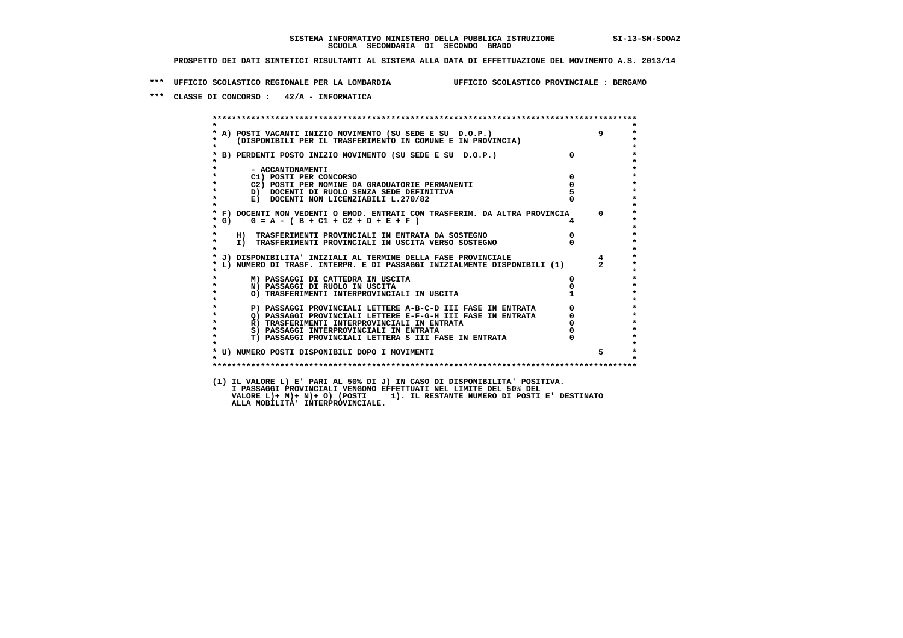**SISTEMA INFORMATIVO MINISTERO DELLA PUBBLICA ISTRUZIONE SI-13-SM-SDOA2**
**SCUOLA SECONDARIA DI SECONDO GRADO**

**PROSPETTO DEI DATI SINTETICI RISULTANTI AL SISTEMA ALLA DATA DI EFFETTUAZIONE DEL MOVIMENTO A.S. 2013/14**

**\*\*\* UFFICIO SCOLASTICO REGIONALE PER LA LOMBARDIA UFFICIO SCOLASTICO PROVINCIALE : BERGAMO**

**\*\*\* CLASSE DI CONCORSO : 42/A - INFORMATICA**

| Voce | | |
|---|---|---|
| A) POSTI VACANTI INIZIO MOVIMENTO (SU SEDE E SU D.O.P.) (DISPONIBILI PER IL TRASFERIMENTO IN COMUNE E IN PROVINCIA) | | 9 |
| B) PERDENTI POSTO INIZIO MOVIMENTO (SU SEDE E SU D.O.P.) | 0 | |
| - ACCANTONAMENTI | | |
| C1) POSTI PER CONCORSO | 0 | |
| C2) POSTI PER NOMINE DA GRADUATORIE PERMANENTI | 0 | |
| D) DOCENTI DI RUOLO SENZA SEDE DEFINITIVA | 5 | |
| E) DOCENTI NON LICENZIABILI L.270/82 | 0 | |
| F) DOCENTI NON VEDENTI O EMOD. ENTRATI CON TRASFERIM. DA ALTRA PROVINCIA | | 0 |
| G) G = A - ( B + C1 + C2 + D + E + F ) | 4 | |
| H) TRASFERIMENTI PROVINCIALI IN ENTRATA DA SOSTEGNO | 0 | |
| I) TRASFERIMENTI PROVINCIALI IN USCITA VERSO SOSTEGNO | 0 | |
| J) DISPONIBILITA' INIZIALI AL TERMINE DELLA FASE PROVINCIALE | | 4 |
| L) NUMERO DI TRASF. INTERPR. E DI PASSAGGI INIZIALMENTE DISPONIBILI (1) | | 2 |
| M) PASSAGGI DI CATTEDRA IN USCITA | 0 | |
| N) PASSAGGI DI RUOLO IN USCITA | 0 | |
| O) TRASFERIMENTI INTERPROVINCIALI IN USCITA | 1 | |
| P) PASSAGGI PROVINCIALI LETTERE A-B-C-D III FASE IN ENTRATA | 0 | |
| Q) PASSAGGI PROVINCIALI LETTERE E-F-G-H III FASE IN ENTRATA | 0 | |
| R) TRASFERIMENTI INTERPROVINCIALI IN ENTRATA | 0 | |
| S) PASSAGGI INTERPROVINCIALI IN ENTRATA | 0 | |
| T) PASSAGGI PROVINCIALI LETTERA S III FASE IN ENTRATA | 0 | |
| U) NUMERO POSTI DISPONIBILI DOPO I MOVIMENTI | | 5 |

(1) IL VALORE L) E' PARI AL 50% DI J) IN CASO DI DISPONIBILITA' POSITIVA.
I PASSAGGI PROVINCIALI VENGONO EFFETTUATI NEL LIMITE DEL 50% DEL
VALORE L)+ M)+ N)+ O) (POSTI 1). IL RESTANTE NUMERO DI POSTI E' DESTINATO
ALLA MOBILITA' INTERPROVINCIALE.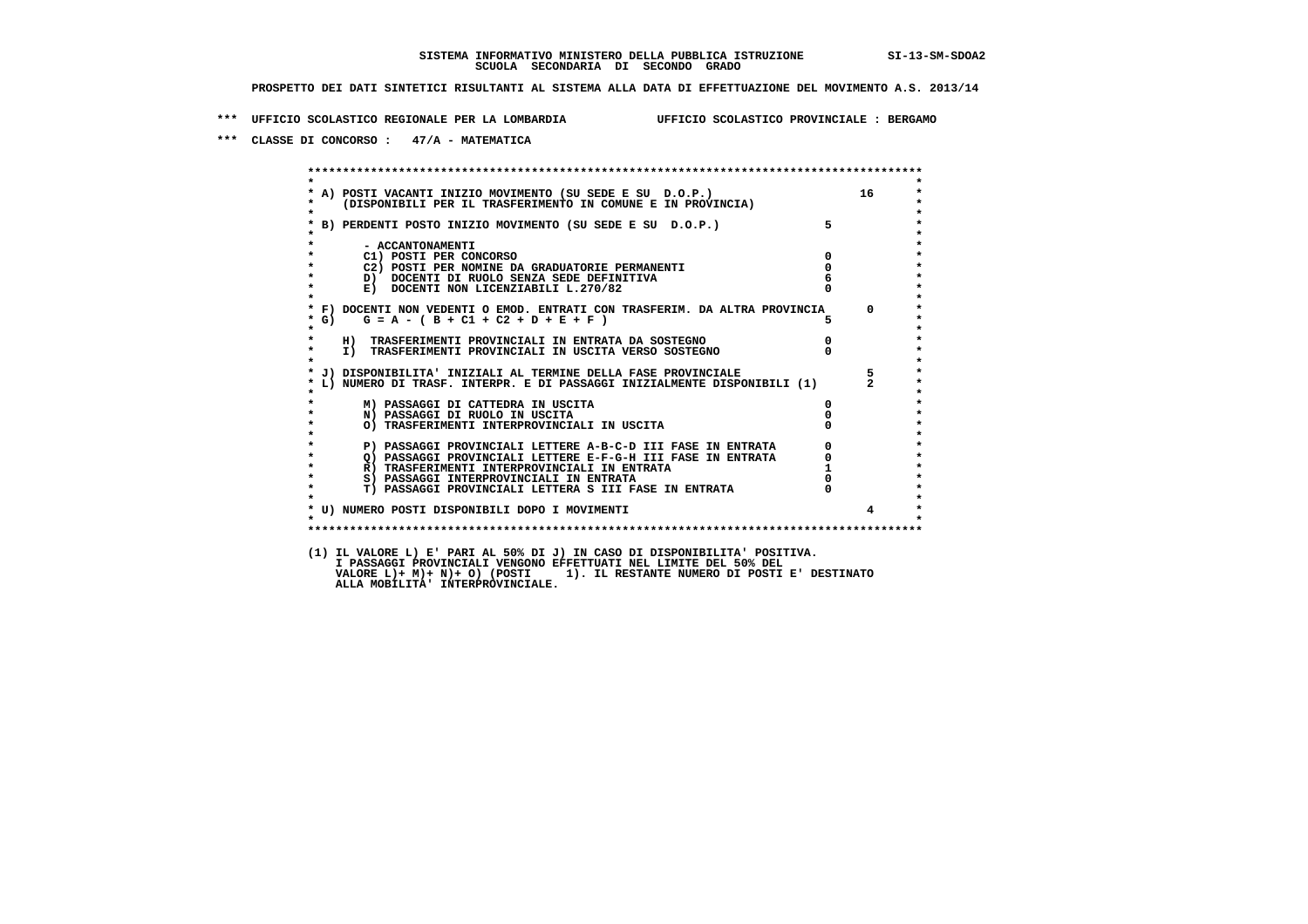**SISTEMA INFORMATIVO MINISTERO DELLA PUBBLICA ISTRUZIONE SI-13-SM-SDOA2**
**SCUOLA SECONDARIA DI SECONDO GRADO**

**PROSPETTO DEI DATI SINTETICI RISULTANTI AL SISTEMA ALLA DATA DI EFFETTUAZIONE DEL MOVIMENTO A.S. 2013/14**

**\*\*\* UFFICIO SCOLASTICO REGIONALE PER LA LOMBARDIA UFFICIO SCOLASTICO PROVINCIALE : BERGAMO**

**\*\*\* CLASSE DI CONCORSO : 47/A - MATEMATICA**

| Voce | | |
|---|---|---|
| A) POSTI VACANTI INIZIO MOVIMENTO (SU SEDE E SU D.O.P.) (DISPONIBILI PER IL TRASFERIMENTO IN COMUNE E IN PROVINCIA) | | 16 |
| B) PERDENTI POSTO INIZIO MOVIMENTO (SU SEDE E SU D.O.P.) | 5 | |
| - ACCANTONAMENTI | | |
| C1) POSTI PER CONCORSO | 0 | |
| C2) POSTI PER NOMINE DA GRADUATORIE PERMANENTI | 0 | |
| D) DOCENTI DI RUOLO SENZA SEDE DEFINITIVA | 6 | |
| E) DOCENTI NON LICENZIABILI L.270/82 | 0 | |
| F) DOCENTI NON VEDENTI O EMOD. ENTRATI CON TRASFERIM. DA ALTRA PROVINCIA | | 0 |
| G) G = A - ( B + C1 + C2 + D + E + F ) | 5 | |
| H) TRASFERIMENTI PROVINCIALI IN ENTRATA DA SOSTEGNO | 0 | |
| I) TRASFERIMENTI PROVINCIALI IN USCITA VERSO SOSTEGNO | 0 | |
| J) DISPONIBILITA' INIZIALI AL TERMINE DELLA FASE PROVINCIALE | | 5 |
| L) NUMERO DI TRASF. INTERPR. E DI PASSAGGI INIZIALMENTE DISPONIBILI (1) | | 2 |
| M) PASSAGGI DI CATTEDRA IN USCITA | 0 | |
| N) PASSAGGI DI RUOLO IN USCITA | 0 | |
| O) TRASFERIMENTI INTERPROVINCIALI IN USCITA | 0 | |
| P) PASSAGGI PROVINCIALI LETTERE A-B-C-D III FASE IN ENTRATA | 0 | |
| Q) PASSAGGI PROVINCIALI LETTERE E-F-G-H III FASE IN ENTRATA | 0 | |
| R) TRASFERIMENTI INTERPROVINCIALI IN ENTRATA | 1 | |
| S) PASSAGGI INTERPROVINCIALI IN ENTRATA | 0 | |
| T) PASSAGGI PROVINCIALI LETTERA S III FASE IN ENTRATA | 0 | |
| U) NUMERO POSTI DISPONIBILI DOPO I MOVIMENTI | | 4 |

(1) IL VALORE L) E' PARI AL 50% DI J) IN CASO DI DISPONIBILITA' POSITIVA.
I PASSAGGI PROVINCIALI VENGONO EFFETTUATI NEL LIMITE DEL 50% DEL
VALORE L)+ M)+ N)+ O) (POSTI 1). IL RESTANTE NUMERO DI POSTI E' DESTINATO
ALLA MOBILITA' INTERPROVINCIALE.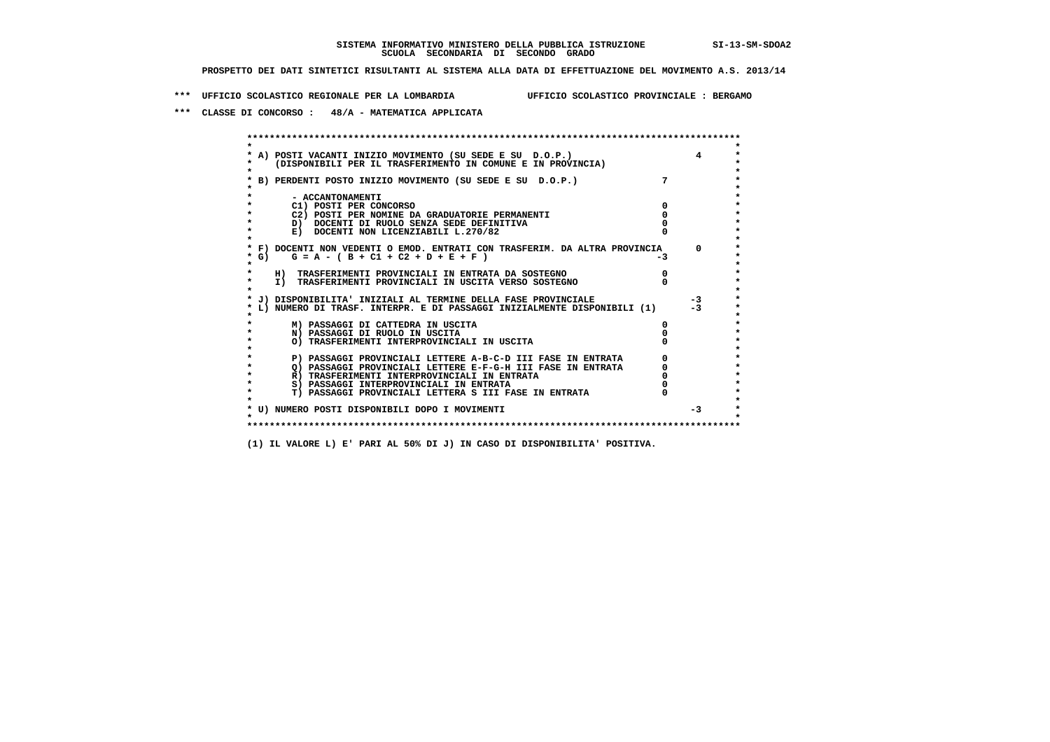**SISTEMA INFORMATIVO MINISTERO DELLA PUBBLICA ISTRUZIONE SI-13-SM-SDOA2**
**SCUOLA SECONDARIA DI SECONDO GRADO**

**PROSPETTO DEI DATI SINTETICI RISULTANTI AL SISTEMA ALLA DATA DI EFFETTUAZIONE DEL MOVIMENTO A.S. 2013/14**

**\*\*\* UFFICIO SCOLASTICO REGIONALE PER LA LOMBARDIA UFFICIO SCOLASTICO PROVINCIALE : BERGAMO**

**\*\*\* CLASSE DI CONCORSO : 48/A - MATEMATICA APPLICATA**

| Voce | | |
|---|---|---|
| A) POSTI VACANTI INIZIO MOVIMENTO (SU SEDE E SU D.O.P.) (DISPONIBILI PER IL TRASFERIMENTO IN COMUNE E IN PROVINCIA) | | 4 |
| B) PERDENTI POSTO INIZIO MOVIMENTO (SU SEDE E SU D.O.P.) | 7 | |
| - ACCANTONAMENTI | | |
| C1) POSTI PER CONCORSO | 0 | |
| C2) POSTI PER NOMINE DA GRADUATORIE PERMANENTI | 0 | |
| D) DOCENTI DI RUOLO SENZA SEDE DEFINITIVA | 0 | |
| E) DOCENTI NON LICENZIABILI L.270/82 | 0 | |
| F) DOCENTI NON VEDENTI O EMOD. ENTRATI CON TRASFERIM. DA ALTRA PROVINCIA | | 0 |
| G) G = A - ( B + C1 + C2 + D + E + F ) | -3 | |
| H) TRASFERIMENTI PROVINCIALI IN ENTRATA DA SOSTEGNO | 0 | |
| I) TRASFERIMENTI PROVINCIALI IN USCITA VERSO SOSTEGNO | 0 | |
| J) DISPONIBILITA' INIZIALI AL TERMINE DELLA FASE PROVINCIALE | | -3 |
| L) NUMERO DI TRASF. INTERPR. E DI PASSAGGI INIZIALMENTE DISPONIBILI (1) | | -3 |
| M) PASSAGGI DI CATTEDRA IN USCITA | 0 | |
| N) PASSAGGI DI RUOLO IN USCITA | 0 | |
| O) TRASFERIMENTI INTERPROVINCIALI IN USCITA | 0 | |
| P) PASSAGGI PROVINCIALI LETTERE A-B-C-D III FASE IN ENTRATA | 0 | |
| Q) PASSAGGI PROVINCIALI LETTERE E-F-G-H III FASE IN ENTRATA | 0 | |
| R) TRASFERIMENTI INTERPROVINCIALI IN ENTRATA | 0 | |
| S) PASSAGGI INTERPROVINCIALI IN ENTRATA | 0 | |
| T) PASSAGGI PROVINCIALI LETTERA S III FASE IN ENTRATA | 0 | |
| U) NUMERO POSTI DISPONIBILI DOPO I MOVIMENTI | | -3 |

**(1) IL VALORE L) E' PARI AL 50% DI J) IN CASO DI DISPONIBILITA' POSITIVA.**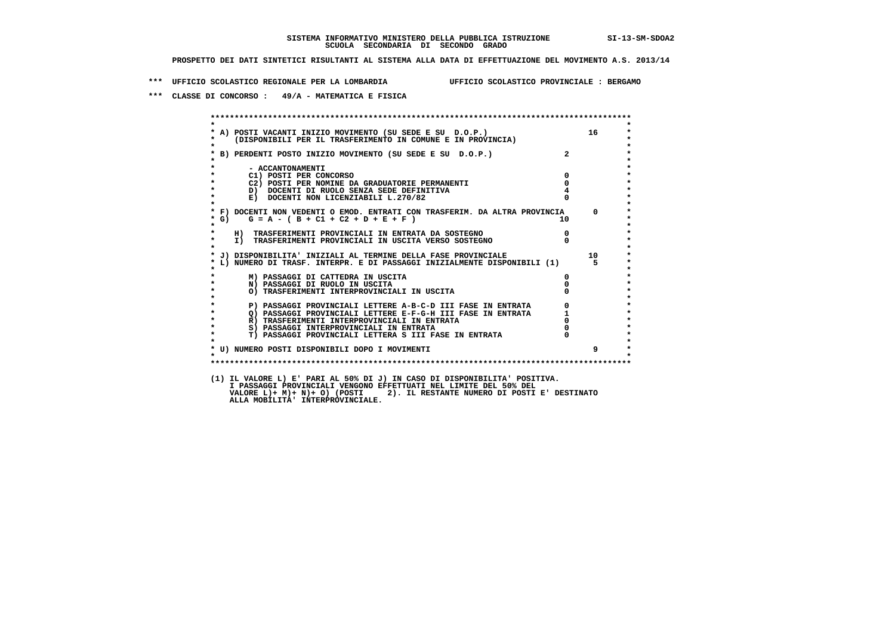SISTEMA INFORMATIVO MINISTERO DELLA PUBBLICA ISTRUZIONE SI-13-SM-SDOA2
SCUOLA SECONDARIA DI SECONDO GRADO

PROSPETTO DEI DATI SINTETICI RISULTANTI AL SISTEMA ALLA DATA DI EFFETTUAZIONE DEL MOVIMENTO A.S. 2013/14

*** UFFICIO SCOLASTICO REGIONALE PER LA LOMBARDIA UFFICIO SCOLASTICO PROVINCIALE : BERGAMO

*** CLASSE DI CONCORSO : 49/A - MATEMATICA E FISICA

| Voce | | |
|---|---|---|
| A) POSTI VACANTI INIZIO MOVIMENTO (SU SEDE E SU D.O.P.) (DISPONIBILI PER IL TRASFERIMENTO IN COMUNE E IN PROVINCIA) | | 16 |
| B) PERDENTI POSTO INIZIO MOVIMENTO (SU SEDE E SU D.O.P.) | 2 | |
| - ACCANTONAMENTI | | |
| C1) POSTI PER CONCORSO | 0 | |
| C2) POSTI PER NOMINE DA GRADUATORIE PERMANENTI | 0 | |
| D) DOCENTI DI RUOLO SENZA SEDE DEFINITIVA | 4 | |
| E) DOCENTI NON LICENZIABILI L.270/82 | 0 | |
| F) DOCENTI NON VEDENTI O EMOD. ENTRATI CON TRASFERIM. DA ALTRA PROVINCIA | | 0 |
| G) G = A - ( B + C1 + C2 + D + E + F ) | 10 | |
| H) TRASFERIMENTI PROVINCIALI IN ENTRATA DA SOSTEGNO | 0 | |
| I) TRASFERIMENTI PROVINCIALI IN USCITA VERSO SOSTEGNO | 0 | |
| J) DISPONIBILITA' INIZIALI AL TERMINE DELLA FASE PROVINCIALE | | 10 |
| L) NUMERO DI TRASF. INTERPR. E DI PASSAGGI INIZIALMENTE DISPONIBILI (1) | | 5 |
| M) PASSAGGI DI CATTEDRA IN USCITA | 0 | |
| N) PASSAGGI DI RUOLO IN USCITA | 0 | |
| O) TRASFERIMENTI INTERPROVINCIALI IN USCITA | 0 | |
| P) PASSAGGI PROVINCIALI LETTERE A-B-C-D III FASE IN ENTRATA | 0 | |
| Q) PASSAGGI PROVINCIALI LETTERE E-F-G-H III FASE IN ENTRATA | 1 | |
| R) TRASFERIMENTI INTERPROVINCIALI IN ENTRATA | 0 | |
| S) PASSAGGI INTERPROVINCIALI IN ENTRATA | 0 | |
| T) PASSAGGI PROVINCIALI LETTERA S III FASE IN ENTRATA | 0 | |
| U) NUMERO POSTI DISPONIBILI DOPO I MOVIMENTI | | 9 |

(1) IL VALORE L) E' PARI AL 50% DI J) IN CASO DI DISPONIBILITA' POSITIVA.
I PASSAGGI PROVINCIALI VENGONO EFFETTUATI NEL LIMITE DEL 50% DEL
VALORE L)+ M)+ N)+ O) (POSTI 2). IL RESTANTE NUMERO DI POSTI E' DESTINATO
ALLA MOBILITA' INTERPROVINCIALE.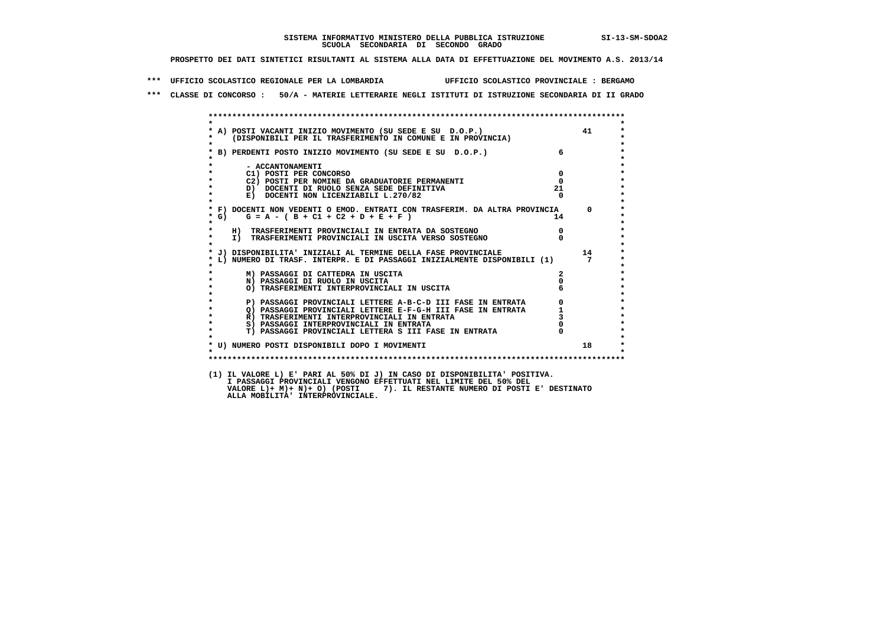SISTEMA INFORMATIVO MINISTERO DELLA PUBBLICA ISTRUZIONE SI-13-SM-SDOA2
SCUOLA SECONDARIA DI SECONDO GRADO

PROSPETTO DEI DATI SINTETICI RISULTANTI AL SISTEMA ALLA DATA DI EFFETTUAZIONE DEL MOVIMENTO A.S. 2013/14

*** UFFICIO SCOLASTICO REGIONALE PER LA LOMBARDIA UFFICIO SCOLASTICO PROVINCIALE : BERGAMO

*** CLASSE DI CONCORSO : 50/A - MATERIE LETTERARIE NEGLI ISTITUTI DI ISTRUZIONE SECONDARIA DI II GRADO

| Voce | | Valore |
|---|---|---|
| A) POSTI VACANTI INIZIO MOVIMENTO (SU SEDE E SU D.O.P.) (DISPONIBILI PER IL TRASFERIMENTO IN COMUNE E IN PROVINCIA) | | 41 |
| B) PERDENTI POSTO INIZIO MOVIMENTO (SU SEDE E SU D.O.P.) | 6 | |
| - ACCANTONAMENTI | | |
| C1) POSTI PER CONCORSO | 0 | |
| C2) POSTI PER NOMINE DA GRADUATORIE PERMANENTI | 0 | |
| D) DOCENTI DI RUOLO SENZA SEDE DEFINITIVA | 21 | |
| E) DOCENTI NON LICENZIABILI L.270/82 | 0 | |
| F) DOCENTI NON VEDENTI O EMOD. ENTRATI CON TRASFERIM. DA ALTRA PROVINCIA | | 0 |
| G) G = A - ( B + C1 + C2 + D + E + F ) | 14 | |
| H) TRASFERIMENTI PROVINCIALI IN ENTRATA DA SOSTEGNO | 0 | |
| I) TRASFERIMENTI PROVINCIALI IN USCITA VERSO SOSTEGNO | 0 | |
| J) DISPONIBILITA' INIZIALI AL TERMINE DELLA FASE PROVINCIALE | | 14 |
| L) NUMERO DI TRASF. INTERPR. E DI PASSAGGI INIZIALMENTE DISPONIBILI (1) | | 7 |
| M) PASSAGGI DI CATTEDRA IN USCITA | 2 | |
| N) PASSAGGI DI RUOLO IN USCITA | 0 | |
| O) TRASFERIMENTI INTERPROVINCIALI IN USCITA | 6 | |
| P) PASSAGGI PROVINCIALI LETTERE A-B-C-D III FASE IN ENTRATA | 0 | |
| Q) PASSAGGI PROVINCIALI LETTERE E-F-G-H III FASE IN ENTRATA | 1 | |
| R) TRASFERIMENTI INTERPROVINCIALI IN ENTRATA | 3 | |
| S) PASSAGGI INTERPROVINCIALI IN ENTRATA | 0 | |
| T) PASSAGGI PROVINCIALI LETTERA S III FASE IN ENTRATA | 0 | |
| U) NUMERO POSTI DISPONIBILI DOPO I MOVIMENTI | | 18 |

(1) IL VALORE L) E' PARI AL 50% DI J) IN CASO DI DISPONIBILITA' POSITIVA.
I PASSAGGI PROVINCIALI VENGONO EFFETTUATI NEL LIMITE DEL 50% DEL
VALORE L)+ M)+ N)+ O) (POSTI 7). IL RESTANTE NUMERO DI POSTI E' DESTINATO
ALLA MOBILITA' INTERPROVINCIALE.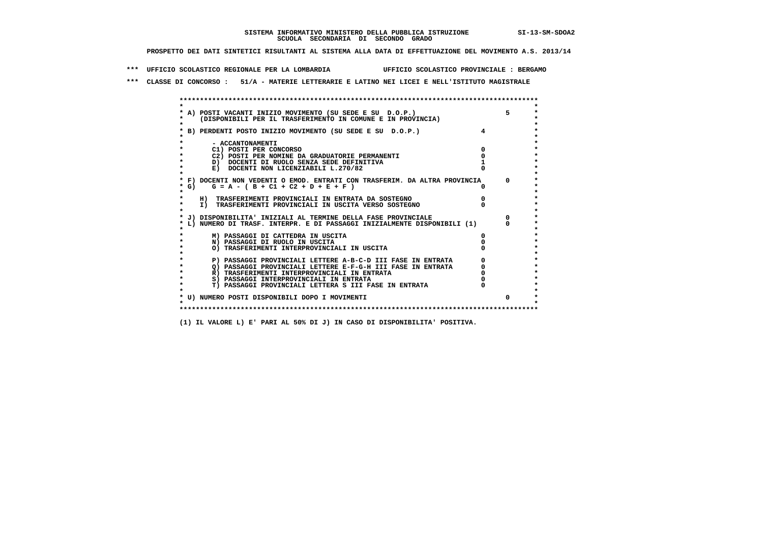SISTEMA INFORMATIVO MINISTERO DELLA PUBBLICA ISTRUZIONE SI-13-SM-SDOA2
SCUOLA SECONDARIA DI SECONDO GRADO

PROSPETTO DEI DATI SINTETICI RISULTANTI AL SISTEMA ALLA DATA DI EFFETTUAZIONE DEL MOVIMENTO A.S. 2013/14

*** UFFICIO SCOLASTICO REGIONALE PER LA LOMBARDIA UFFICIO SCOLASTICO PROVINCIALE : BERGAMO

*** CLASSE DI CONCORSO : 51/A - MATERIE LETTERARIE E LATINO NEI LICEI E NELL'ISTITUTO MAGISTRALE

| Voce | | |
|---|---|---|
| A) POSTI VACANTI INIZIO MOVIMENTO (SU SEDE E SU D.O.P.) (DISPONIBILI PER IL TRASFERIMENTO IN COMUNE E IN PROVINCIA) | | 5 |
| B) PERDENTI POSTO INIZIO MOVIMENTO (SU SEDE E SU D.O.P.) | 4 | |
| - ACCANTONAMENTI | | |
| C1) POSTI PER CONCORSO | 0 | |
| C2) POSTI PER NOMINE DA GRADUATORIE PERMANENTI | 0 | |
| D) DOCENTI DI RUOLO SENZA SEDE DEFINITIVA | 1 | |
| E) DOCENTI NON LICENZIABILI L.270/82 | 0 | |
| F) DOCENTI NON VEDENTI O EMOD. ENTRATI CON TRASFERIM. DA ALTRA PROVINCIA | | 0 |
| G) G = A - ( B + C1 + C2 + D + E + F ) | 0 | |
| H) TRASFERIMENTI PROVINCIALI IN ENTRATA DA SOSTEGNO | 0 | |
| I) TRASFERIMENTI PROVINCIALI IN USCITA VERSO SOSTEGNO | 0 | |
| J) DISPONIBILITA' INIZIALI AL TERMINE DELLA FASE PROVINCIALE | | 0 |
| L) NUMERO DI TRASF. INTERPR. E DI PASSAGGI INIZIALMENTE DISPONIBILI (1) | | 0 |
| M) PASSAGGI DI CATTEDRA IN USCITA | 0 | |
| N) PASSAGGI DI RUOLO IN USCITA | 0 | |
| O) TRASFERIMENTI INTERPROVINCIALI IN USCITA | 0 | |
| P) PASSAGGI PROVINCIALI LETTERE A-B-C-D III FASE IN ENTRATA | 0 | |
| Q) PASSAGGI PROVINCIALI LETTERE E-F-G-H III FASE IN ENTRATA | 0 | |
| R) TRASFERIMENTI INTERPROVINCIALI IN ENTRATA | 0 | |
| S) PASSAGGI INTERPROVINCIALI IN ENTRATA | 0 | |
| T) PASSAGGI PROVINCIALI LETTERA S III FASE IN ENTRATA | 0 | |
| U) NUMERO POSTI DISPONIBILI DOPO I MOVIMENTI | | 0 |

(1) IL VALORE L) E' PARI AL 50% DI J) IN CASO DI DISPONIBILITA' POSITIVA.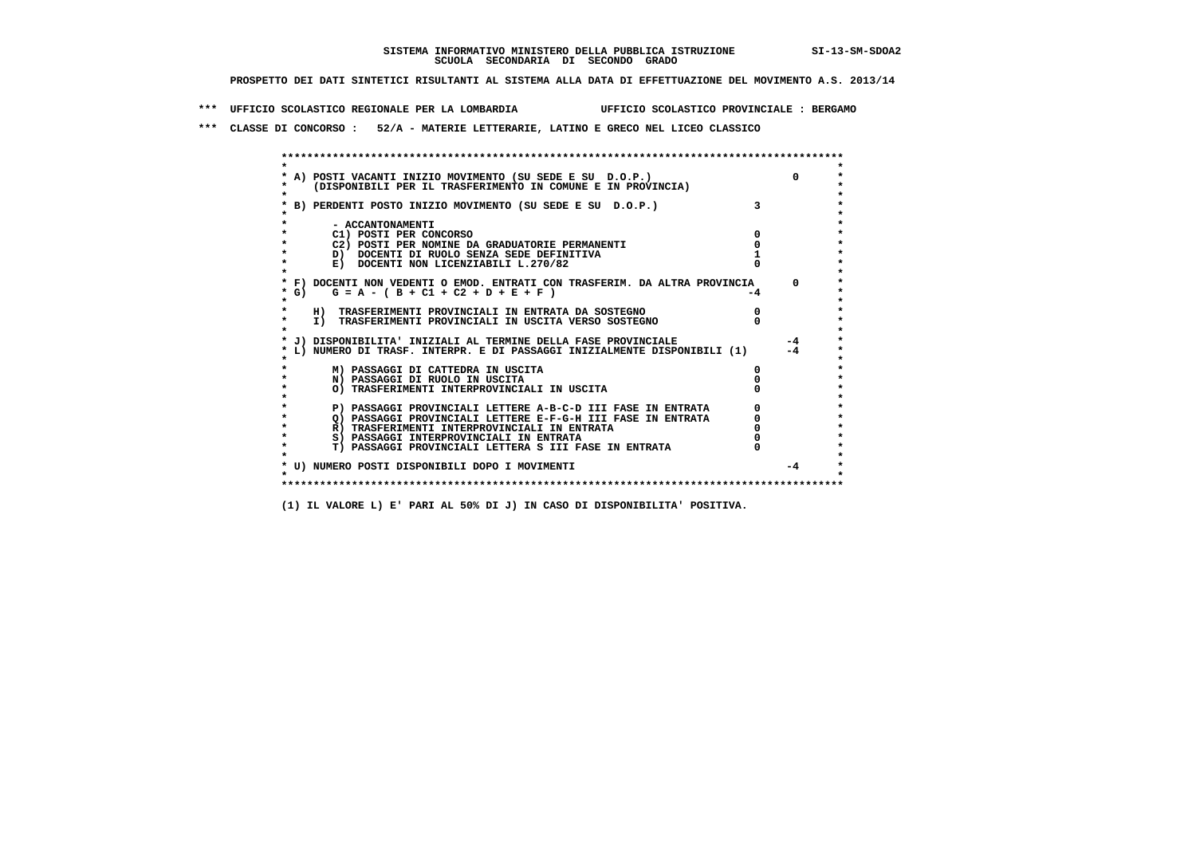**SISTEMA INFORMATIVO MINISTERO DELLA PUBBLICA ISTRUZIONE SI-13-SM-SDOA2**
**SCUOLA SECONDARIA DI SECONDO GRADO**

**PROSPETTO DEI DATI SINTETICI RISULTANTI AL SISTEMA ALLA DATA DI EFFETTUAZIONE DEL MOVIMENTO A.S. 2013/14**

**\*\*\* UFFICIO SCOLASTICO REGIONALE PER LA LOMBARDIA UFFICIO SCOLASTICO PROVINCIALE : BERGAMO**

**\*\*\* CLASSE DI CONCORSO : 52/A - MATERIE LETTERARIE, LATINO E GRECO NEL LICEO CLASSICO**

```
* A) POSTI VACANTI INIZIO MOVIMENTO (SU SEDE E SU  D.O.P.)                          0
*    (DISPONIBILI PER IL TRASFERIMENTO IN COMUNE E IN PROVINCIA)
*
* B) PERDENTI POSTO INIZIO MOVIMENTO (SU SEDE E SU  D.O.P.)                3
*
*       - ACCANTONAMENTI
*       C1) POSTI PER CONCORSO                                             0
*       C2) POSTI PER NOMINE DA GRADUATORIE PERMANENTI                     0
*       D)  DOCENTI DI RUOLO SENZA SEDE DEFINITIVA                         1
*       E)  DOCENTI NON LICENZIABILI L.270/82                              0
*
* F) DOCENTI NON VEDENTI O EMOD. ENTRATI CON TRASFERIM. DA ALTRA PROVINCIA      0
* G)    G = A - ( B + C1 + C2 + D + E + F )                               -4
*
*     H)  TRASFERIMENTI PROVINCIALI IN ENTRATA DA SOSTEGNO                 0
*     I)  TRASFERIMENTI PROVINCIALI IN USCITA VERSO SOSTEGNO               0
*
* J) DISPONIBILITA' INIZIALI AL TERMINE DELLA FASE PROVINCIALE                   -4
* L) NUMERO DI TRASF. INTERPR. E DI PASSAGGI INIZIALMENTE DISPONIBILI (1)        -4
*
*       M) PASSAGGI DI CATTEDRA IN USCITA                                  0
*       N) PASSAGGI DI RUOLO IN USCITA                                     0
*       O) TRASFERIMENTI INTERPROVINCIALI IN USCITA                        0
*
*       P) PASSAGGI PROVINCIALI LETTERE A-B-C-D III FASE IN ENTRATA        0
*       Q) PASSAGGI PROVINCIALI LETTERE E-F-G-H III FASE IN ENTRATA        0
*       R) TRASFERIMENTI INTERPROVINCIALI IN ENTRATA                       0
*       S) PASSAGGI INTERPROVINCIALI IN ENTRATA                            0
*       T) PASSAGGI PROVINCIALI LETTERA S III FASE IN ENTRATA              0
*
* U) NUMERO POSTI DISPONIBILI DOPO I MOVIMENTI                                   -4
```

**(1) IL VALORE L) E' PARI AL 50% DI J) IN CASO DI DISPONIBILITA' POSITIVA.**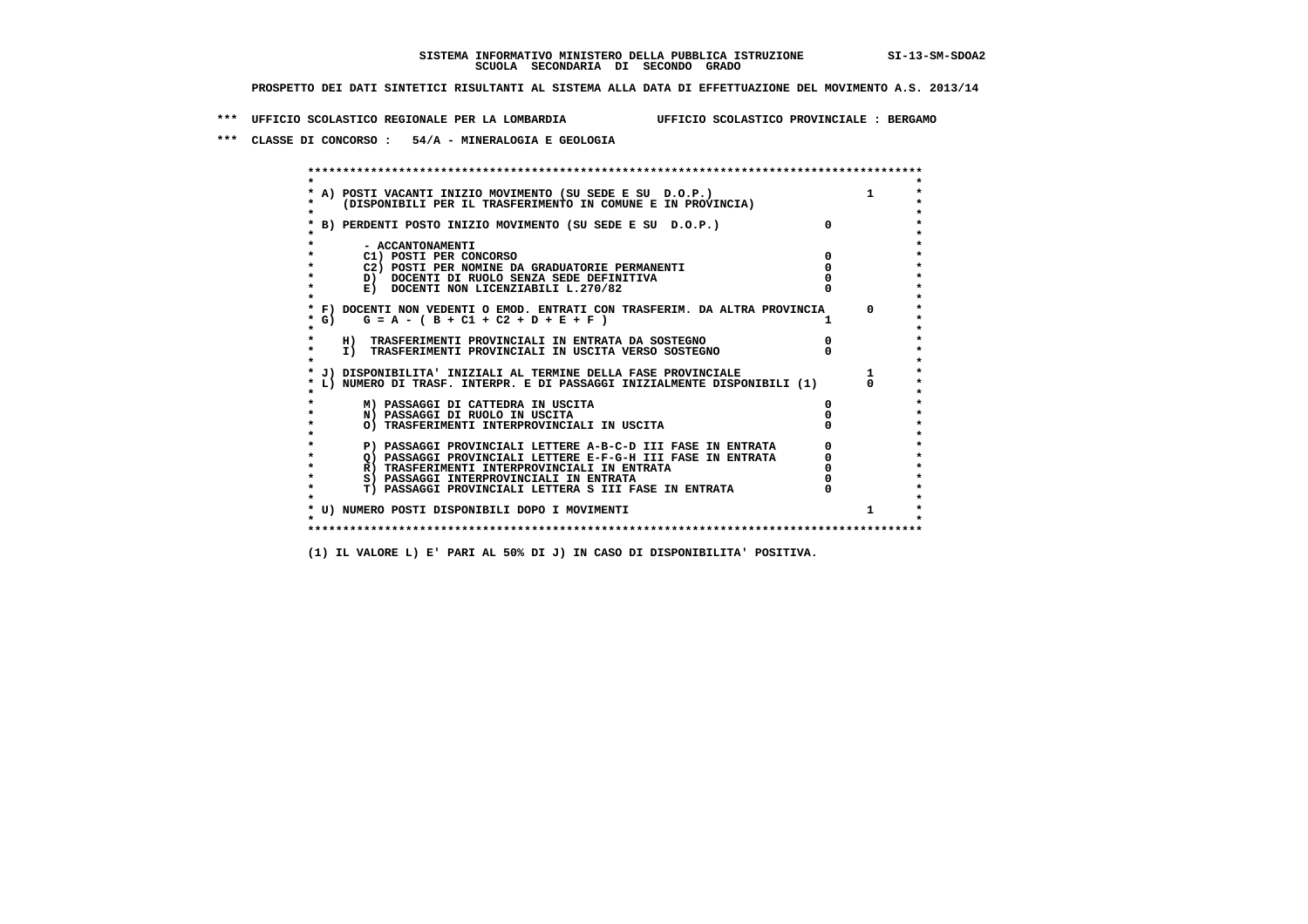**SISTEMA INFORMATIVO MINISTERO DELLA PUBBLICA ISTRUZIONE** SI-13-SM-SDOA2

**SCUOLA SECONDARIA DI SECONDO GRADO**

**PROSPETTO DEI DATI SINTETICI RISULTANTI AL SISTEMA ALLA DATA DI EFFETTUAZIONE DEL MOVIMENTO A.S. 2013/14**

**\*\*\* UFFICIO SCOLASTICO REGIONALE PER LA LOMBARDIA UFFICIO SCOLASTICO PROVINCIALE : BERGAMO**

**\*\*\* CLASSE DI CONCORSO : 54/A - MINERALOGIA E GEOLOGIA**

| | | |
|---|---|---|
| A) POSTI VACANTI INIZIO MOVIMENTO (SU SEDE E SU D.O.P.) (DISPONIBILI PER IL TRASFERIMENTO IN COMUNE E IN PROVINCIA) | | 1 |
| B) PERDENTI POSTO INIZIO MOVIMENTO (SU SEDE E SU D.O.P.) | 0 | |
| - ACCANTONAMENTI | | |
| C1) POSTI PER CONCORSO | 0 | |
| C2) POSTI PER NOMINE DA GRADUATORIE PERMANENTI | 0 | |
| D) DOCENTI DI RUOLO SENZA SEDE DEFINITIVA | 0 | |
| E) DOCENTI NON LICENZIABILI L.270/82 | 0 | |
| F) DOCENTI NON VEDENTI O EMOD. ENTRATI CON TRASFERIM. DA ALTRA PROVINCIA | | 0 |
| G) G = A - ( B + C1 + C2 + D + E + F ) | 1 | |
| H) TRASFERIMENTI PROVINCIALI IN ENTRATA DA SOSTEGNO | 0 | |
| I) TRASFERIMENTI PROVINCIALI IN USCITA VERSO SOSTEGNO | 0 | |
| J) DISPONIBILITA' INIZIALI AL TERMINE DELLA FASE PROVINCIALE | | 1 |
| L) NUMERO DI TRASF. INTERPR. E DI PASSAGGI INIZIALMENTE DISPONIBILI (1) | | 0 |
| M) PASSAGGI DI CATTEDRA IN USCITA | 0 | |
| N) PASSAGGI DI RUOLO IN USCITA | 0 | |
| O) TRASFERIMENTI INTERPROVINCIALI IN USCITA | 0 | |
| P) PASSAGGI PROVINCIALI LETTERE A-B-C-D III FASE IN ENTRATA | 0 | |
| Q) PASSAGGI PROVINCIALI LETTERE E-F-G-H III FASE IN ENTRATA | 0 | |
| R) TRASFERIMENTI INTERPROVINCIALI IN ENTRATA | 0 | |
| S) PASSAGGI INTERPROVINCIALI IN ENTRATA | 0 | |
| T) PASSAGGI PROVINCIALI LETTERA S III FASE IN ENTRATA | 0 | |
| U) NUMERO POSTI DISPONIBILI DOPO I MOVIMENTI | | 1 |

(1) IL VALORE L) E' PARI AL 50% DI J) IN CASO DI DISPONIBILITA' POSITIVA.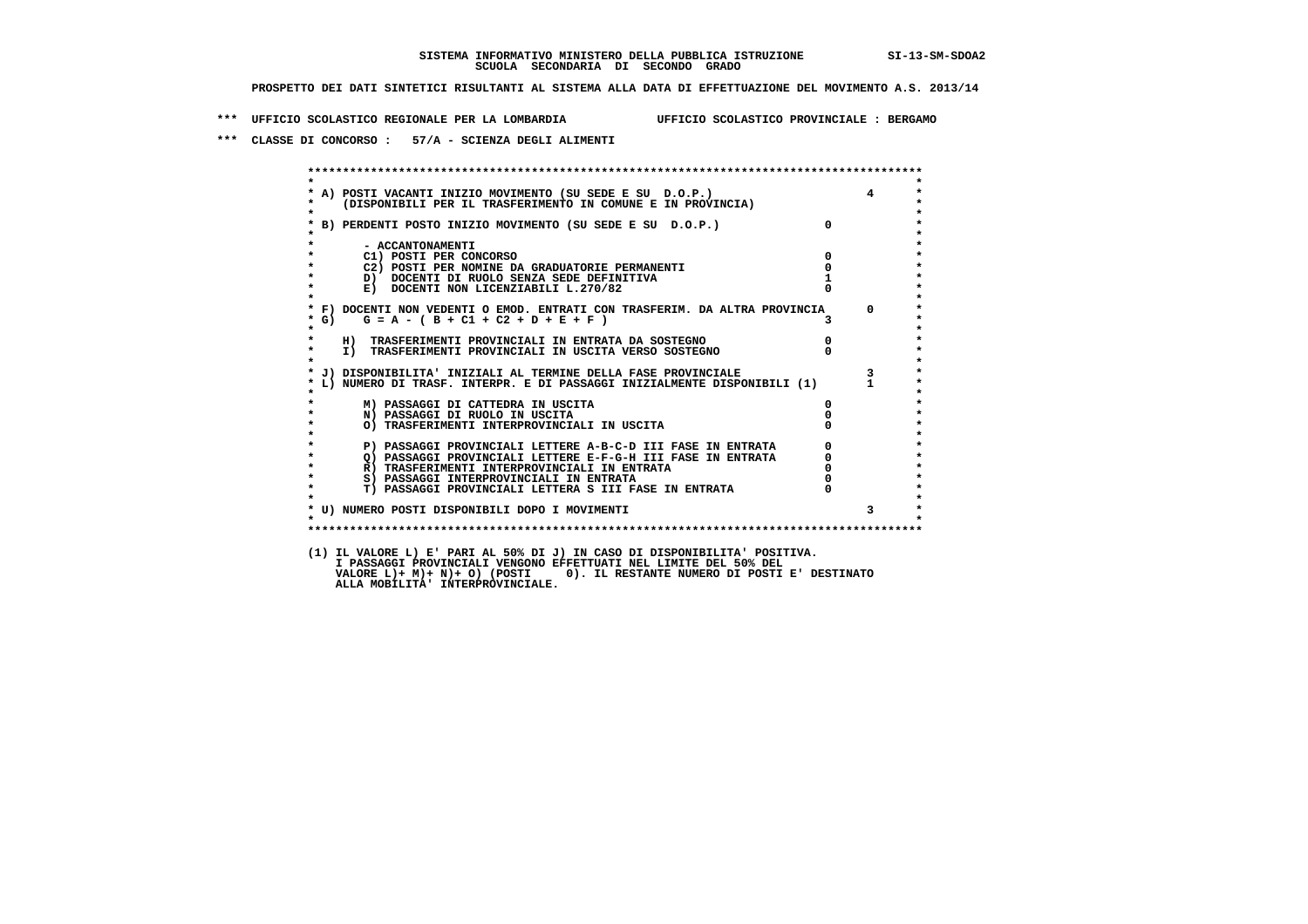SISTEMA INFORMATIVO MINISTERO DELLA PUBBLICA ISTRUZIONE SI-13-SM-SDOA2
SCUOLA SECONDARIA DI SECONDO GRADO

PROSPETTO DEI DATI SINTETICI RISULTANTI AL SISTEMA ALLA DATA DI EFFETTUAZIONE DEL MOVIMENTO A.S. 2013/14

*** UFFICIO SCOLASTICO REGIONALE PER LA LOMBARDIA UFFICIO SCOLASTICO PROVINCIALE : BERGAMO

*** CLASSE DI CONCORSO : 57/A - SCIENZA DEGLI ALIMENTI

| Voce | | |
|---|---|---|
| A) POSTI VACANTI INIZIO MOVIMENTO (SU SEDE E SU D.O.P.) (DISPONIBILI PER IL TRASFERIMENTO IN COMUNE E IN PROVINCIA) | | 4 |
| B) PERDENTI POSTO INIZIO MOVIMENTO (SU SEDE E SU D.O.P.) | 0 | |
| - ACCANTONAMENTI | | |
| C1) POSTI PER CONCORSO | 0 | |
| C2) POSTI PER NOMINE DA GRADUATORIE PERMANENTI | 0 | |
| D) DOCENTI DI RUOLO SENZA SEDE DEFINITIVA | 1 | |
| E) DOCENTI NON LICENZIABILI L.270/82 | 0 | |
| F) DOCENTI NON VEDENTI O EMOD. ENTRATI CON TRASFERIM. DA ALTRA PROVINCIA | | 0 |
| G) G = A - ( B + C1 + C2 + D + E + F ) | 3 | |
| H) TRASFERIMENTI PROVINCIALI IN ENTRATA DA SOSTEGNO | 0 | |
| I) TRASFERIMENTI PROVINCIALI IN USCITA VERSO SOSTEGNO | 0 | |
| J) DISPONIBILITA' INIZIALI AL TERMINE DELLA FASE PROVINCIALE | | 3 |
| L) NUMERO DI TRASF. INTERPR. E DI PASSAGGI INIZIALMENTE DISPONIBILI (1) | | 1 |
| M) PASSAGGI DI CATTEDRA IN USCITA | 0 | |
| N) PASSAGGI DI RUOLO IN USCITA | 0 | |
| O) TRASFERIMENTI INTERPROVINCIALI IN USCITA | 0 | |
| P) PASSAGGI PROVINCIALI LETTERE A-B-C-D III FASE IN ENTRATA | 0 | |
| Q) PASSAGGI PROVINCIALI LETTERE E-F-G-H III FASE IN ENTRATA | 0 | |
| R) TRASFERIMENTI INTERPROVINCIALI IN ENTRATA | 0 | |
| S) PASSAGGI INTERPROVINCIALI IN ENTRATA | 0 | |
| T) PASSAGGI PROVINCIALI LETTERA S III FASE IN ENTRATA | 0 | |
| U) NUMERO POSTI DISPONIBILI DOPO I MOVIMENTI | | 3 |

(1) IL VALORE L) E' PARI AL 50% DI J) IN CASO DI DISPONIBILITA' POSITIVA.
I PASSAGGI PROVINCIALI VENGONO EFFETTUATI NEL LIMITE DEL 50% DEL
VALORE L)+ M)+ N)+ O) (POSTI 0). IL RESTANTE NUMERO DI POSTI E' DESTINATO
ALLA MOBILITA' INTERPROVINCIALE.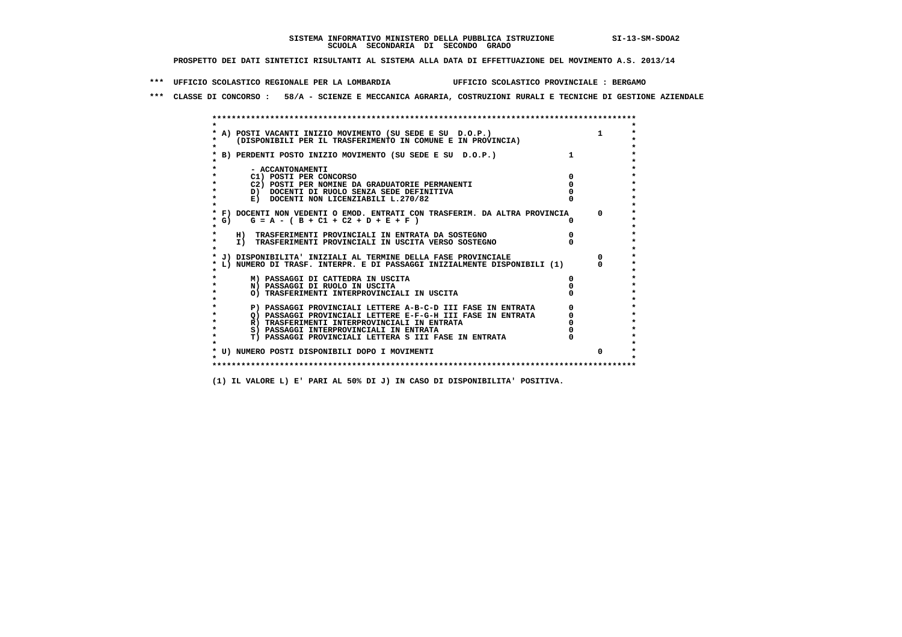**SISTEMA INFORMATIVO MINISTERO DELLA PUBBLICA ISTRUZIONE SI-13-SM-SDOA2**
**SCUOLA SECONDARIA DI SECONDO GRADO**

**PROSPETTO DEI DATI SINTETICI RISULTANTI AL SISTEMA ALLA DATA DI EFFETTUAZIONE DEL MOVIMENTO A.S. 2013/14**

**\*\*\* UFFICIO SCOLASTICO REGIONALE PER LA LOMBARDIA UFFICIO SCOLASTICO PROVINCIALE : BERGAMO**

**\*\*\* CLASSE DI CONCORSO : 58/A - SCIENZE E MECCANICA AGRARIA, COSTRUZIONI RURALI E TECNICHE DI GESTIONE AZIENDALE**

| Voce | | | |
|---|---|---|---|
| A) POSTI VACANTI INIZIO MOVIMENTO (SU SEDE E SU D.O.P.) (DISPONIBILI PER IL TRASFERIMENTO IN COMUNE E IN PROVINCIA) | | | 1 |
| B) PERDENTI POSTO INIZIO MOVIMENTO (SU SEDE E SU D.O.P.) | | 1 | |
| - ACCANTONAMENTI | | | |
| C1) POSTI PER CONCORSO | 0 | | |
| C2) POSTI PER NOMINE DA GRADUATORIE PERMANENTI | 0 | | |
| D) DOCENTI DI RUOLO SENZA SEDE DEFINITIVA | 0 | | |
| E) DOCENTI NON LICENZIABILI L.270/82 | 0 | | |
| F) DOCENTI NON VEDENTI O EMOD. ENTRATI CON TRASFERIM. DA ALTRA PROVINCIA | | | 0 |
| G) G = A - ( B + C1 + C2 + D + E + F ) | 0 | | |
| H) TRASFERIMENTI PROVINCIALI IN ENTRATA DA SOSTEGNO | 0 | | |
| I) TRASFERIMENTI PROVINCIALI IN USCITA VERSO SOSTEGNO | 0 | | |
| J) DISPONIBILITA' INIZIALI AL TERMINE DELLA FASE PROVINCIALE | | | 0 |
| L) NUMERO DI TRASF. INTERPR. E DI PASSAGGI INIZIALMENTE DISPONIBILI (1) | | | 0 |
| M) PASSAGGI DI CATTEDRA IN USCITA | 0 | | |
| N) PASSAGGI DI RUOLO IN USCITA | 0 | | |
| O) TRASFERIMENTI INTERPROVINCIALI IN USCITA | 0 | | |
| P) PASSAGGI PROVINCIALI LETTERE A-B-C-D III FASE IN ENTRATA | 0 | | |
| Q) PASSAGGI PROVINCIALI LETTERE E-F-G-H III FASE IN ENTRATA | 0 | | |
| R) TRASFERIMENTI INTERPROVINCIALI IN ENTRATA | 0 | | |
| S) PASSAGGI INTERPROVINCIALI IN ENTRATA | 0 | | |
| T) PASSAGGI PROVINCIALI LETTERA S III FASE IN ENTRATA | 0 | | |
| U) NUMERO POSTI DISPONIBILI DOPO I MOVIMENTI | | | 0 |

**(1) IL VALORE L) E' PARI AL 50% DI J) IN CASO DI DISPONIBILITA' POSITIVA.**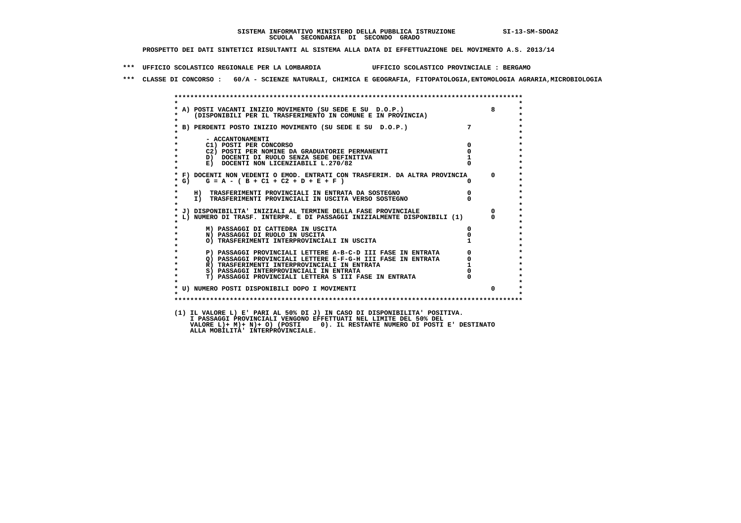SISTEMA INFORMATIVO MINISTERO DELLA PUBBLICA ISTRUZIONE SI-13-SM-SDOA2
SCUOLA SECONDARIA DI SECONDO GRADO

PROSPETTO DEI DATI SINTETICI RISULTANTI AL SISTEMA ALLA DATA DI EFFETTUAZIONE DEL MOVIMENTO A.S. 2013/14

*** UFFICIO SCOLASTICO REGIONALE PER LA LOMBARDIA UFFICIO SCOLASTICO PROVINCIALE : BERGAMO

*** CLASSE DI CONCORSO : 60/A - SCIENZE NATURALI, CHIMICA E GEOGRAFIA, FITOPATOLOGIA,ENTOMOLOGIA AGRARIA,MICROBIOLOGIA

| | | |
|---|---|---|
| A) POSTI VACANTI INIZIO MOVIMENTO (SU SEDE E SU D.O.P.) (DISPONIBILI PER IL TRASFERIMENTO IN COMUNE E IN PROVINCIA) | | 8 |
| B) PERDENTI POSTO INIZIO MOVIMENTO (SU SEDE E SU D.O.P.) | 7 | |
| - ACCANTONAMENTI | | |
| C1) POSTI PER CONCORSO | 0 | |
| C2) POSTI PER NOMINE DA GRADUATORIE PERMANENTI | 0 | |
| D) DOCENTI DI RUOLO SENZA SEDE DEFINITIVA | 1 | |
| E) DOCENTI NON LICENZIABILI L.270/82 | 0 | |
| F) DOCENTI NON VEDENTI O EMOD. ENTRATI CON TRASFERIM. DA ALTRA PROVINCIA | | 0 |
| G) G = A - ( B + C1 + C2 + D + E + F ) | 0 | |
| H) TRASFERIMENTI PROVINCIALI IN ENTRATA DA SOSTEGNO | 0 | |
| I) TRASFERIMENTI PROVINCIALI IN USCITA VERSO SOSTEGNO | 0 | |
| J) DISPONIBILITA' INIZIALI AL TERMINE DELLA FASE PROVINCIALE | | 0 |
| L) NUMERO DI TRASF. INTERPR. E DI PASSAGGI INIZIALMENTE DISPONIBILI (1) | | 0 |
| M) PASSAGGI DI CATTEDRA IN USCITA | 0 | |
| N) PASSAGGI DI RUOLO IN USCITA | 0 | |
| O) TRASFERIMENTI INTERPROVINCIALI IN USCITA | 1 | |
| P) PASSAGGI PROVINCIALI LETTERE A-B-C-D III FASE IN ENTRATA | 0 | |
| Q) PASSAGGI PROVINCIALI LETTERE E-F-G-H III FASE IN ENTRATA | 0 | |
| R) TRASFERIMENTI INTERPROVINCIALI IN ENTRATA | 1 | |
| S) PASSAGGI INTERPROVINCIALI IN ENTRATA | 0 | |
| T) PASSAGGI PROVINCIALI LETTERA S III FASE IN ENTRATA | 0 | |
| U) NUMERO POSTI DISPONIBILI DOPO I MOVIMENTI | | 0 |

(1) IL VALORE L) E' PARI AL 50% DI J) IN CASO DI DISPONIBILITA' POSITIVA.
I PASSAGGI PROVINCIALI VENGONO EFFETTUATI NEL LIMITE DEL 50% DEL
VALORE L)+ M)+ N)+ O) (POSTI 0). IL RESTANTE NUMERO DI POSTI E' DESTINATO
ALLA MOBILITA' INTERPROVINCIALE.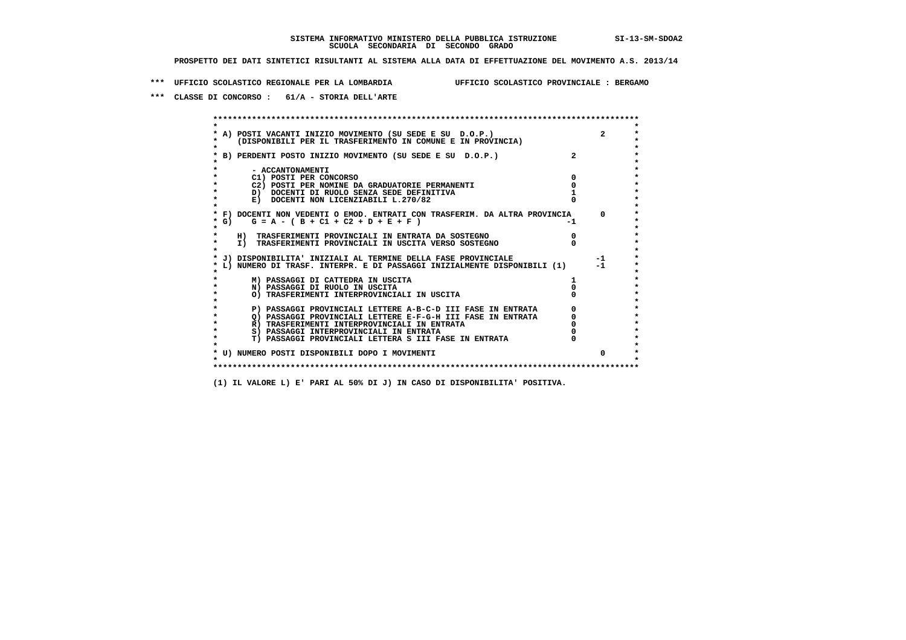SISTEMA INFORMATIVO MINISTERO DELLA PUBBLICA ISTRUZIONE SI-13-SM-SDOA2

SCUOLA SECONDARIA DI SECONDO GRADO

PROSPETTO DEI DATI SINTETICI RISULTANTI AL SISTEMA ALLA DATA DI EFFETTUAZIONE DEL MOVIMENTO A.S. 2013/14

*** UFFICIO SCOLASTICO REGIONALE PER LA LOMBARDIA UFFICIO SCOLASTICO PROVINCIALE : BERGAMO

*** CLASSE DI CONCORSO : 61/A - STORIA DELL'ARTE

| Voce | | |
|---|---|---|
| A) POSTI VACANTI INIZIO MOVIMENTO (SU SEDE E SU D.O.P.) (DISPONIBILI PER IL TRASFERIMENTO IN COMUNE E IN PROVINCIA) | | 2 |
| B) PERDENTI POSTO INIZIO MOVIMENTO (SU SEDE E SU D.O.P.) | 2 | |
| - ACCANTONAMENTI | | |
| C1) POSTI PER CONCORSO | 0 | |
| C2) POSTI PER NOMINE DA GRADUATORIE PERMANENTI | 0 | |
| D) DOCENTI DI RUOLO SENZA SEDE DEFINITIVA | 1 | |
| E) DOCENTI NON LICENZIABILI L.270/82 | 0 | |
| F) DOCENTI NON VEDENTI O EMOD. ENTRATI CON TRASFERIM. DA ALTRA PROVINCIA | | 0 |
| G) G = A - ( B + C1 + C2 + D + E + F ) | -1 | |
| H) TRASFERIMENTI PROVINCIALI IN ENTRATA DA SOSTEGNO | 0 | |
| I) TRASFERIMENTI PROVINCIALI IN USCITA VERSO SOSTEGNO | 0 | |
| J) DISPONIBILITA' INIZIALI AL TERMINE DELLA FASE PROVINCIALE | | -1 |
| L) NUMERO DI TRASF. INTERPR. E DI PASSAGGI INIZIALMENTE DISPONIBILI (1) | | -1 |
| M) PASSAGGI DI CATTEDRA IN USCITA | 1 | |
| N) PASSAGGI DI RUOLO IN USCITA | 0 | |
| O) TRASFERIMENTI INTERPROVINCIALI IN USCITA | 0 | |
| P) PASSAGGI PROVINCIALI LETTERE A-B-C-D III FASE IN ENTRATA | 0 | |
| Q) PASSAGGI PROVINCIALI LETTERE E-F-G-H III FASE IN ENTRATA | 0 | |
| R) TRASFERIMENTI INTERPROVINCIALI IN ENTRATA | 0 | |
| S) PASSAGGI INTERPROVINCIALI IN ENTRATA | 0 | |
| T) PASSAGGI PROVINCIALI LETTERA S III FASE IN ENTRATA | 0 | |
| U) NUMERO POSTI DISPONIBILI DOPO I MOVIMENTI | | 0 |

(1) IL VALORE L) E' PARI AL 50% DI J) IN CASO DI DISPONIBILITA' POSITIVA.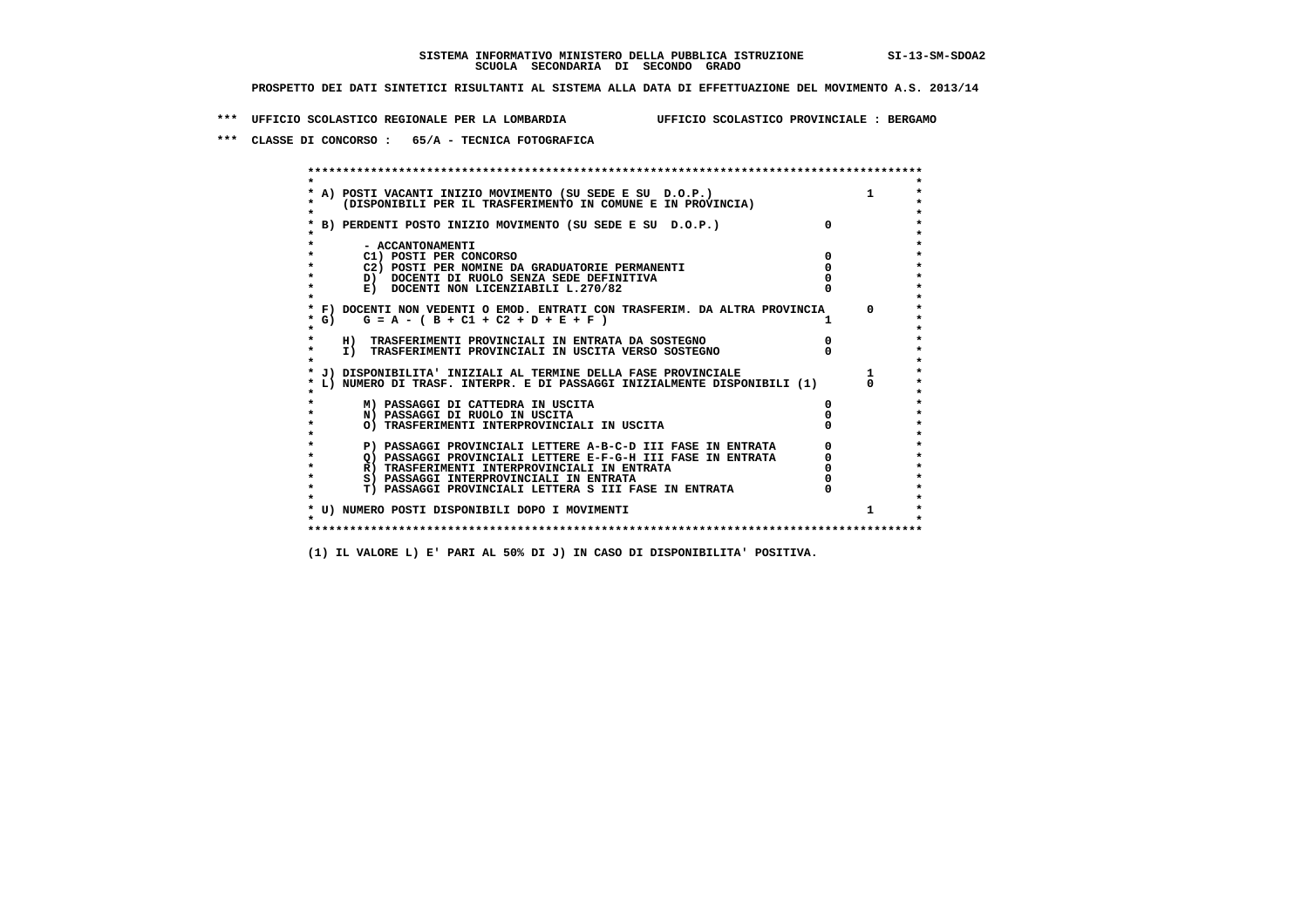SISTEMA INFORMATIVO MINISTERO DELLA PUBBLICA ISTRUZIONE SI-13-SM-SDOA2
SCUOLA SECONDARIA DI SECONDO GRADO

PROSPETTO DEI DATI SINTETICI RISULTANTI AL SISTEMA ALLA DATA DI EFFETTUAZIONE DEL MOVIMENTO A.S. 2013/14

*** UFFICIO SCOLASTICO REGIONALE PER LA LOMBARDIA UFFICIO SCOLASTICO PROVINCIALE : BERGAMO

*** CLASSE DI CONCORSO : 65/A - TECNICA FOTOGRAFICA

| Voce | | |
|---|---|---|
| A) POSTI VACANTI INIZIO MOVIMENTO (SU SEDE E SU D.O.P.) (DISPONIBILI PER IL TRASFERIMENTO IN COMUNE E IN PROVINCIA) | | 1 |
| B) PERDENTI POSTO INIZIO MOVIMENTO (SU SEDE E SU D.O.P.) | 0 | |
| - ACCANTONAMENTI | | |
| C1) POSTI PER CONCORSO | 0 | |
| C2) POSTI PER NOMINE DA GRADUATORIE PERMANENTI | 0 | |
| D) DOCENTI DI RUOLO SENZA SEDE DEFINITIVA | 0 | |
| E) DOCENTI NON LICENZIABILI L.270/82 | 0 | |
| F) DOCENTI NON VEDENTI O EMOD. ENTRATI CON TRASFERIM. DA ALTRA PROVINCIA | | 0 |
| G) G = A - ( B + C1 + C2 + D + E + F ) | 1 | |
| H) TRASFERIMENTI PROVINCIALI IN ENTRATA DA SOSTEGNO | 0 | |
| I) TRASFERIMENTI PROVINCIALI IN USCITA VERSO SOSTEGNO | 0 | |
| J) DISPONIBILITA' INIZIALI AL TERMINE DELLA FASE PROVINCIALE | | 1 |
| L) NUMERO DI TRASF. INTERPR. E DI PASSAGGI INIZIALMENTE DISPONIBILI (1) | | 0 |
| M) PASSAGGI DI CATTEDRA IN USCITA | 0 | |
| N) PASSAGGI DI RUOLO IN USCITA | 0 | |
| O) TRASFERIMENTI INTERPROVINCIALI IN USCITA | 0 | |
| P) PASSAGGI PROVINCIALI LETTERE A-B-C-D III FASE IN ENTRATA | 0 | |
| Q) PASSAGGI PROVINCIALI LETTERE E-F-G-H III FASE IN ENTRATA | 0 | |
| R) TRASFERIMENTI INTERPROVINCIALI IN ENTRATA | 0 | |
| S) PASSAGGI INTERPROVINCIALI IN ENTRATA | 0 | |
| T) PASSAGGI PROVINCIALI LETTERA S III FASE IN ENTRATA | 0 | |
| U) NUMERO POSTI DISPONIBILI DOPO I MOVIMENTI | | 1 |

(1) IL VALORE L) E' PARI AL 50% DI J) IN CASO DI DISPONIBILITA' POSITIVA.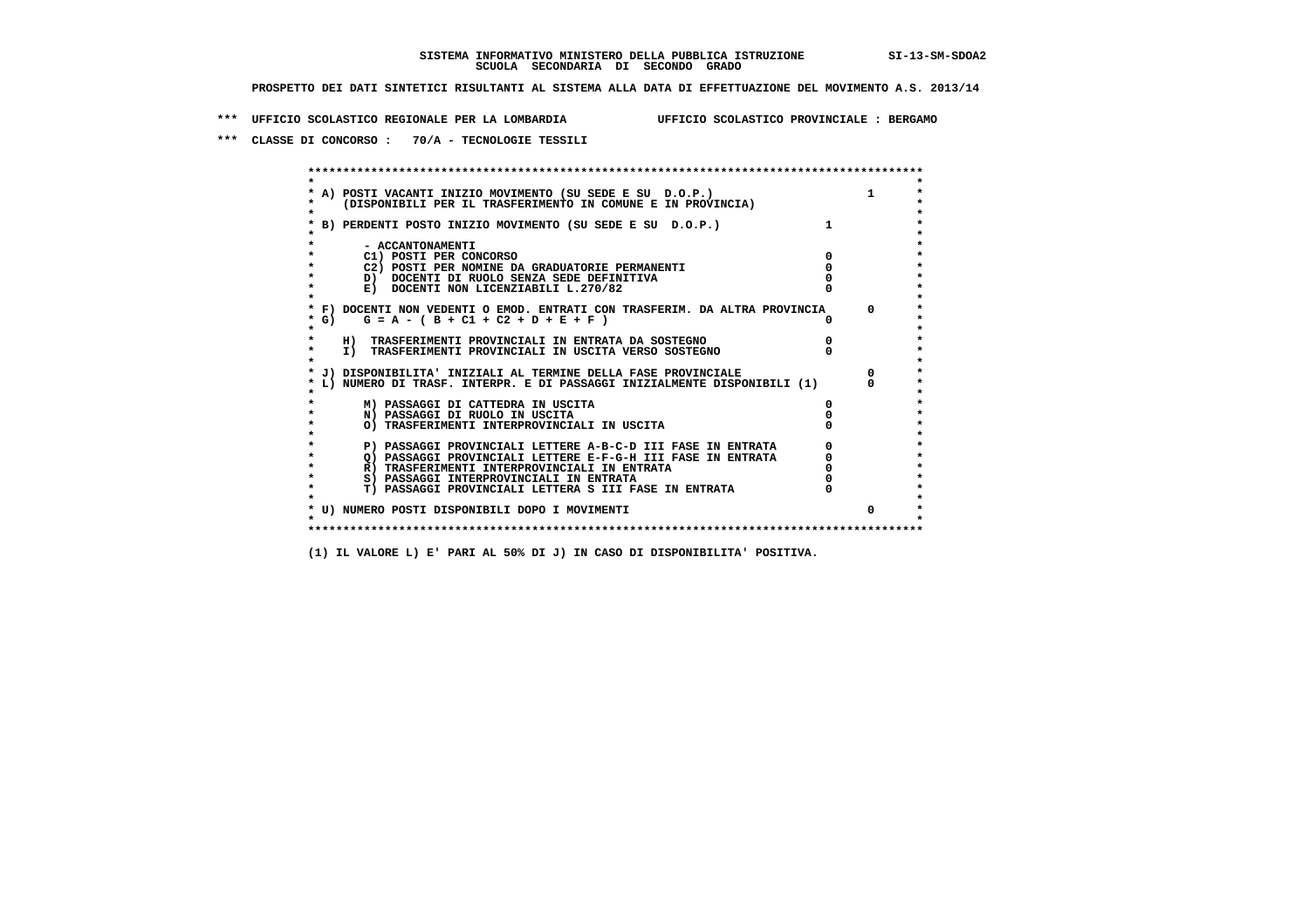**SISTEMA INFORMATIVO MINISTERO DELLA PUBBLICA ISTRUZIONE SI-13-SM-SDOA2**
**SCUOLA SECONDARIA DI SECONDO GRADO**

**PROSPETTO DEI DATI SINTETICI RISULTANTI AL SISTEMA ALLA DATA DI EFFETTUAZIONE DEL MOVIMENTO A.S. 2013/14**

**\*\*\* UFFICIO SCOLASTICO REGIONALE PER LA LOMBARDIA UFFICIO SCOLASTICO PROVINCIALE : BERGAMO**

**\*\*\* CLASSE DI CONCORSO : 70/A - TECNOLOGIE TESSILI**

```
******************************************************************************************
*                                                                                        *
* A) POSTI VACANTI INIZIO MOVIMENTO (SU SEDE E SU  D.O.P.)                       1      *
*     (DISPONIBILI PER IL TRASFERIMENTO IN COMUNE E IN PROVINCIA)                        *
*                                                                                        *
* B) PERDENTI POSTO INIZIO MOVIMENTO (SU SEDE E SU  D.O.P.)              1               *
*                                                                                        *
*       - ACCANTONAMENTI                                                                 *
*       C1) POSTI PER CONCORSO                                          0                *
*       C2) POSTI PER NOMINE DA GRADUATORIE PERMANENTI                  0                *
*       D)  DOCENTI DI RUOLO SENZA SEDE DEFINITIVA                      0                *
*       E)  DOCENTI NON LICENZIABILI L.270/82                           0                *
*                                                                                        *
* F) DOCENTI NON VEDENTI O EMOD. ENTRATI CON TRASFERIM. DA ALTRA PROVINCIA      0        *
* G)    G = A - ( B + C1 + C2 + D + E + F )                             0                *
*                                                                                        *
*    H)  TRASFERIMENTI PROVINCIALI IN ENTRATA DA SOSTEGNO               0                *
*    I)  TRASFERIMENTI PROVINCIALI IN USCITA VERSO SOSTEGNO             0                *
*                                                                                        *
* J) DISPONIBILITA' INIZIALI AL TERMINE DELLA FASE PROVINCIALE                  0        *
* L) NUMERO DI TRASF. INTERPR. E DI PASSAGGI INIZIALMENTE DISPONIBILI (1)       0        *
*                                                                                        *
*       M) PASSAGGI DI CATTEDRA IN USCITA                               0                *
*       N) PASSAGGI DI RUOLO IN USCITA                                  0                *
*       O) TRASFERIMENTI INTERPROVINCIALI IN USCITA                     0                *
*                                                                                        *
*       P) PASSAGGI PROVINCIALI LETTERE A-B-C-D III FASE IN ENTRATA     0                *
*       Q) PASSAGGI PROVINCIALI LETTERE E-F-G-H III FASE IN ENTRATA     0                *
*       R) TRASFERIMENTI INTERPROVINCIALI IN ENTRATA                    0                *
*       S) PASSAGGI INTERPROVINCIALI IN ENTRATA                         0                *
*       T) PASSAGGI PROVINCIALI LETTERA S III FASE IN ENTRATA           0                *
*                                                                                        *
* U) NUMERO POSTI DISPONIBILI DOPO I MOVIMENTI                                  0        *
*                                                                                        *
******************************************************************************************
```

**(1) IL VALORE L) E' PARI AL 50% DI J) IN CASO DI DISPONIBILITA' POSITIVA.**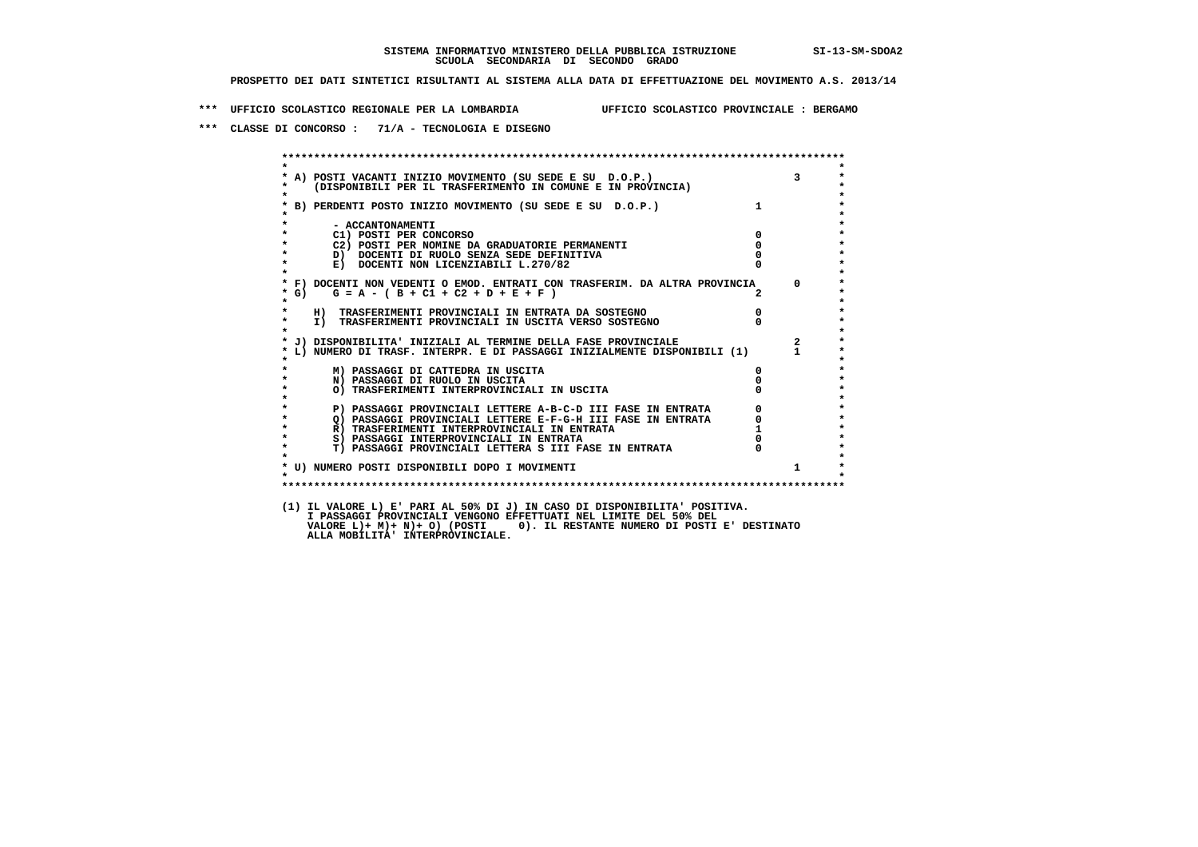SISTEMA INFORMATIVO MINISTERO DELLA PUBBLICA ISTRUZIONE SI-13-SM-SDOA2
SCUOLA SECONDARIA DI SECONDO GRADO

PROSPETTO DEI DATI SINTETICI RISULTANTI AL SISTEMA ALLA DATA DI EFFETTUAZIONE DEL MOVIMENTO A.S. 2013/14

*** UFFICIO SCOLASTICO REGIONALE PER LA LOMBARDIA UFFICIO SCOLASTICO PROVINCIALE : BERGAMO

*** CLASSE DI CONCORSO : 71/A - TECNOLOGIA E DISEGNO

| Voce | | |
|---|---|---|
| A) POSTI VACANTI INIZIO MOVIMENTO (SU SEDE E SU D.O.P.) (DISPONIBILI PER IL TRASFERIMENTO IN COMUNE E IN PROVINCIA) | | 3 |
| B) PERDENTI POSTO INIZIO MOVIMENTO (SU SEDE E SU D.O.P.) | 1 | |
| - ACCANTONAMENTI | | |
| C1) POSTI PER CONCORSO | 0 | |
| C2) POSTI PER NOMINE DA GRADUATORIE PERMANENTI | 0 | |
| D) DOCENTI DI RUOLO SENZA SEDE DEFINITIVA | 0 | |
| E) DOCENTI NON LICENZIABILI L.270/82 | 0 | |
| F) DOCENTI NON VEDENTI O EMOD. ENTRATI CON TRASFERIM. DA ALTRA PROVINCIA | | 0 |
| G) G = A - ( B + C1 + C2 + D + E + F ) | 2 | |
| H) TRASFERIMENTI PROVINCIALI IN ENTRATA DA SOSTEGNO | 0 | |
| I) TRASFERIMENTI PROVINCIALI IN USCITA VERSO SOSTEGNO | 0 | |
| J) DISPONIBILITA' INIZIALI AL TERMINE DELLA FASE PROVINCIALE | | 2 |
| L) NUMERO DI TRASF. INTERPR. E DI PASSAGGI INIZIALMENTE DISPONIBILI (1) | | 1 |
| M) PASSAGGI DI CATTEDRA IN USCITA | 0 | |
| N) PASSAGGI DI RUOLO IN USCITA | 0 | |
| O) TRASFERIMENTI INTERPROVINCIALI IN USCITA | 0 | |
| P) PASSAGGI PROVINCIALI LETTERE A-B-C-D III FASE IN ENTRATA | 0 | |
| Q) PASSAGGI PROVINCIALI LETTERE E-F-G-H III FASE IN ENTRATA | 0 | |
| R) TRASFERIMENTI INTERPROVINCIALI IN ENTRATA | 1 | |
| S) PASSAGGI INTERPROVINCIALI IN ENTRATA | 0 | |
| T) PASSAGGI PROVINCIALI LETTERA S III FASE IN ENTRATA | 0 | |
| U) NUMERO POSTI DISPONIBILI DOPO I MOVIMENTI | | 1 |

(1) IL VALORE L) E' PARI AL 50% DI J) IN CASO DI DISPONIBILITA' POSITIVA.
I PASSAGGI PROVINCIALI VENGONO EFFETTUATI NEL LIMITE DEL 50% DEL
VALORE L)+ M)+ N)+ O) (POSTI 0). IL RESTANTE NUMERO DI POSTI E' DESTINATO
ALLA MOBILITA' INTERPROVINCIALE.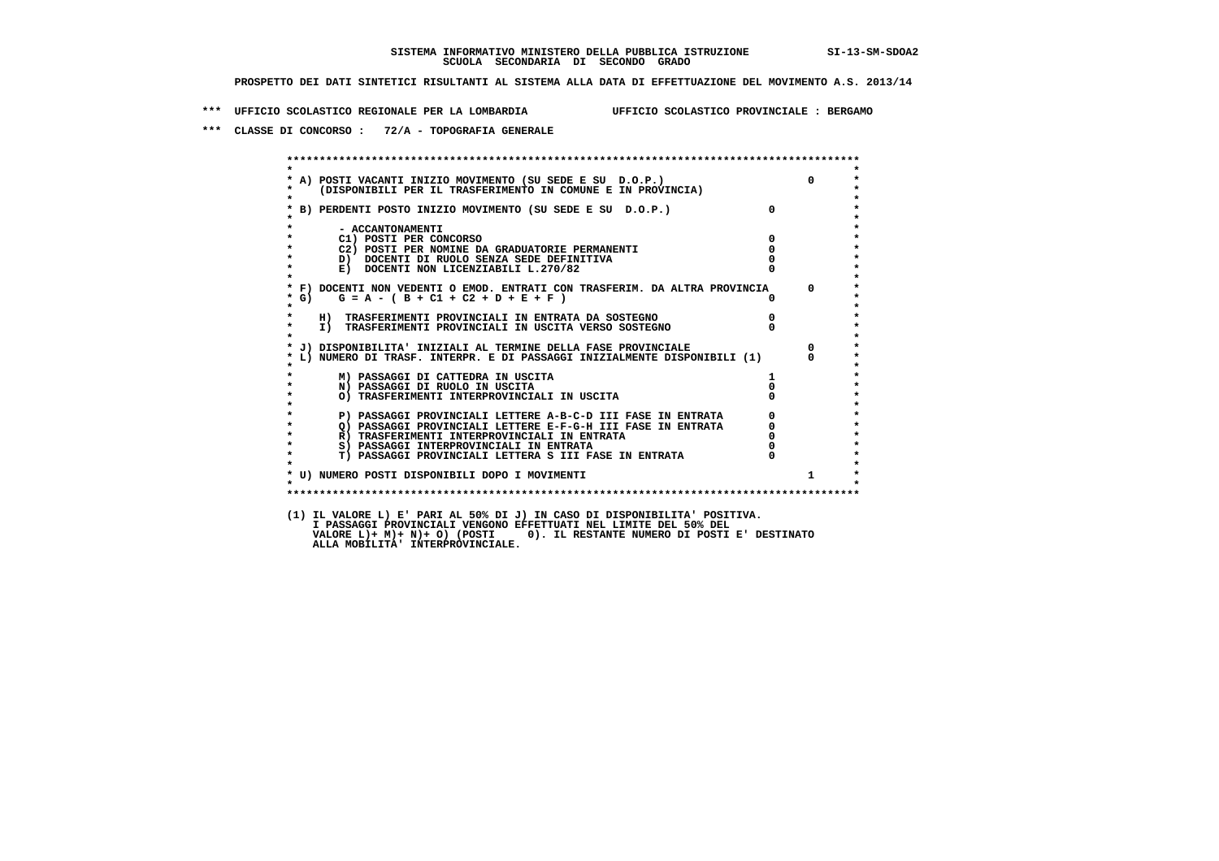**SISTEMA INFORMATIVO MINISTERO DELLA PUBBLICA ISTRUZIONE SI-13-SM-SDOA2**
**SCUOLA SECONDARIA DI SECONDO GRADO**

**PROSPETTO DEI DATI SINTETICI RISULTANTI AL SISTEMA ALLA DATA DI EFFETTUAZIONE DEL MOVIMENTO A.S. 2013/14**

**\*\*\* UFFICIO SCOLASTICO REGIONALE PER LA LOMBARDIA UFFICIO SCOLASTICO PROVINCIALE : BERGAMO**

**\*\*\* CLASSE DI CONCORSO : 72/A - TOPOGRAFIA GENERALE**

| Voce | | |
|---|---|---|
| A) POSTI VACANTI INIZIO MOVIMENTO (SU SEDE E SU D.O.P.) (DISPONIBILI PER IL TRASFERIMENTO IN COMUNE E IN PROVINCIA) | | 0 |
| B) PERDENTI POSTO INIZIO MOVIMENTO (SU SEDE E SU D.O.P.) | 0 | |
| - ACCANTONAMENTI | | |
| C1) POSTI PER CONCORSO | 0 | |
| C2) POSTI PER NOMINE DA GRADUATORIE PERMANENTI | 0 | |
| D) DOCENTI DI RUOLO SENZA SEDE DEFINITIVA | 0 | |
| E) DOCENTI NON LICENZIABILI L.270/82 | 0 | |
| F) DOCENTI NON VEDENTI O EMOD. ENTRATI CON TRASFERIM. DA ALTRA PROVINCIA | | 0 |
| G) G = A - ( B + C1 + C2 + D + E + F ) | 0 | |
| H) TRASFERIMENTI PROVINCIALI IN ENTRATA DA SOSTEGNO | 0 | |
| I) TRASFERIMENTI PROVINCIALI IN USCITA VERSO SOSTEGNO | 0 | |
| J) DISPONIBILITA' INIZIALI AL TERMINE DELLA FASE PROVINCIALE | | 0 |
| L) NUMERO DI TRASF. INTERPR. E DI PASSAGGI INIZIALMENTE DISPONIBILI (1) | | 0 |
| M) PASSAGGI DI CATTEDRA IN USCITA | 1 | |
| N) PASSAGGI DI RUOLO IN USCITA | 0 | |
| O) TRASFERIMENTI INTERPROVINCIALI IN USCITA | 0 | |
| P) PASSAGGI PROVINCIALI LETTERE A-B-C-D III FASE IN ENTRATA | 0 | |
| Q) PASSAGGI PROVINCIALI LETTERE E-F-G-H III FASE IN ENTRATA | 0 | |
| R) TRASFERIMENTI INTERPROVINCIALI IN ENTRATA | 0 | |
| S) PASSAGGI INTERPROVINCIALI IN ENTRATA | 0 | |
| T) PASSAGGI PROVINCIALI LETTERA S III FASE IN ENTRATA | 0 | |
| U) NUMERO POSTI DISPONIBILI DOPO I MOVIMENTI | | 1 |

(1) IL VALORE L) E' PARI AL 50% DI J) IN CASO DI DISPONIBILITA' POSITIVA.
I PASSAGGI PROVINCIALI VENGONO EFFETTUATI NEL LIMITE DEL 50% DEL
VALORE L)+ M)+ N)+ O) (POSTI 0). IL RESTANTE NUMERO DI POSTI E' DESTINATO
ALLA MOBILITA' INTERPROVINCIALE.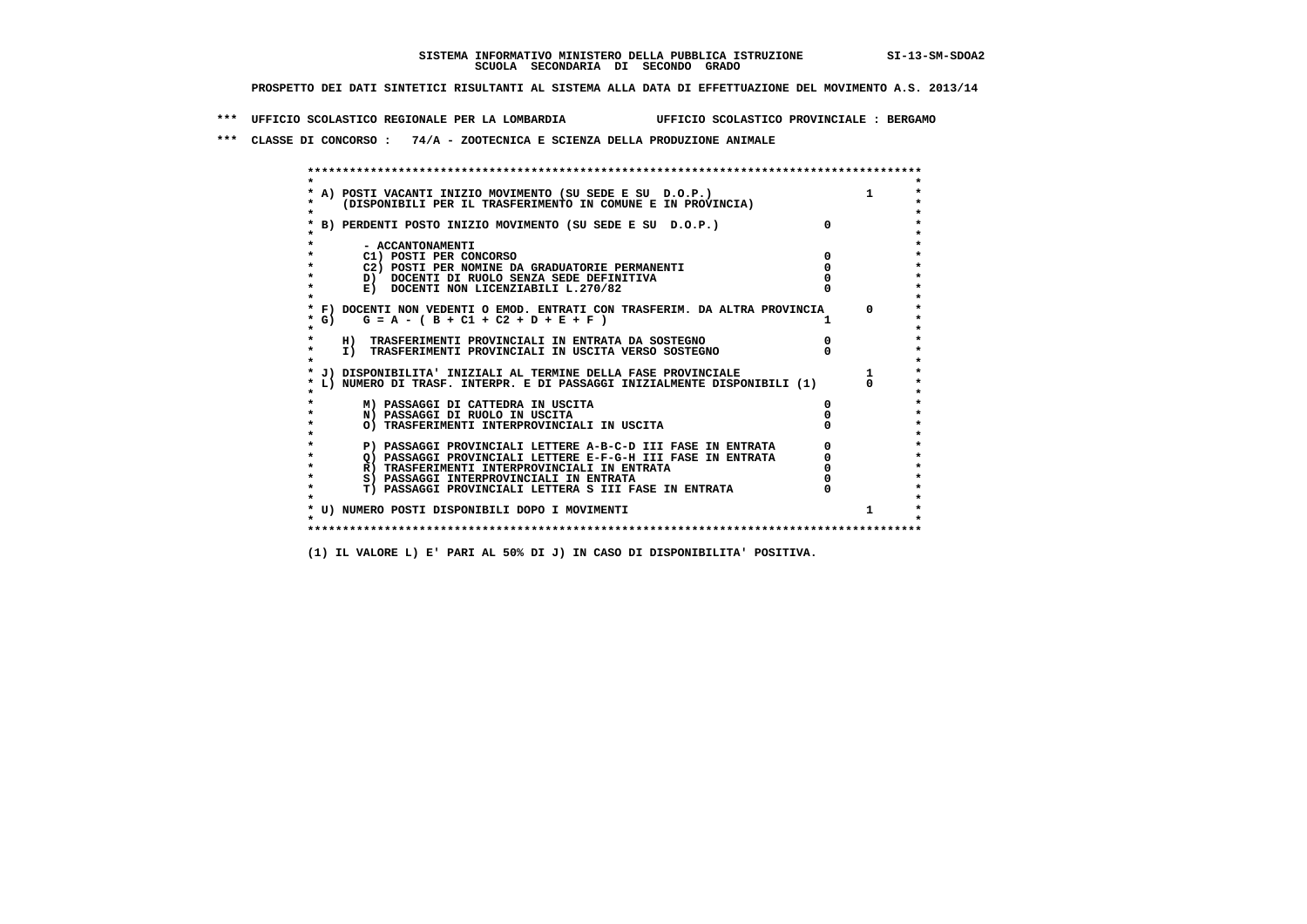**SISTEMA INFORMATIVO MINISTERO DELLA PUBBLICA ISTRUZIONE SI-13-SM-SDOA2**
**SCUOLA SECONDARIA DI SECONDO GRADO**

**PROSPETTO DEI DATI SINTETICI RISULTANTI AL SISTEMA ALLA DATA DI EFFETTUAZIONE DEL MOVIMENTO A.S. 2013/14**

**\*\*\* UFFICIO SCOLASTICO REGIONALE PER LA LOMBARDIA UFFICIO SCOLASTICO PROVINCIALE : BERGAMO**

**\*\*\* CLASSE DI CONCORSO : 74/A - ZOOTECNICA E SCIENZA DELLA PRODUZIONE ANIMALE**

```
******************************************************************************************
*                                                                                        *
* A) POSTI VACANTI INIZIO MOVIMENTO (SU SEDE E SU  D.O.P.)                      1        *
*     (DISPONIBILI PER IL TRASFERIMENTO IN COMUNE E IN PROVINCIA)                        *
*                                                                                        *
* B) PERDENTI POSTO INIZIO MOVIMENTO (SU SEDE E SU  D.O.P.)              0               *
*                                                                                        *
*       - ACCANTONAMENTI                                                                 *
*       C1) POSTI PER CONCORSO                                          0               *
*       C2) POSTI PER NOMINE DA GRADUATORIE PERMANENTI                  0               *
*       D)  DOCENTI DI RUOLO SENZA SEDE DEFINITIVA                      0               *
*       E)  DOCENTI NON LICENZIABILI L.270/82                           0               *
*                                                                                        *
* F) DOCENTI NON VEDENTI O EMOD. ENTRATI CON TRASFERIM. DA ALTRA PROVINCIA      0        *
* G)    G = A - ( B + C1 + C2 + D + E + F )                             1               *
*                                                                                        *
*    H)  TRASFERIMENTI PROVINCIALI IN ENTRATA DA SOSTEGNO               0               *
*    I)  TRASFERIMENTI PROVINCIALI IN USCITA VERSO SOSTEGNO             0               *
*                                                                                        *
* J) DISPONIBILITA' INIZIALI AL TERMINE DELLA FASE PROVINCIALE                  1        *
* L) NUMERO DI TRASF. INTERPR. E DI PASSAGGI INIZIALMENTE DISPONIBILI (1)       0        *
*                                                                                        *
*       M) PASSAGGI DI CATTEDRA IN USCITA                               0               *
*       N) PASSAGGI DI RUOLO IN USCITA                                  0               *
*       O) TRASFERIMENTI INTERPROVINCIALI IN USCITA                     0               *
*                                                                                        *
*       P) PASSAGGI PROVINCIALI LETTERE A-B-C-D III FASE IN ENTRATA     0               *
*       Q) PASSAGGI PROVINCIALI LETTERE E-F-G-H III FASE IN ENTRATA     0               *
*       R) TRASFERIMENTI INTERPROVINCIALI IN ENTRATA                    0               *
*       S) PASSAGGI INTERPROVINCIALI IN ENTRATA                         0               *
*       T) PASSAGGI PROVINCIALI LETTERA S III FASE IN ENTRATA           0               *
*                                                                                        *
* U) NUMERO POSTI DISPONIBILI DOPO I MOVIMENTI                                  1        *
*                                                                                        *
******************************************************************************************
```

**(1) IL VALORE L) E' PARI AL 50% DI J) IN CASO DI DISPONIBILITA' POSITIVA.**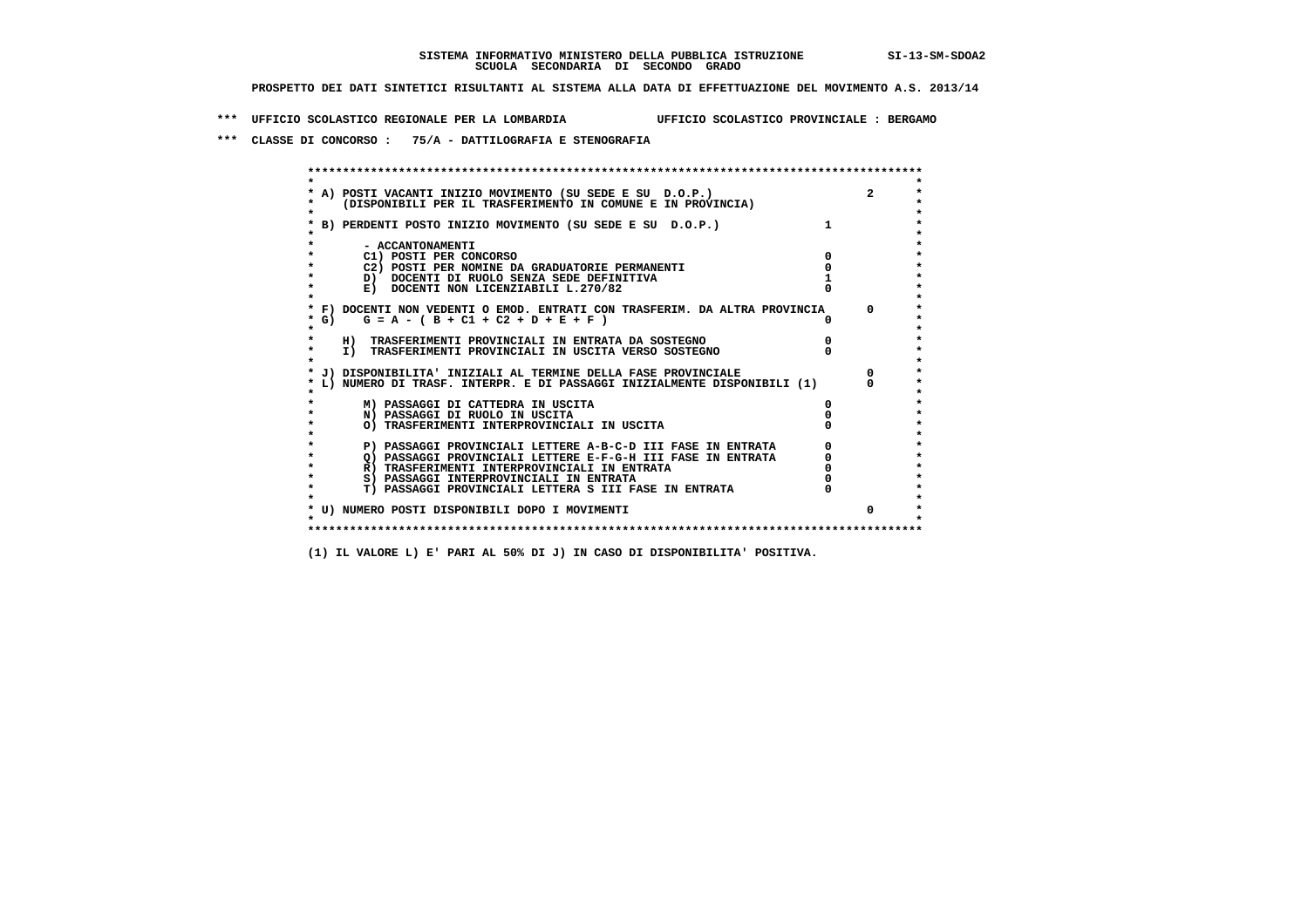SISTEMA INFORMATIVO MINISTERO DELLA PUBBLICA ISTRUZIONE SI-13-SM-SDOA2
SCUOLA SECONDARIA DI SECONDO GRADO

PROSPETTO DEI DATI SINTETICI RISULTANTI AL SISTEMA ALLA DATA DI EFFETTUAZIONE DEL MOVIMENTO A.S. 2013/14

*** UFFICIO SCOLASTICO REGIONALE PER LA LOMBARDIA UFFICIO SCOLASTICO PROVINCIALE : BERGAMO

*** CLASSE DI CONCORSO : 75/A - DATTILOGRAFIA E STENOGRAFIA

```
******************************************************************************************
*                                                                                        *
* A) POSTI VACANTI INIZIO MOVIMENTO (SU SEDE E SU  D.O.P.)                        2      *
*     (DISPONIBILI PER IL TRASFERIMENTO IN COMUNE E IN PROVINCIA)                        *
*                                                                                        *
* B) PERDENTI POSTO INIZIO MOVIMENTO (SU SEDE E SU  D.O.P.)              1               *
*                                                                                        *
*       - ACCANTONAMENTI                                                                 *
*       C1) POSTI PER CONCORSO                                           0               *
*       C2) POSTI PER NOMINE DA GRADUATORIE PERMANENTI                   0               *
*       D)  DOCENTI DI RUOLO SENZA SEDE DEFINITIVA                       1               *
*       E)  DOCENTI NON LICENZIABILI L.270/82                            0               *
*                                                                                        *
* F) DOCENTI NON VEDENTI O EMOD. ENTRATI CON TRASFERIM. DA ALTRA PROVINCIA        0      *
* G)    G = A - ( B + C1 + C2 + D + E + F )                              0               *
*                                                                                        *
*     H)  TRASFERIMENTI PROVINCIALI IN ENTRATA DA SOSTEGNO               0               *
*     I)  TRASFERIMENTI PROVINCIALI IN USCITA VERSO SOSTEGNO             0               *
*                                                                                        *
* J) DISPONIBILITA' INIZIALI AL TERMINE DELLA FASE PROVINCIALE                    0      *
* L) NUMERO DI TRASF. INTERPR. E DI PASSAGGI INIZIALMENTE DISPONIBILI (1)         0      *
*                                                                                        *
*       M) PASSAGGI DI CATTEDRA IN USCITA                                0               *
*       N) PASSAGGI DI RUOLO IN USCITA                                   0               *
*       O) TRASFERIMENTI INTERPROVINCIALI IN USCITA                      0               *
*                                                                                        *
*       P) PASSAGGI PROVINCIALI LETTERE A-B-C-D III FASE IN ENTRATA      0               *
*       Q) PASSAGGI PROVINCIALI LETTERE E-F-G-H III FASE IN ENTRATA      0               *
*       R) TRASFERIMENTI INTERPROVINCIALI IN ENTRATA                      0               *
*       S) PASSAGGI INTERPROVINCIALI IN ENTRATA                          0               *
*       T) PASSAGGI PROVINCIALI LETTERA S III FASE IN ENTRATA            0               *
*                                                                                        *
* U) NUMERO POSTI DISPONIBILI DOPO I MOVIMENTI                                    0      *
*                                                                                        *
******************************************************************************************
```

(1) IL VALORE L) E' PARI AL 50% DI J) IN CASO DI DISPONIBILITA' POSITIVA.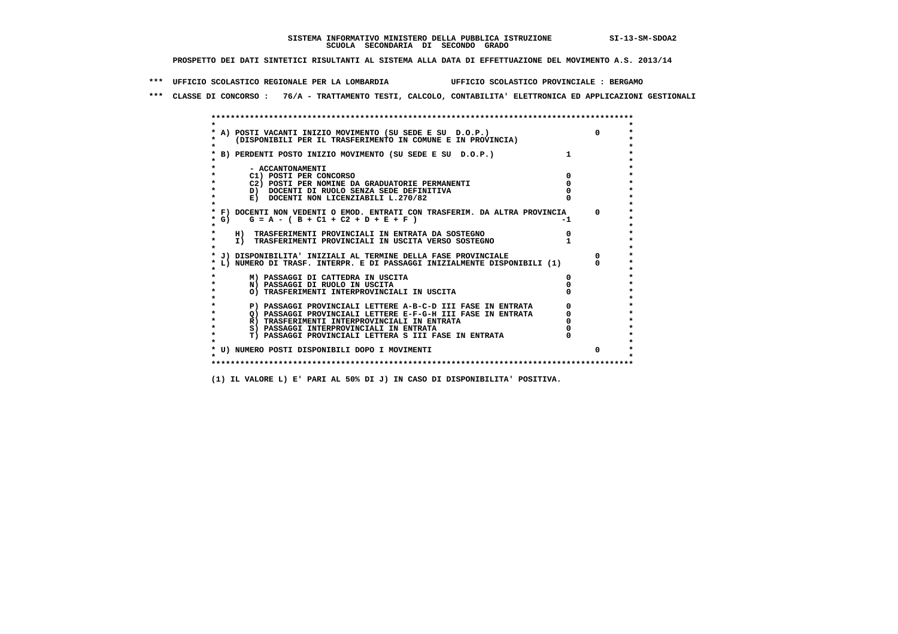SISTEMA INFORMATIVO MINISTERO DELLA PUBBLICA ISTRUZIONE SI-13-SM-SDOA2
SCUOLA SECONDARIA DI SECONDO GRADO

PROSPETTO DEI DATI SINTETICI RISULTANTI AL SISTEMA ALLA DATA DI EFFETTUAZIONE DEL MOVIMENTO A.S. 2013/14

*** UFFICIO SCOLASTICO REGIONALE PER LA LOMBARDIA UFFICIO SCOLASTICO PROVINCIALE : BERGAMO

*** CLASSE DI CONCORSO : 76/A - TRATTAMENTO TESTI, CALCOLO, CONTABILITA' ELETTRONICA ED APPLICAZIONI GESTIONALI

| Voce | | |
|---|---|---|
| A) POSTI VACANTI INIZIO MOVIMENTO (SU SEDE E SU D.O.P.) (DISPONIBILI PER IL TRASFERIMENTO IN COMUNE E IN PROVINCIA) | | 0 |
| B) PERDENTI POSTO INIZIO MOVIMENTO (SU SEDE E SU D.O.P.) | 1 | |
| - ACCANTONAMENTI | | |
| C1) POSTI PER CONCORSO | 0 | |
| C2) POSTI PER NOMINE DA GRADUATORIE PERMANENTI | 0 | |
| D) DOCENTI DI RUOLO SENZA SEDE DEFINITIVA | 0 | |
| E) DOCENTI NON LICENZIABILI L.270/82 | 0 | |
| F) DOCENTI NON VEDENTI O EMOD. ENTRATI CON TRASFERIM. DA ALTRA PROVINCIA | | 0 |
| G) G = A - ( B + C1 + C2 + D + E + F ) | -1 | |
| H) TRASFERIMENTI PROVINCIALI IN ENTRATA DA SOSTEGNO | 0 | |
| I) TRASFERIMENTI PROVINCIALI IN USCITA VERSO SOSTEGNO | 1 | |
| J) DISPONIBILITA' INIZIALI AL TERMINE DELLA FASE PROVINCIALE | | 0 |
| L) NUMERO DI TRASF. INTERPR. E DI PASSAGGI INIZIALMENTE DISPONIBILI (1) | | 0 |
| M) PASSAGGI DI CATTEDRA IN USCITA | 0 | |
| N) PASSAGGI DI RUOLO IN USCITA | 0 | |
| O) TRASFERIMENTI INTERPROVINCIALI IN USCITA | 0 | |
| P) PASSAGGI PROVINCIALI LETTERE A-B-C-D III FASE IN ENTRATA | 0 | |
| Q) PASSAGGI PROVINCIALI LETTERE E-F-G-H III FASE IN ENTRATA | 0 | |
| R) TRASFERIMENTI INTERPROVINCIALI IN ENTRATA | 0 | |
| S) PASSAGGI INTERPROVINCIALI IN ENTRATA | 0 | |
| T) PASSAGGI PROVINCIALI LETTERA S III FASE IN ENTRATA | 0 | |
| U) NUMERO POSTI DISPONIBILI DOPO I MOVIMENTI | | 0 |

(1) IL VALORE L) E' PARI AL 50% DI J) IN CASO DI DISPONIBILITA' POSITIVA.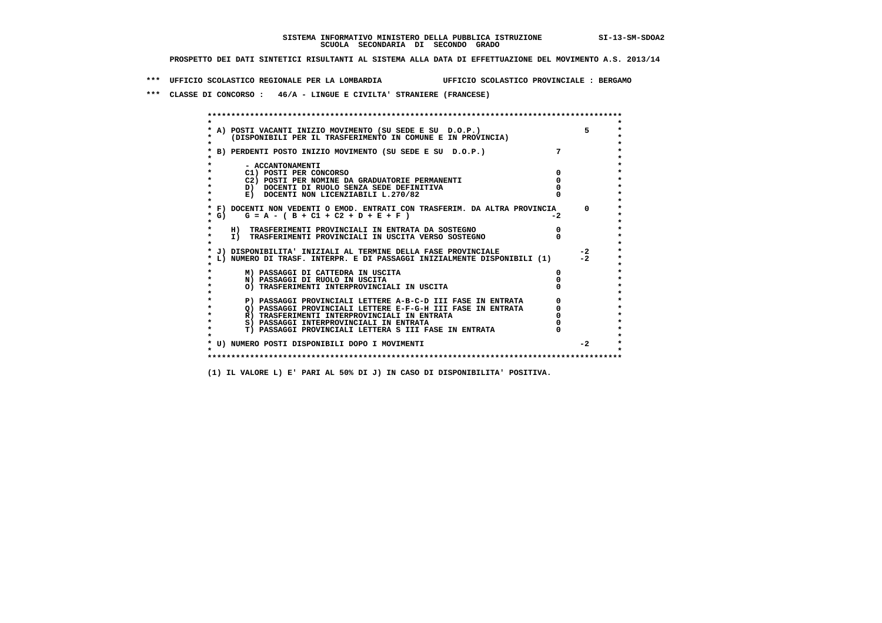**SISTEMA INFORMATIVO MINISTERO DELLA PUBBLICA ISTRUZIONE** SI-13-SM-SDOA2
**SCUOLA SECONDARIA DI SECONDO GRADO**

**PROSPETTO DEI DATI SINTETICI RISULTANTI AL SISTEMA ALLA DATA DI EFFETTUAZIONE DEL MOVIMENTO A.S. 2013/14**

**\*\*\* UFFICIO SCOLASTICO REGIONALE PER LA LOMBARDIA UFFICIO SCOLASTICO PROVINCIALE : BERGAMO**

**\*\*\* CLASSE DI CONCORSO : 46/A - LINGUE E CIVILTA' STRANIERE (FRANCESE)**

| Voce | | |
|---|---|---|
| A) POSTI VACANTI INIZIO MOVIMENTO (SU SEDE E SU D.O.P.) (DISPONIBILI PER IL TRASFERIMENTO IN COMUNE E IN PROVINCIA) | | 5 |
| B) PERDENTI POSTO INIZIO MOVIMENTO (SU SEDE E SU D.O.P.) | 7 | |
| - ACCANTONAMENTI | | |
| C1) POSTI PER CONCORSO | 0 | |
| C2) POSTI PER NOMINE DA GRADUATORIE PERMANENTI | 0 | |
| D) DOCENTI DI RUOLO SENZA SEDE DEFINITIVA | 0 | |
| E) DOCENTI NON LICENZIABILI L.270/82 | 0 | |
| F) DOCENTI NON VEDENTI O EMOD. ENTRATI CON TRASFERIM. DA ALTRA PROVINCIA | | 0 |
| G) G = A - ( B + C1 + C2 + D + E + F ) | -2 | |
| H) TRASFERIMENTI PROVINCIALI IN ENTRATA DA SOSTEGNO | 0 | |
| I) TRASFERIMENTI PROVINCIALI IN USCITA VERSO SOSTEGNO | 0 | |
| J) DISPONIBILITA' INIZIALI AL TERMINE DELLA FASE PROVINCIALE | | -2 |
| L) NUMERO DI TRASF. INTERPR. E DI PASSAGGI INIZIALMENTE DISPONIBILI (1) | | -2 |
| M) PASSAGGI DI CATTEDRA IN USCITA | 0 | |
| N) PASSAGGI DI RUOLO IN USCITA | 0 | |
| O) TRASFERIMENTI INTERPROVINCIALI IN USCITA | 0 | |
| P) PASSAGGI PROVINCIALI LETTERE A-B-C-D III FASE IN ENTRATA | 0 | |
| Q) PASSAGGI PROVINCIALI LETTERE E-F-G-H III FASE IN ENTRATA | 0 | |
| R) TRASFERIMENTI INTERPROVINCIALI IN ENTRATA | 0 | |
| S) PASSAGGI INTERPROVINCIALI IN ENTRATA | 0 | |
| T) PASSAGGI PROVINCIALI LETTERA S III FASE IN ENTRATA | 0 | |
| U) NUMERO POSTI DISPONIBILI DOPO I MOVIMENTI | | -2 |

**(1) IL VALORE L) E' PARI AL 50% DI J) IN CASO DI DISPONIBILITA' POSITIVA.**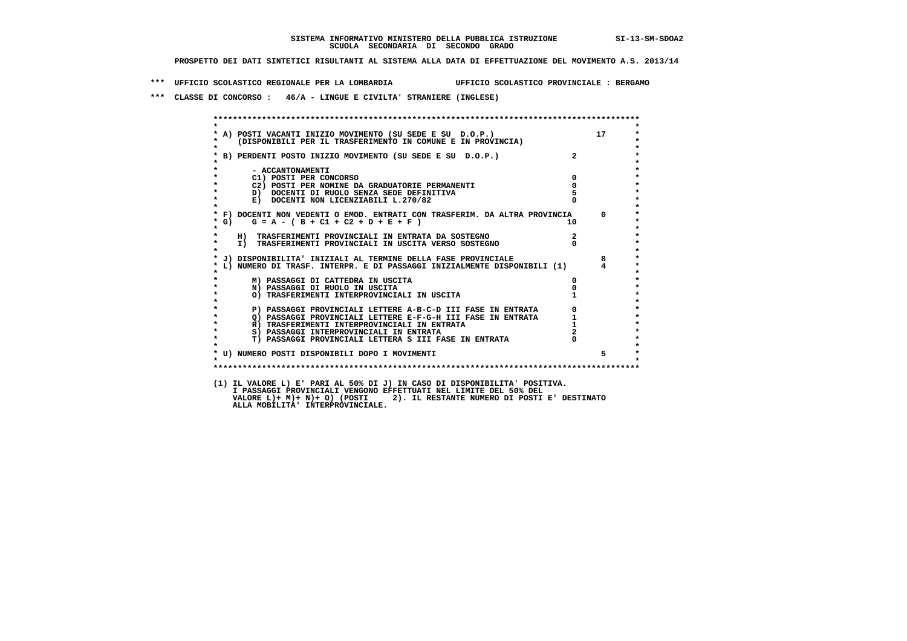**SISTEMA INFORMATIVO MINISTERO DELLA PUBBLICA ISTRUZIONE SI-13-SM-SDOA2**
**SCUOLA SECONDARIA DI SECONDO GRADO**

**PROSPETTO DEI DATI SINTETICI RISULTANTI AL SISTEMA ALLA DATA DI EFFETTUAZIONE DEL MOVIMENTO A.S. 2013/14**

**\*\*\* UFFICIO SCOLASTICO REGIONALE PER LA LOMBARDIA UFFICIO SCOLASTICO PROVINCIALE : BERGAMO**

**\*\*\* CLASSE DI CONCORSO : 46/A - LINGUE E CIVILTA' STRANIERE (INGLESE)**

| Voce | | |
|---|---|---|
| A) POSTI VACANTI INIZIO MOVIMENTO (SU SEDE E SU D.O.P.) (DISPONIBILI PER IL TRASFERIMENTO IN COMUNE E IN PROVINCIA) | | 17 |
| B) PERDENTI POSTO INIZIO MOVIMENTO (SU SEDE E SU D.O.P.) | 2 | |
| - ACCANTONAMENTI | | |
| C1) POSTI PER CONCORSO | 0 | |
| C2) POSTI PER NOMINE DA GRADUATORIE PERMANENTI | 0 | |
| D) DOCENTI DI RUOLO SENZA SEDE DEFINITIVA | 5 | |
| E) DOCENTI NON LICENZIABILI L.270/82 | 0 | |
| F) DOCENTI NON VEDENTI O EMOD. ENTRATI CON TRASFERIM. DA ALTRA PROVINCIA | | 0 |
| G) G = A - ( B + C1 + C2 + D + E + F ) | 10 | |
| H) TRASFERIMENTI PROVINCIALI IN ENTRATA DA SOSTEGNO | 2 | |
| I) TRASFERIMENTI PROVINCIALI IN USCITA VERSO SOSTEGNO | 0 | |
| J) DISPONIBILITA' INIZIALI AL TERMINE DELLA FASE PROVINCIALE | | 8 |
| L) NUMERO DI TRASF. INTERPR. E DI PASSAGGI INIZIALMENTE DISPONIBILI (1) | | 4 |
| M) PASSAGGI DI CATTEDRA IN USCITA | 0 | |
| N) PASSAGGI DI RUOLO IN USCITA | 0 | |
| O) TRASFERIMENTI INTERPROVINCIALI IN USCITA | 1 | |
| P) PASSAGGI PROVINCIALI LETTERE A-B-C-D III FASE IN ENTRATA | 0 | |
| Q) PASSAGGI PROVINCIALI LETTERE E-F-G-H III FASE IN ENTRATA | 1 | |
| R) TRASFERIMENTI INTERPROVINCIALI IN ENTRATA | 1 | |
| S) PASSAGGI INTERPROVINCIALI IN ENTRATA | 2 | |
| T) PASSAGGI PROVINCIALI LETTERA S III FASE IN ENTRATA | 0 | |
| U) NUMERO POSTI DISPONIBILI DOPO I MOVIMENTI | | 5 |

(1) IL VALORE L) E' PARI AL 50% DI J) IN CASO DI DISPONIBILITA' POSITIVA. I PASSAGGI PROVINCIALI VENGONO EFFETTUATI NEL LIMITE DEL 50% DEL VALORE L)+ M)+ N)+ O) (POSTI 2). IL RESTANTE NUMERO DI POSTI E' DESTINATO ALLA MOBILITA' INTERPROVINCIALE.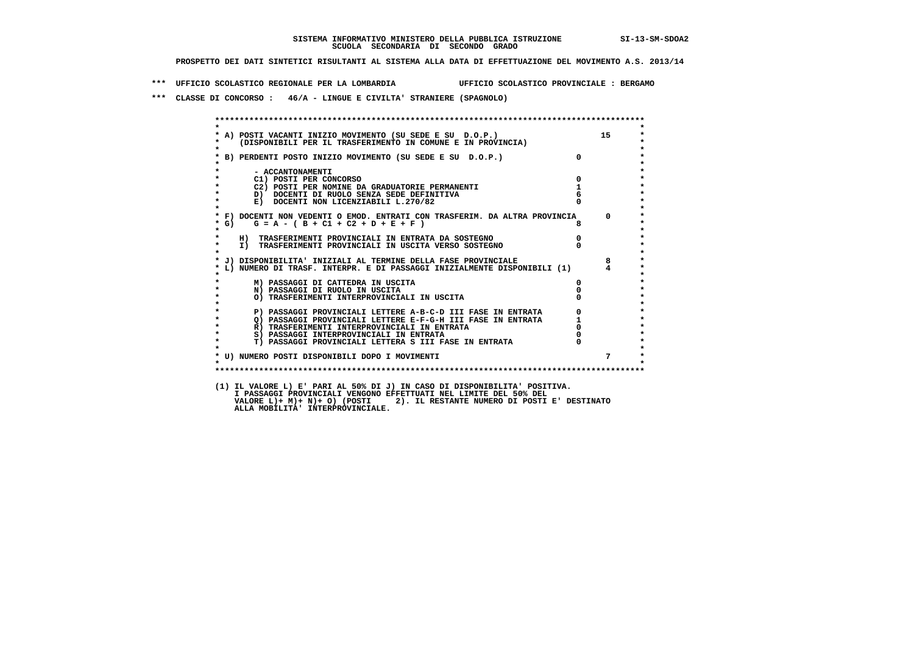SISTEMA INFORMATIVO MINISTERO DELLA PUBBLICA ISTRUZIONE SI-13-SM-SDOA2
SCUOLA SECONDARIA DI SECONDO GRADO

PROSPETTO DEI DATI SINTETICI RISULTANTI AL SISTEMA ALLA DATA DI EFFETTUAZIONE DEL MOVIMENTO A.S. 2013/14

*** UFFICIO SCOLASTICO REGIONALE PER LA LOMBARDIA UFFICIO SCOLASTICO PROVINCIALE : BERGAMO

*** CLASSE DI CONCORSO : 46/A - LINGUE E CIVILTA' STRANIERE (SPAGNOLO)

| Voce | | |
|---|---|---|
| A) POSTI VACANTI INIZIO MOVIMENTO (SU SEDE E SU D.O.P.) (DISPONIBILI PER IL TRASFERIMENTO IN COMUNE E IN PROVINCIA) | | 15 |
| B) PERDENTI POSTO INIZIO MOVIMENTO (SU SEDE E SU D.O.P.) | 0 | |
| - ACCANTONAMENTI | | |
| C1) POSTI PER CONCORSO | 0 | |
| C2) POSTI PER NOMINE DA GRADUATORIE PERMANENTI | 1 | |
| D) DOCENTI DI RUOLO SENZA SEDE DEFINITIVA | 6 | |
| E) DOCENTI NON LICENZIABILI L.270/82 | 0 | |
| F) DOCENTI NON VEDENTI O EMOD. ENTRATI CON TRASFERIM. DA ALTRA PROVINCIA | | 0 |
| G) G = A - ( B + C1 + C2 + D + E + F ) | 8 | |
| H) TRASFERIMENTI PROVINCIALI IN ENTRATA DA SOSTEGNO | 0 | |
| I) TRASFERIMENTI PROVINCIALI IN USCITA VERSO SOSTEGNO | 0 | |
| J) DISPONIBILITA' INIZIALI AL TERMINE DELLA FASE PROVINCIALE | | 8 |
| L) NUMERO DI TRASF. INTERPR. E DI PASSAGGI INIZIALMENTE DISPONIBILI (1) | | 4 |
| M) PASSAGGI DI CATTEDRA IN USCITA | 0 | |
| N) PASSAGGI DI RUOLO IN USCITA | 0 | |
| O) TRASFERIMENTI INTERPROVINCIALI IN USCITA | 0 | |
| P) PASSAGGI PROVINCIALI LETTERE A-B-C-D III FASE IN ENTRATA | 0 | |
| Q) PASSAGGI PROVINCIALI LETTERE E-F-G-H III FASE IN ENTRATA | 1 | |
| R) TRASFERIMENTI INTERPROVINCIALI IN ENTRATA | 0 | |
| S) PASSAGGI INTERPROVINCIALI IN ENTRATA | 0 | |
| T) PASSAGGI PROVINCIALI LETTERA S III FASE IN ENTRATA | 0 | |
| U) NUMERO POSTI DISPONIBILI DOPO I MOVIMENTI | | 7 |

(1) IL VALORE L) E' PARI AL 50% DI J) IN CASO DI DISPONIBILITA' POSITIVA.
I PASSAGGI PROVINCIALI VENGONO EFFETTUATI NEL LIMITE DEL 50% DEL
VALORE L)+ M)+ N)+ O) (POSTI 2). IL RESTANTE NUMERO DI POSTI E' DESTINATO
ALLA MOBILITA' INTERPROVINCIALE.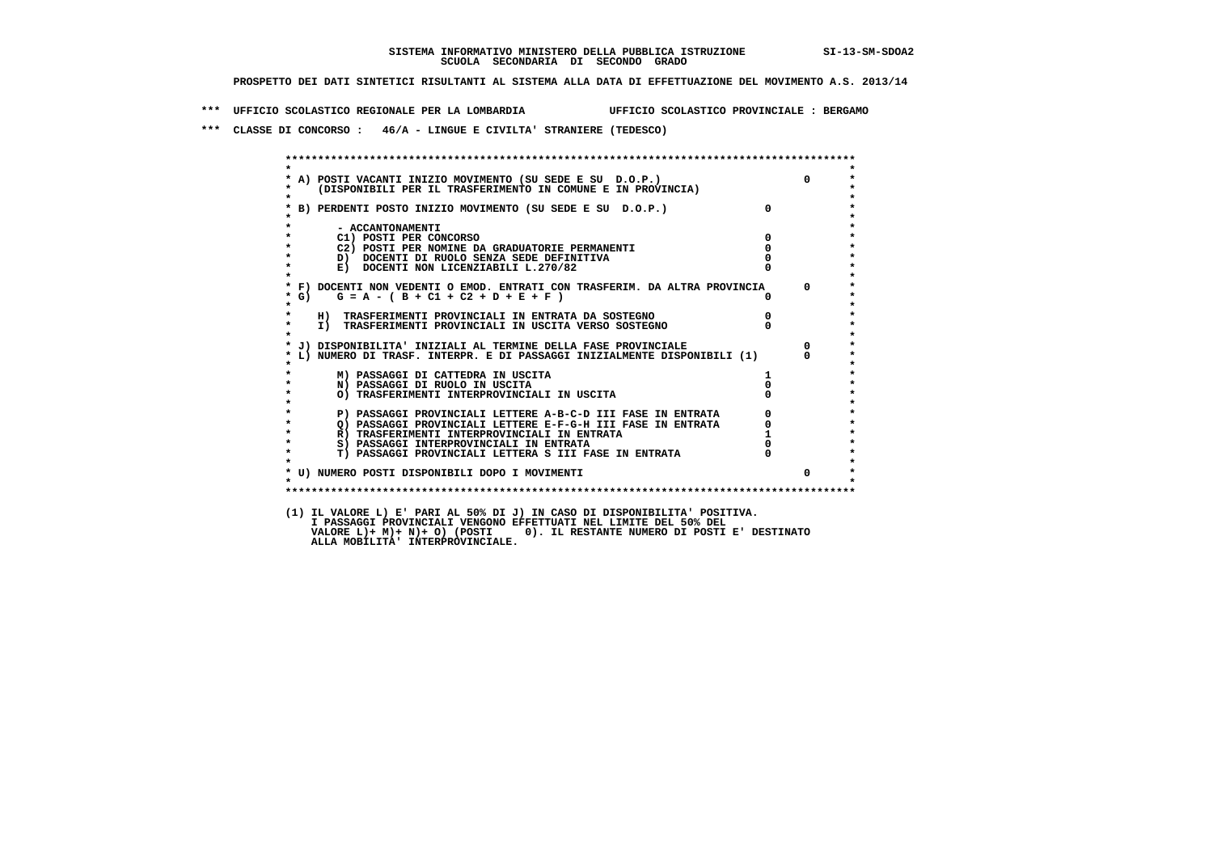**SISTEMA INFORMATIVO MINISTERO DELLA PUBBLICA ISTRUZIONE SI-13-SM-SDOA2**
**SCUOLA SECONDARIA DI SECONDO GRADO**

**PROSPETTO DEI DATI SINTETICI RISULTANTI AL SISTEMA ALLA DATA DI EFFETTUAZIONE DEL MOVIMENTO A.S. 2013/14**

**\*\*\* UFFICIO SCOLASTICO REGIONALE PER LA LOMBARDIA UFFICIO SCOLASTICO PROVINCIALE : BERGAMO**

**\*\*\* CLASSE DI CONCORSO : 46/A - LINGUE E CIVILTA' STRANIERE (TEDESCO)**

| Voce | | |
|---|---|---|
| A) POSTI VACANTI INIZIO MOVIMENTO (SU SEDE E SU D.O.P.) (DISPONIBILI PER IL TRASFERIMENTO IN COMUNE E IN PROVINCIA) | | 0 |
| B) PERDENTI POSTO INIZIO MOVIMENTO (SU SEDE E SU D.O.P.) | 0 | |
| - ACCANTONAMENTI | | |
| C1) POSTI PER CONCORSO | 0 | |
| C2) POSTI PER NOMINE DA GRADUATORIE PERMANENTI | 0 | |
| D) DOCENTI DI RUOLO SENZA SEDE DEFINITIVA | 0 | |
| E) DOCENTI NON LICENZIABILI L.270/82 | 0 | |
| F) DOCENTI NON VEDENTI O EMOD. ENTRATI CON TRASFERIM. DA ALTRA PROVINCIA | | 0 |
| G) G = A - ( B + C1 + C2 + D + E + F ) | 0 | |
| H) TRASFERIMENTI PROVINCIALI IN ENTRATA DA SOSTEGNO | 0 | |
| I) TRASFERIMENTI PROVINCIALI IN USCITA VERSO SOSTEGNO | 0 | |
| J) DISPONIBILITA' INIZIALI AL TERMINE DELLA FASE PROVINCIALE | | 0 |
| L) NUMERO DI TRASF. INTERPR. E DI PASSAGGI INIZIALMENTE DISPONIBILI (1) | | 0 |
| M) PASSAGGI DI CATTEDRA IN USCITA | 1 | |
| N) PASSAGGI DI RUOLO IN USCITA | 0 | |
| O) TRASFERIMENTI INTERPROVINCIALI IN USCITA | 0 | |
| P) PASSAGGI PROVINCIALI LETTERE A-B-C-D III FASE IN ENTRATA | 0 | |
| Q) PASSAGGI PROVINCIALI LETTERE E-F-G-H III FASE IN ENTRATA | 0 | |
| R) TRASFERIMENTI INTERPROVINCIALI IN ENTRATA | 1 | |
| S) PASSAGGI INTERPROVINCIALI IN ENTRATA | 0 | |
| T) PASSAGGI PROVINCIALI LETTERA S III FASE IN ENTRATA | 0 | |
| U) NUMERO POSTI DISPONIBILI DOPO I MOVIMENTI | | 0 |

(1) IL VALORE L) E' PARI AL 50% DI J) IN CASO DI DISPONIBILITA' POSITIVA.
I PASSAGGI PROVINCIALI VENGONO EFFETTUATI NEL LIMITE DEL 50% DEL
VALORE L)+ M)+ N)+ O) (POSTI 0). IL RESTANTE NUMERO DI POSTI E' DESTINATO
ALLA MOBILITA' INTERPROVINCIALE.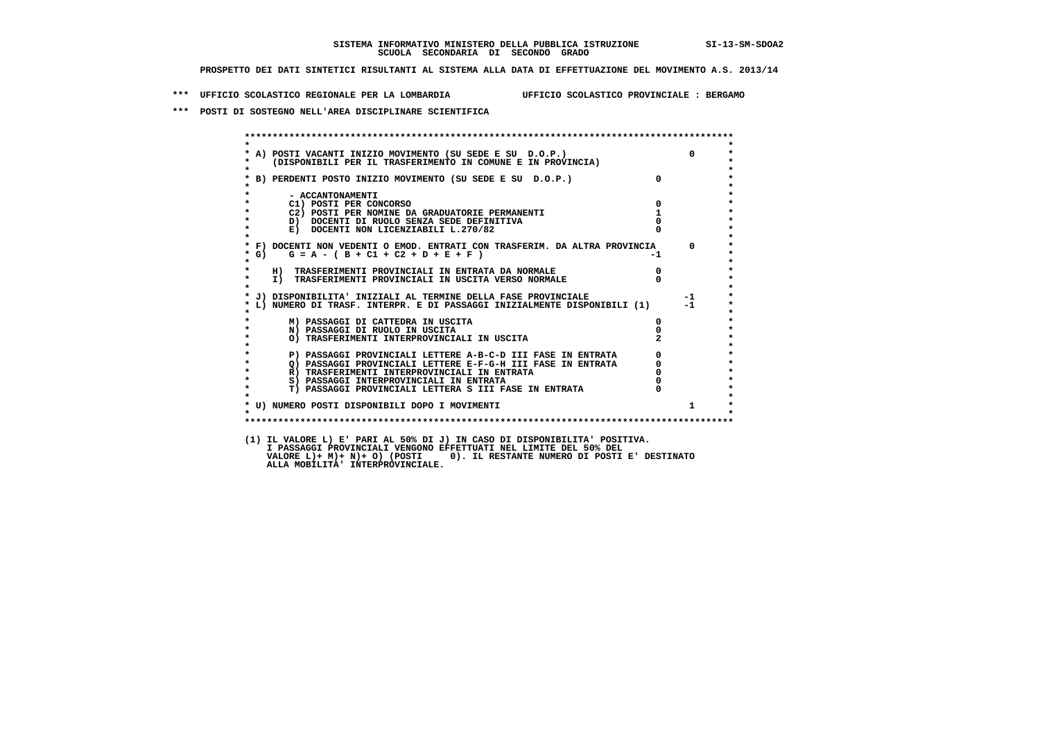SISTEMA INFORMATIVO MINISTERO DELLA PUBBLICA ISTRUZIONE SI-13-SM-SDOA2
SCUOLA SECONDARIA DI SECONDO GRADO

PROSPETTO DEI DATI SINTETICI RISULTANTI AL SISTEMA ALLA DATA DI EFFETTUAZIONE DEL MOVIMENTO A.S. 2013/14

*** UFFICIO SCOLASTICO REGIONALE PER LA LOMBARDIA UFFICIO SCOLASTICO PROVINCIALE : BERGAMO

*** POSTI DI SOSTEGNO NELL'AREA DISCIPLINARE SCIENTIFICA

```
* A) POSTI VACANTI INIZIO MOVIMENTO (SU SEDE E SU  D.O.P.)                          0
*     (DISPONIBILI PER IL TRASFERIMENTO IN COMUNE E IN PROVINCIA)
*
* B) PERDENTI POSTO INIZIO MOVIMENTO (SU SEDE E SU  D.O.P.)               0
*
*       - ACCANTONAMENTI
*       C1) POSTI PER CONCORSO                                            0
*       C2) POSTI PER NOMINE DA GRADUATORIE PERMANENTI                    1
*       D)  DOCENTI DI RUOLO SENZA SEDE DEFINITIVA                        0
*       E)  DOCENTI NON LICENZIABILI L.270/82                             0
*
* F) DOCENTI NON VEDENTI O EMOD. ENTRATI CON TRASFERIM. DA ALTRA PROVINCIA      0
* G)    G = A - ( B + C1 + C2 + D + E + F )                              -1
*
*    H)  TRASFERIMENTI PROVINCIALI IN ENTRATA DA NORMALE                  0
*    I)  TRASFERIMENTI PROVINCIALI IN USCITA VERSO NORMALE                0
*
* J) DISPONIBILITA' INIZIALI AL TERMINE DELLA FASE PROVINCIALE                 -1
* L) NUMERO DI TRASF. INTERPR. E DI PASSAGGI INIZIALMENTE DISPONIBILI (1)      -1
*
*       M) PASSAGGI DI CATTEDRA IN USCITA                                 0
*       N) PASSAGGI DI RUOLO IN USCITA                                    0
*       O) TRASFERIMENTI INTERPROVINCIALI IN USCITA                       2
*
*       P) PASSAGGI PROVINCIALI LETTERE A-B-C-D III FASE IN ENTRATA       0
*       Q) PASSAGGI PROVINCIALI LETTERE E-F-G-H III FASE IN ENTRATA       0
*       R) TRASFERIMENTI INTERPROVINCIALI IN ENTRATA                      0
*       S) PASSAGGI INTERPROVINCIALI IN ENTRATA                           0
*       T) PASSAGGI PROVINCIALI LETTERA S III FASE IN ENTRATA             0
*
* U) NUMERO POSTI DISPONIBILI DOPO I MOVIMENTI                                  1
```

(1) IL VALORE L) E' PARI AL 50% DI J) IN CASO DI DISPONIBILITA' POSITIVA.
I PASSAGGI PROVINCIALI VENGONO EFFETTUATI NEL LIMITE DEL 50% DEL
VALORE L)+ M)+ N)+ O) (POSTI 0). IL RESTANTE NUMERO DI POSTI E' DESTINATO
ALLA MOBILITA' INTERPROVINCIALE.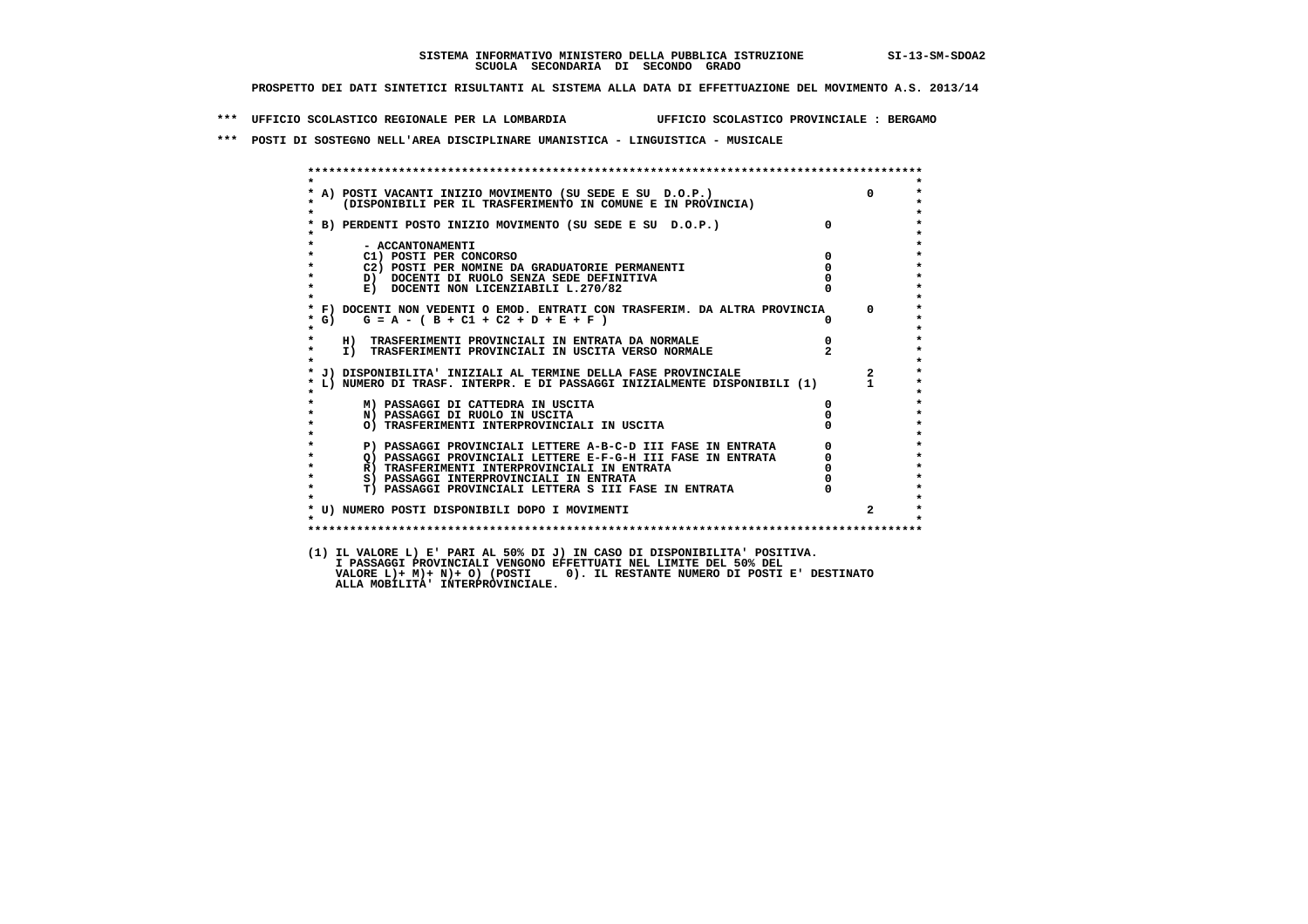SISTEMA INFORMATIVO MINISTERO DELLA PUBBLICA ISTRUZIONE SI-13-SM-SDOA2
SCUOLA SECONDARIA DI SECONDO GRADO

PROSPETTO DEI DATI SINTETICI RISULTANTI AL SISTEMA ALLA DATA DI EFFETTUAZIONE DEL MOVIMENTO A.S. 2013/14

*** UFFICIO SCOLASTICO REGIONALE PER LA LOMBARDIA UFFICIO SCOLASTICO PROVINCIALE : BERGAMO

*** POSTI DI SOSTEGNO NELL'AREA DISCIPLINARE UMANISTICA - LINGUISTICA - MUSICALE

```
******************************************************************************************
*                                                                                        *
* A) POSTI VACANTI INIZIO MOVIMENTO (SU SEDE E SU  D.O.P.)                       0      *
*     (DISPONIBILI PER IL TRASFERIMENTO IN COMUNE E IN PROVINCIA)                        *
*                                                                                        *
* B) PERDENTI POSTO INIZIO MOVIMENTO (SU SEDE E SU  D.O.P.)               0              *
*                                                                                        *
*        - ACCANTONAMENTI                                                                *
*        C1) POSTI PER CONCORSO                                           0              *
*        C2) POSTI PER NOMINE DA GRADUATORIE PERMANENTI                   0              *
*        D)  DOCENTI DI RUOLO SENZA SEDE DEFINITIVA                       0              *
*        E)  DOCENTI NON LICENZIABILI L.270/82                            0              *
*                                                                                        *
* F) DOCENTI NON VEDENTI O EMOD. ENTRATI CON TRASFERIM. DA ALTRA PROVINCIA      0        *
* G)    G = A - ( B + C1 + C2 + D + E + F )                               0              *
*                                                                                        *
*     H)  TRASFERIMENTI PROVINCIALI IN ENTRATA DA NORMALE                 0              *
*     I)  TRASFERIMENTI PROVINCIALI IN USCITA VERSO NORMALE               2              *
*                                                                                        *
* J) DISPONIBILITA' INIZIALI AL TERMINE DELLA FASE PROVINCIALE                   2       *
* L) NUMERO DI TRASF. INTERPR. E DI PASSAGGI INIZIALMENTE DISPONIBILI (1)        1       *
*                                                                                        *
*        M) PASSAGGI DI CATTEDRA IN USCITA                                0              *
*        N) PASSAGGI DI RUOLO IN USCITA                                   0              *
*        O) TRASFERIMENTI INTERPROVINCIALI IN USCITA                      0              *
*                                                                                        *
*        P) PASSAGGI PROVINCIALI LETTERE A-B-C-D III FASE IN ENTRATA      0              *
*        Q) PASSAGGI PROVINCIALI LETTERE E-F-G-H III FASE IN ENTRATA      0              *
*        R) TRASFERIMENTI INTERPROVINCIALI IN ENTRATA                     0              *
*        S) PASSAGGI INTERPROVINCIALI IN ENTRATA                          0              *
*        T) PASSAGGI PROVINCIALI LETTERA S III FASE IN ENTRATA            0              *
*                                                                                        *
* U) NUMERO POSTI DISPONIBILI DOPO I MOVIMENTI                                   2       *
*                                                                                        *
******************************************************************************************
```

(1) IL VALORE L) E' PARI AL 50% DI J) IN CASO DI DISPONIBILITA' POSITIVA.
I PASSAGGI PROVINCIALI VENGONO EFFETTUATI NEL LIMITE DEL 50% DEL
VALORE L)+ M)+ N)+ O) (POSTI 0). IL RESTANTE NUMERO DI POSTI E' DESTINATO
ALLA MOBILITA' INTERPROVINCIALE.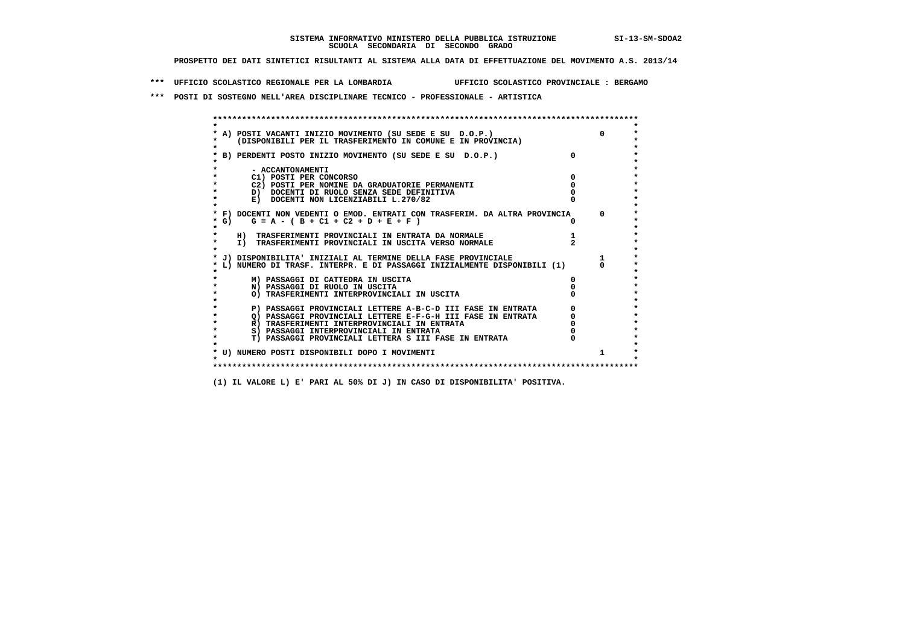SISTEMA INFORMATIVO MINISTERO DELLA PUBBLICA ISTRUZIONE SI-13-SM-SDOA2
SCUOLA SECONDARIA DI SECONDO GRADO

PROSPETTO DEI DATI SINTETICI RISULTANTI AL SISTEMA ALLA DATA DI EFFETTUAZIONE DEL MOVIMENTO A.S. 2013/14

*** UFFICIO SCOLASTICO REGIONALE PER LA LOMBARDIA UFFICIO SCOLASTICO PROVINCIALE : BERGAMO

*** POSTI DI SOSTEGNO NELL'AREA DISCIPLINARE TECNICO - PROFESSIONALE - ARTISTICA

| | | |
|---|---|---|
| A) POSTI VACANTI INIZIO MOVIMENTO (SU SEDE E SU D.O.P.) (DISPONIBILI PER IL TRASFERIMENTO IN COMUNE E IN PROVINCIA) | | 0 |
| B) PERDENTI POSTO INIZIO MOVIMENTO (SU SEDE E SU D.O.P.) | 0 | |
| - ACCANTONAMENTI | | |
| C1) POSTI PER CONCORSO | 0 | |
| C2) POSTI PER NOMINE DA GRADUATORIE PERMANENTI | 0 | |
| D) DOCENTI DI RUOLO SENZA SEDE DEFINITIVA | 0 | |
| E) DOCENTI NON LICENZIABILI L.270/82 | 0 | |
| F) DOCENTI NON VEDENTI O EMOD. ENTRATI CON TRASFERIM. DA ALTRA PROVINCIA | | 0 |
| G) G = A - ( B + C1 + C2 + D + E + F ) | 0 | |
| H) TRASFERIMENTI PROVINCIALI IN ENTRATA DA NORMALE | 1 | |
| I) TRASFERIMENTI PROVINCIALI IN USCITA VERSO NORMALE | 2 | |
| J) DISPONIBILITA' INIZIALI AL TERMINE DELLA FASE PROVINCIALE | | 1 |
| L) NUMERO DI TRASF. INTERPR. E DI PASSAGGI INIZIALMENTE DISPONIBILI (1) | | 0 |
| M) PASSAGGI DI CATTEDRA IN USCITA | 0 | |
| N) PASSAGGI DI RUOLO IN USCITA | 0 | |
| O) TRASFERIMENTI INTERPROVINCIALI IN USCITA | 0 | |
| P) PASSAGGI PROVINCIALI LETTERE A-B-C-D III FASE IN ENTRATA | 0 | |
| Q) PASSAGGI PROVINCIALI LETTERE E-F-G-H III FASE IN ENTRATA | 0 | |
| R) TRASFERIMENTI INTERPROVINCIALI IN ENTRATA | 0 | |
| S) PASSAGGI INTERPROVINCIALI IN ENTRATA | 0 | |
| T) PASSAGGI PROVINCIALI LETTERA S III FASE IN ENTRATA | 0 | |
| U) NUMERO POSTI DISPONIBILI DOPO I MOVIMENTI | | 1 |

(1) IL VALORE L) E' PARI AL 50% DI J) IN CASO DI DISPONIBILITA' POSITIVA.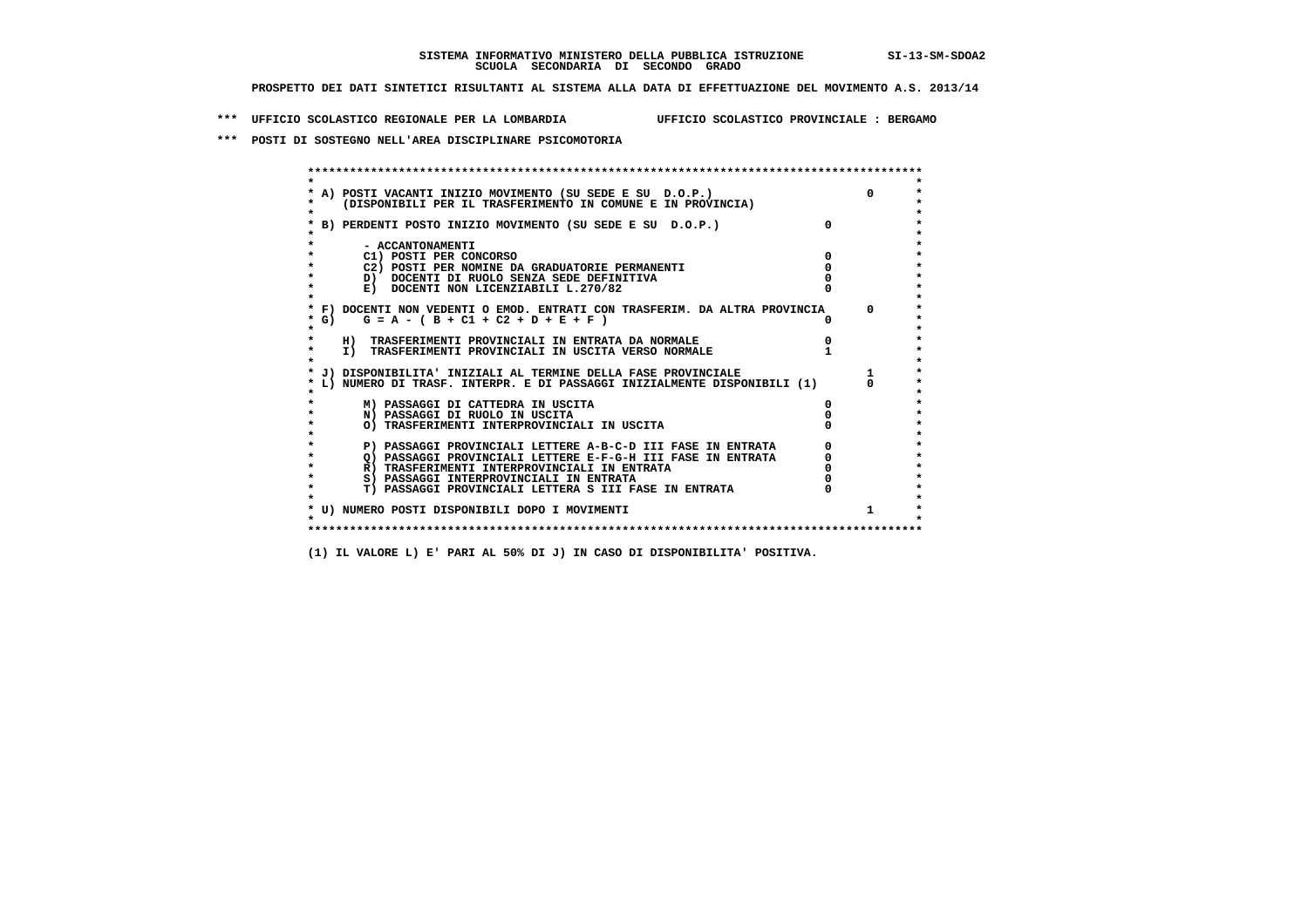**SISTEMA INFORMATIVO MINISTERO DELLA PUBBLICA ISTRUZIONE** SI-13-SM-SDOA2

**SCUOLA SECONDARIA DI SECONDO GRADO**

**PROSPETTO DEI DATI SINTETICI RISULTANTI AL SISTEMA ALLA DATA DI EFFETTUAZIONE DEL MOVIMENTO A.S. 2013/14**

**\*\*\* UFFICIO SCOLASTICO REGIONALE PER LA LOMBARDIA UFFICIO SCOLASTICO PROVINCIALE : BERGAMO**

**\*\*\* POSTI DI SOSTEGNO NELL'AREA DISCIPLINARE PSICOMOTORIA**

| Voce | | |
|---|---|---|
| A) POSTI VACANTI INIZIO MOVIMENTO (SU SEDE E SU D.O.P.) (DISPONIBILI PER IL TRASFERIMENTO IN COMUNE E IN PROVINCIA) | | 0 |
| B) PERDENTI POSTO INIZIO MOVIMENTO (SU SEDE E SU D.O.P.) | 0 | |
| - ACCANTONAMENTI | | |
| C1) POSTI PER CONCORSO | 0 | |
| C2) POSTI PER NOMINE DA GRADUATORIE PERMANENTI | 0 | |
| D) DOCENTI DI RUOLO SENZA SEDE DEFINITIVA | 0 | |
| E) DOCENTI NON LICENZIABILI L.270/82 | 0 | |
| F) DOCENTI NON VEDENTI O EMOD. ENTRATI CON TRASFERIM. DA ALTRA PROVINCIA | | 0 |
| G) G = A - ( B + C1 + C2 + D + E + F ) | 0 | |
| H) TRASFERIMENTI PROVINCIALI IN ENTRATA DA NORMALE | 0 | |
| I) TRASFERIMENTI PROVINCIALI IN USCITA VERSO NORMALE | 1 | |
| J) DISPONIBILITA' INIZIALI AL TERMINE DELLA FASE PROVINCIALE | | 1 |
| L) NUMERO DI TRASF. INTERPR. E DI PASSAGGI INIZIALMENTE DISPONIBILI (1) | | 0 |
| M) PASSAGGI DI CATTEDRA IN USCITA | 0 | |
| N) PASSAGGI DI RUOLO IN USCITA | 0 | |
| O) TRASFERIMENTI INTERPROVINCIALI IN USCITA | 0 | |
| P) PASSAGGI PROVINCIALI LETTERE A-B-C-D III FASE IN ENTRATA | 0 | |
| Q) PASSAGGI PROVINCIALI LETTERE E-F-G-H III FASE IN ENTRATA | 0 | |
| R) TRASFERIMENTI INTERPROVINCIALI IN ENTRATA | 0 | |
| S) PASSAGGI INTERPROVINCIALI IN ENTRATA | 0 | |
| T) PASSAGGI PROVINCIALI LETTERA S III FASE IN ENTRATA | 0 | |
| U) NUMERO POSTI DISPONIBILI DOPO I MOVIMENTI | | 1 |

**(1) IL VALORE L) E' PARI AL 50% DI J) IN CASO DI DISPONIBILITA' POSITIVA.**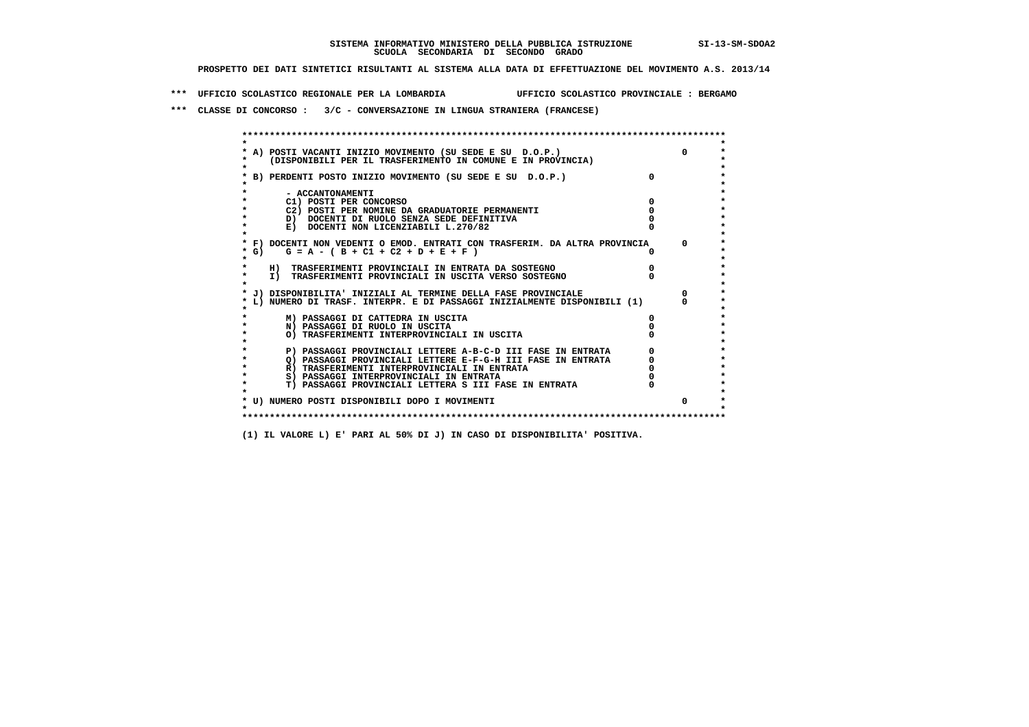**SISTEMA INFORMATIVO MINISTERO DELLA PUBBLICA ISTRUZIONE** SI-13-SM-SDOA2
**SCUOLA SECONDARIA DI SECONDO GRADO**

**PROSPETTO DEI DATI SINTETICI RISULTANTI AL SISTEMA ALLA DATA DI EFFETTUAZIONE DEL MOVIMENTO A.S. 2013/14**

**\*\*\* UFFICIO SCOLASTICO REGIONALE PER LA LOMBARDIA UFFICIO SCOLASTICO PROVINCIALE : BERGAMO**

**\*\*\* CLASSE DI CONCORSO : 3/C - CONVERSAZIONE IN LINGUA STRANIERA (FRANCESE)**

| Voce | | Valore |
|---|---|---|
| A) POSTI VACANTI INIZIO MOVIMENTO (SU SEDE E SU D.O.P.) (DISPONIBILI PER IL TRASFERIMENTO IN COMUNE E IN PROVINCIA) | | 0 |
| B) PERDENTI POSTO INIZIO MOVIMENTO (SU SEDE E SU D.O.P.) | 0 | |
| - ACCANTONAMENTI | | |
| C1) POSTI PER CONCORSO | 0 | |
| C2) POSTI PER NOMINE DA GRADUATORIE PERMANENTI | 0 | |
| D) DOCENTI DI RUOLO SENZA SEDE DEFINITIVA | 0 | |
| E) DOCENTI NON LICENZIABILI L.270/82 | 0 | |
| F) DOCENTI NON VEDENTI O EMOD. ENTRATI CON TRASFERIM. DA ALTRA PROVINCIA | | 0 |
| G) G = A - ( B + C1 + C2 + D + E + F ) | 0 | |
| H) TRASFERIMENTI PROVINCIALI IN ENTRATA DA SOSTEGNO | 0 | |
| I) TRASFERIMENTI PROVINCIALI IN USCITA VERSO SOSTEGNO | 0 | |
| J) DISPONIBILITA' INIZIALI AL TERMINE DELLA FASE PROVINCIALE | | 0 |
| L) NUMERO DI TRASF. INTERPR. E DI PASSAGGI INIZIALMENTE DISPONIBILI (1) | | 0 |
| M) PASSAGGI DI CATTEDRA IN USCITA | 0 | |
| N) PASSAGGI DI RUOLO IN USCITA | 0 | |
| O) TRASFERIMENTI INTERPROVINCIALI IN USCITA | 0 | |
| P) PASSAGGI PROVINCIALI LETTERE A-B-C-D III FASE IN ENTRATA | 0 | |
| Q) PASSAGGI PROVINCIALI LETTERE E-F-G-H III FASE IN ENTRATA | 0 | |
| R) TRASFERIMENTI INTERPROVINCIALI IN ENTRATA | 0 | |
| S) PASSAGGI INTERPROVINCIALI IN ENTRATA | 0 | |
| T) PASSAGGI PROVINCIALI LETTERA S III FASE IN ENTRATA | 0 | |
| U) NUMERO POSTI DISPONIBILI DOPO I MOVIMENTI | | 0 |

(1) IL VALORE L) E' PARI AL 50% DI J) IN CASO DI DISPONIBILITA' POSITIVA.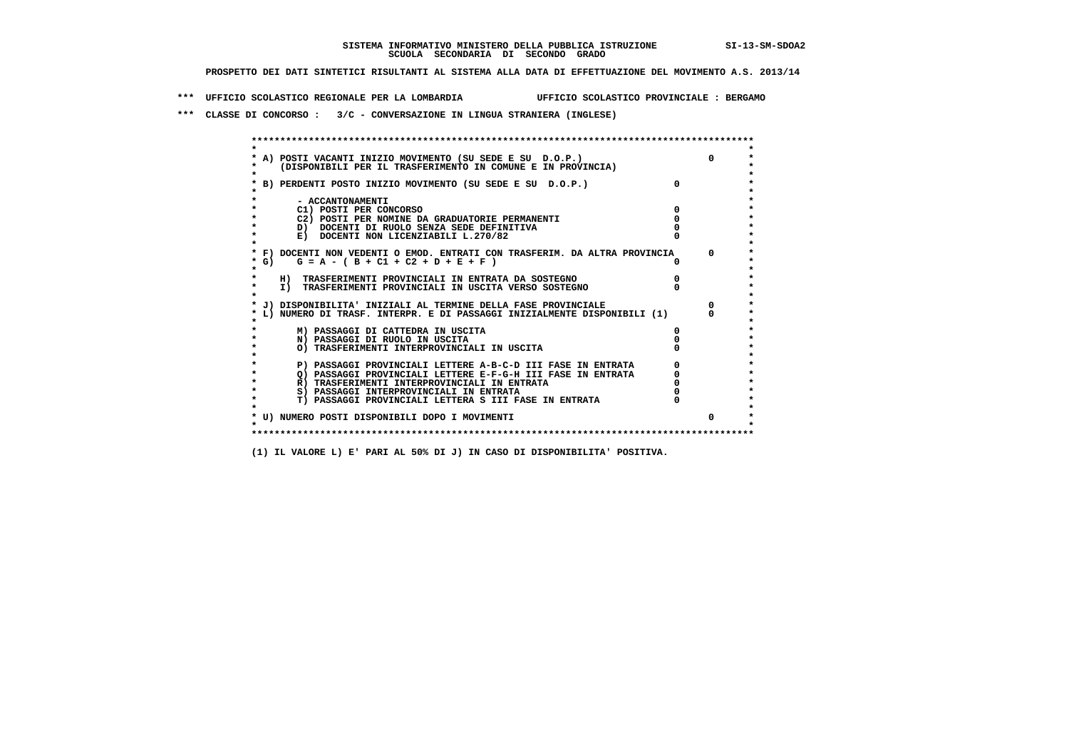**SISTEMA INFORMATIVO MINISTERO DELLA PUBBLICA ISTRUZIONE** SI-13-SM-SDOA2
**SCUOLA SECONDARIA DI SECONDO GRADO**

**PROSPETTO DEI DATI SINTETICI RISULTANTI AL SISTEMA ALLA DATA DI EFFETTUAZIONE DEL MOVIMENTO A.S. 2013/14**

**\*\*\* UFFICIO SCOLASTICO REGIONALE PER LA LOMBARDIA UFFICIO SCOLASTICO PROVINCIALE : BERGAMO**

**\*\*\* CLASSE DI CONCORSO : 3/C - CONVERSAZIONE IN LINGUA STRANIERA (INGLESE)**

| Voce | | |
|---|---|---|
| A) POSTI VACANTI INIZIO MOVIMENTO (SU SEDE E SU D.O.P.) (DISPONIBILI PER IL TRASFERIMENTO IN COMUNE E IN PROVINCIA) | | 0 |
| B) PERDENTI POSTO INIZIO MOVIMENTO (SU SEDE E SU D.O.P.) | 0 | |
| - ACCANTONAMENTI | | |
| C1) POSTI PER CONCORSO | 0 | |
| C2) POSTI PER NOMINE DA GRADUATORIE PERMANENTI | 0 | |
| D) DOCENTI DI RUOLO SENZA SEDE DEFINITIVA | 0 | |
| E) DOCENTI NON LICENZIABILI L.270/82 | 0 | |
| F) DOCENTI NON VEDENTI O EMOD. ENTRATI CON TRASFERIM. DA ALTRA PROVINCIA | | 0 |
| G) G = A - ( B + C1 + C2 + D + E + F ) | 0 | |
| H) TRASFERIMENTI PROVINCIALI IN ENTRATA DA SOSTEGNO | 0 | |
| I) TRASFERIMENTI PROVINCIALI IN USCITA VERSO SOSTEGNO | 0 | |
| J) DISPONIBILITA' INIZIALI AL TERMINE DELLA FASE PROVINCIALE | | 0 |
| L) NUMERO DI TRASF. INTERPR. E DI PASSAGGI INIZIALMENTE DISPONIBILI (1) | | 0 |
| M) PASSAGGI DI CATTEDRA IN USCITA | 0 | |
| N) PASSAGGI DI RUOLO IN USCITA | 0 | |
| O) TRASFERIMENTI INTERPROVINCIALI IN USCITA | 0 | |
| P) PASSAGGI PROVINCIALI LETTERE A-B-C-D III FASE IN ENTRATA | 0 | |
| Q) PASSAGGI PROVINCIALI LETTERE E-F-G-H III FASE IN ENTRATA | 0 | |
| R) TRASFERIMENTI INTERPROVINCIALI IN ENTRATA | 0 | |
| S) PASSAGGI INTERPROVINCIALI IN ENTRATA | 0 | |
| T) PASSAGGI PROVINCIALI LETTERA S III FASE IN ENTRATA | 0 | |
| U) NUMERO POSTI DISPONIBILI DOPO I MOVIMENTI | | 0 |

**(1) IL VALORE L) E' PARI AL 50% DI J) IN CASO DI DISPONIBILITA' POSITIVA.**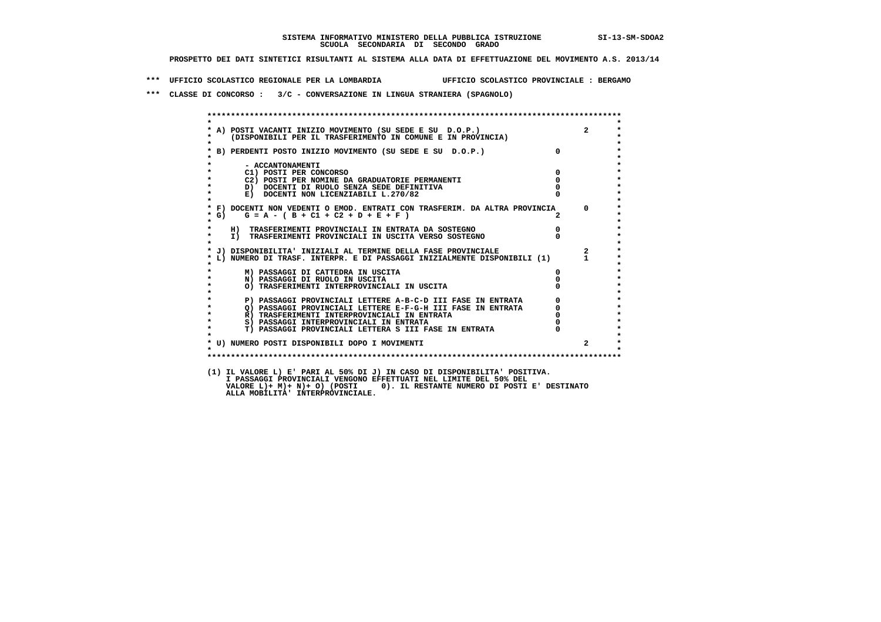SISTEMA INFORMATIVO MINISTERO DELLA PUBBLICA ISTRUZIONE SI-13-SM-SDOA2

SCUOLA SECONDARIA DI SECONDO GRADO

PROSPETTO DEI DATI SINTETICI RISULTANTI AL SISTEMA ALLA DATA DI EFFETTUAZIONE DEL MOVIMENTO A.S. 2013/14

*** UFFICIO SCOLASTICO REGIONALE PER LA LOMBARDIA UFFICIO SCOLASTICO PROVINCIALE : BERGAMO

*** CLASSE DI CONCORSO : 3/C - CONVERSAZIONE IN LINGUA STRANIERA (SPAGNOLO)

| | | |
|---|---|---|
| A) POSTI VACANTI INIZIO MOVIMENTO (SU SEDE E SU D.O.P.) (DISPONIBILI PER IL TRASFERIMENTO IN COMUNE E IN PROVINCIA) | | 2 |
| B) PERDENTI POSTO INIZIO MOVIMENTO (SU SEDE E SU D.O.P.) | 0 | |
| - ACCANTONAMENTI | | |
| C1) POSTI PER CONCORSO | 0 | |
| C2) POSTI PER NOMINE DA GRADUATORIE PERMANENTI | 0 | |
| D) DOCENTI DI RUOLO SENZA SEDE DEFINITIVA | 0 | |
| E) DOCENTI NON LICENZIABILI L.270/82 | 0 | |
| F) DOCENTI NON VEDENTI O EMOD. ENTRATI CON TRASFERIM. DA ALTRA PROVINCIA | | 0 |
| G) G = A - ( B + C1 + C2 + D + E + F ) | 2 | |
| H) TRASFERIMENTI PROVINCIALI IN ENTRATA DA SOSTEGNO | 0 | |
| I) TRASFERIMENTI PROVINCIALI IN USCITA VERSO SOSTEGNO | 0 | |
| J) DISPONIBILITA' INIZIALI AL TERMINE DELLA FASE PROVINCIALE | | 2 |
| L) NUMERO DI TRASF. INTERPR. E DI PASSAGGI INIZIALMENTE DISPONIBILI (1) | | 1 |
| M) PASSAGGI DI CATTEDRA IN USCITA | 0 | |
| N) PASSAGGI DI RUOLO IN USCITA | 0 | |
| O) TRASFERIMENTI INTERPROVINCIALI IN USCITA | 0 | |
| P) PASSAGGI PROVINCIALI LETTERE A-B-C-D III FASE IN ENTRATA | 0 | |
| Q) PASSAGGI PROVINCIALI LETTERE E-F-G-H III FASE IN ENTRATA | 0 | |
| R) TRASFERIMENTI INTERPROVINCIALI IN ENTRATA | 0 | |
| S) PASSAGGI INTERPROVINCIALI IN ENTRATA | 0 | |
| T) PASSAGGI PROVINCIALI LETTERA S III FASE IN ENTRATA | 0 | |
| U) NUMERO POSTI DISPONIBILI DOPO I MOVIMENTI | | 2 |

(1) IL VALORE L) E' PARI AL 50% DI J) IN CASO DI DISPONIBILITA' POSITIVA. I PASSAGGI PROVINCIALI VENGONO EFFETTUATI NEL LIMITE DEL 50% DEL VALORE L)+ M)+ N)+ O) (POSTI 0). IL RESTANTE NUMERO DI POSTI E' DESTINATO ALLA MOBILITA' INTERPROVINCIALE.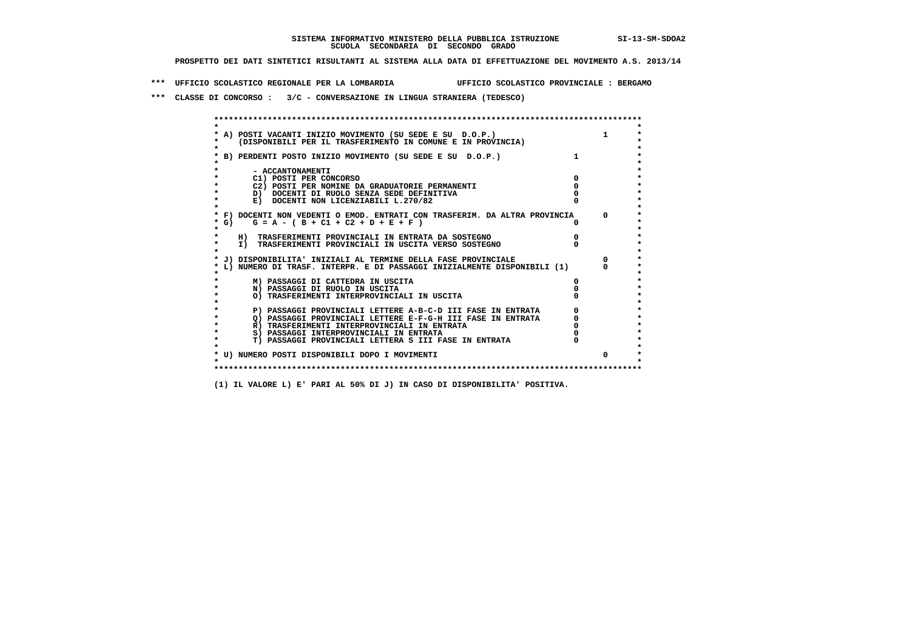**SISTEMA INFORMATIVO MINISTERO DELLA PUBBLICA ISTRUZIONE SI-13-SM-SDOA2**
**SCUOLA SECONDARIA DI SECONDO GRADO**

**PROSPETTO DEI DATI SINTETICI RISULTANTI AL SISTEMA ALLA DATA DI EFFETTUAZIONE DEL MOVIMENTO A.S. 2013/14**

**\*\*\* UFFICIO SCOLASTICO REGIONALE PER LA LOMBARDIA UFFICIO SCOLASTICO PROVINCIALE : BERGAMO**

**\*\*\* CLASSE DI CONCORSO : 3/C - CONVERSAZIONE IN LINGUA STRANIERA (TEDESCO)**

| Voce | | |
|---|---|---|
| A) POSTI VACANTI INIZIO MOVIMENTO (SU SEDE E SU D.O.P.) (DISPONIBILI PER IL TRASFERIMENTO IN COMUNE E IN PROVINCIA) | | 1 |
| B) PERDENTI POSTO INIZIO MOVIMENTO (SU SEDE E SU D.O.P.) | 1 | |
| - ACCANTONAMENTI | | |
| C1) POSTI PER CONCORSO | 0 | |
| C2) POSTI PER NOMINE DA GRADUATORIE PERMANENTI | 0 | |
| D) DOCENTI DI RUOLO SENZA SEDE DEFINITIVA | 0 | |
| E) DOCENTI NON LICENZIABILI L.270/82 | 0 | |
| F) DOCENTI NON VEDENTI O EMOD. ENTRATI CON TRASFERIM. DA ALTRA PROVINCIA | | 0 |
| G) G = A - ( B + C1 + C2 + D + E + F ) | 0 | |
| H) TRASFERIMENTI PROVINCIALI IN ENTRATA DA SOSTEGNO | 0 | |
| I) TRASFERIMENTI PROVINCIALI IN USCITA VERSO SOSTEGNO | 0 | |
| J) DISPONIBILITA' INIZIALI AL TERMINE DELLA FASE PROVINCIALE | | 0 |
| L) NUMERO DI TRASF. INTERPR. E DI PASSAGGI INIZIALMENTE DISPONIBILI (1) | | 0 |
| M) PASSAGGI DI CATTEDRA IN USCITA | 0 | |
| N) PASSAGGI DI RUOLO IN USCITA | 0 | |
| O) TRASFERIMENTI INTERPROVINCIALI IN USCITA | 0 | |
| P) PASSAGGI PROVINCIALI LETTERE A-B-C-D III FASE IN ENTRATA | 0 | |
| Q) PASSAGGI PROVINCIALI LETTERE E-F-G-H III FASE IN ENTRATA | 0 | |
| R) TRASFERIMENTI INTERPROVINCIALI IN ENTRATA | 0 | |
| S) PASSAGGI INTERPROVINCIALI IN ENTRATA | 0 | |
| T) PASSAGGI PROVINCIALI LETTERA S III FASE IN ENTRATA | 0 | |
| U) NUMERO POSTI DISPONIBILI DOPO I MOVIMENTI | | 0 |

(1) IL VALORE L) E' PARI AL 50% DI J) IN CASO DI DISPONIBILITA' POSITIVA.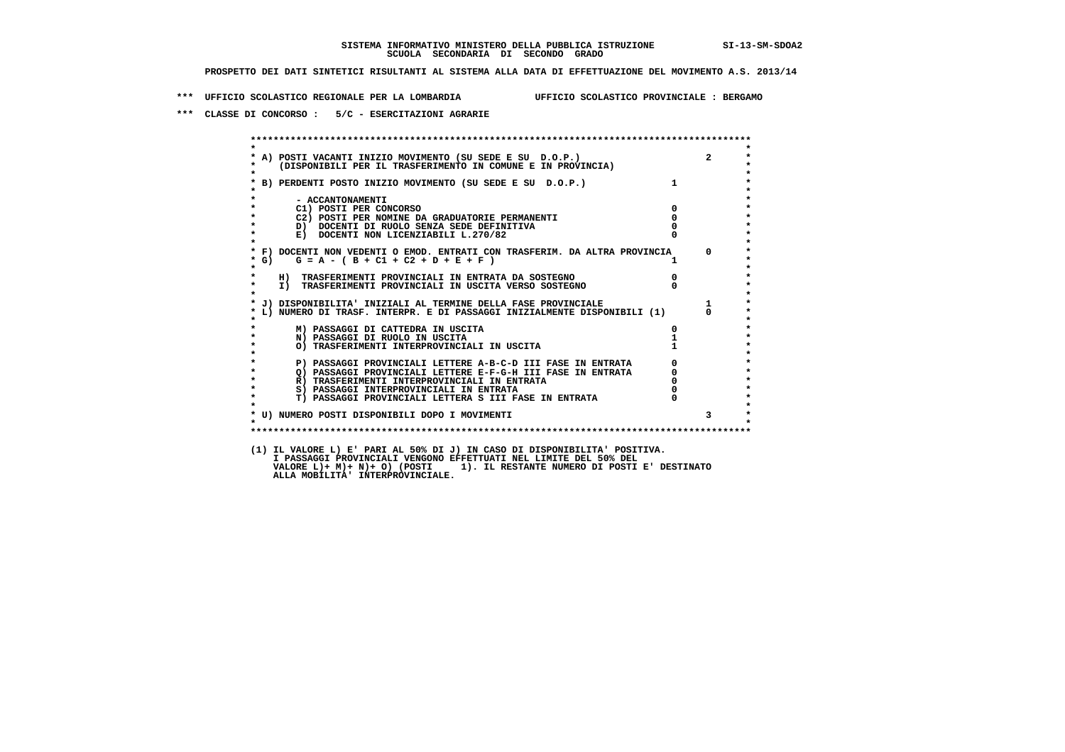SISTEMA INFORMATIVO MINISTERO DELLA PUBBLICA ISTRUZIONE SI-13-SM-SDOA2
SCUOLA SECONDARIA DI SECONDO GRADO

PROSPETTO DEI DATI SINTETICI RISULTANTI AL SISTEMA ALLA DATA DI EFFETTUAZIONE DEL MOVIMENTO A.S. 2013/14

*** UFFICIO SCOLASTICO REGIONALE PER LA LOMBARDIA UFFICIO SCOLASTICO PROVINCIALE : BERGAMO

*** CLASSE DI CONCORSO : 5/C - ESERCITAZIONI AGRARIE

| Voce | | |
|---|---|---|
| A) POSTI VACANTI INIZIO MOVIMENTO (SU SEDE E SU D.O.P.) (DISPONIBILI PER IL TRASFERIMENTO IN COMUNE E IN PROVINCIA) | | 2 |
| B) PERDENTI POSTO INIZIO MOVIMENTO (SU SEDE E SU D.O.P.) | 1 | |
| - ACCANTONAMENTI | | |
| C1) POSTI PER CONCORSO | 0 | |
| C2) POSTI PER NOMINE DA GRADUATORIE PERMANENTI | 0 | |
| D) DOCENTI DI RUOLO SENZA SEDE DEFINITIVA | 0 | |
| E) DOCENTI NON LICENZIABILI L.270/82 | 0 | |
| F) DOCENTI NON VEDENTI O EMOD. ENTRATI CON TRASFERIM. DA ALTRA PROVINCIA | | 0 |
| G) G = A - ( B + C1 + C2 + D + E + F ) | 1 | |
| H) TRASFERIMENTI PROVINCIALI IN ENTRATA DA SOSTEGNO | 0 | |
| I) TRASFERIMENTI PROVINCIALI IN USCITA VERSO SOSTEGNO | 0 | |
| J) DISPONIBILITA' INIZIALI AL TERMINE DELLA FASE PROVINCIALE | | 1 |
| L) NUMERO DI TRASF. INTERPR. E DI PASSAGGI INIZIALMENTE DISPONIBILI (1) | | 0 |
| M) PASSAGGI DI CATTEDRA IN USCITA | 0 | |
| N) PASSAGGI DI RUOLO IN USCITA | 1 | |
| O) TRASFERIMENTI INTERPROVINCIALI IN USCITA | 1 | |
| P) PASSAGGI PROVINCIALI LETTERE A-B-C-D III FASE IN ENTRATA | 0 | |
| Q) PASSAGGI PROVINCIALI LETTERE E-F-G-H III FASE IN ENTRATA | 0 | |
| R) TRASFERIMENTI INTERPROVINCIALI IN ENTRATA | 0 | |
| S) PASSAGGI INTERPROVINCIALI IN ENTRATA | 0 | |
| T) PASSAGGI PROVINCIALI LETTERA S III FASE IN ENTRATA | 0 | |
| U) NUMERO POSTI DISPONIBILI DOPO I MOVIMENTI | | 3 |

(1) IL VALORE L) E' PARI AL 50% DI J) IN CASO DI DISPONIBILITA' POSITIVA.
I PASSAGGI PROVINCIALI VENGONO EFFETTUATI NEL LIMITE DEL 50% DEL
VALORE L)+ M)+ N)+ O) (POSTI 1). IL RESTANTE NUMERO DI POSTI E' DESTINATO
ALLA MOBILITA' INTERPROVINCIALE.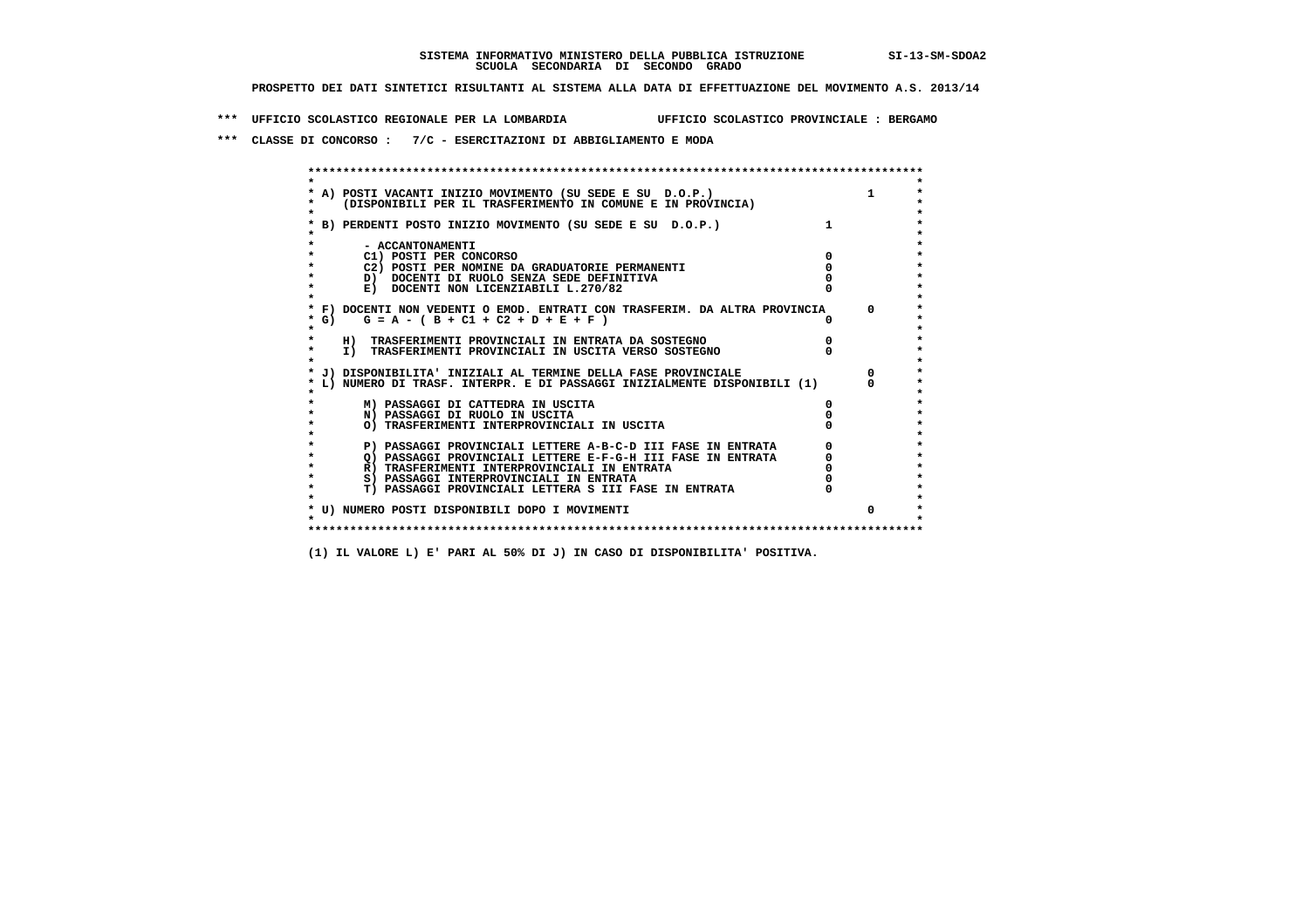SISTEMA INFORMATIVO MINISTERO DELLA PUBBLICA ISTRUZIONE SI-13-SM-SDOA2
SCUOLA SECONDARIA DI SECONDO GRADO

PROSPETTO DEI DATI SINTETICI RISULTANTI AL SISTEMA ALLA DATA DI EFFETTUAZIONE DEL MOVIMENTO A.S. 2013/14

*** UFFICIO SCOLASTICO REGIONALE PER LA LOMBARDIA UFFICIO SCOLASTICO PROVINCIALE : BERGAMO

*** CLASSE DI CONCORSO : 7/C - ESERCITAZIONI DI ABBIGLIAMENTO E MODA

| | | |
|---|---|---|
| A) POSTI VACANTI INIZIO MOVIMENTO (SU SEDE E SU D.O.P.) (DISPONIBILI PER IL TRASFERIMENTO IN COMUNE E IN PROVINCIA) | | 1 |
| B) PERDENTI POSTO INIZIO MOVIMENTO (SU SEDE E SU D.O.P.) | 1 | |
| - ACCANTONAMENTI | | |
| C1) POSTI PER CONCORSO | 0 | |
| C2) POSTI PER NOMINE DA GRADUATORIE PERMANENTI | 0 | |
| D) DOCENTI DI RUOLO SENZA SEDE DEFINITIVA | 0 | |
| E) DOCENTI NON LICENZIABILI L.270/82 | 0 | |
| F) DOCENTI NON VEDENTI O EMOD. ENTRATI CON TRASFERIM. DA ALTRA PROVINCIA | | 0 |
| G) G = A - ( B + C1 + C2 + D + E + F ) | 0 | |
| H) TRASFERIMENTI PROVINCIALI IN ENTRATA DA SOSTEGNO | 0 | |
| I) TRASFERIMENTI PROVINCIALI IN USCITA VERSO SOSTEGNO | 0 | |
| J) DISPONIBILITA' INIZIALI AL TERMINE DELLA FASE PROVINCIALE | | 0 |
| L) NUMERO DI TRASF. INTERPR. E DI PASSAGGI INIZIALMENTE DISPONIBILI (1) | | 0 |
| M) PASSAGGI DI CATTEDRA IN USCITA | 0 | |
| N) PASSAGGI DI RUOLO IN USCITA | 0 | |
| O) TRASFERIMENTI INTERPROVINCIALI IN USCITA | 0 | |
| P) PASSAGGI PROVINCIALI LETTERE A-B-C-D III FASE IN ENTRATA | 0 | |
| Q) PASSAGGI PROVINCIALI LETTERE E-F-G-H III FASE IN ENTRATA | 0 | |
| R) TRASFERIMENTI INTERPROVINCIALI IN ENTRATA | 0 | |
| S) PASSAGGI INTERPROVINCIALI IN ENTRATA | 0 | |
| T) PASSAGGI PROVINCIALI LETTERA S III FASE IN ENTRATA | 0 | |
| U) NUMERO POSTI DISPONIBILI DOPO I MOVIMENTI | | 0 |

(1) IL VALORE L) E' PARI AL 50% DI J) IN CASO DI DISPONIBILITA' POSITIVA.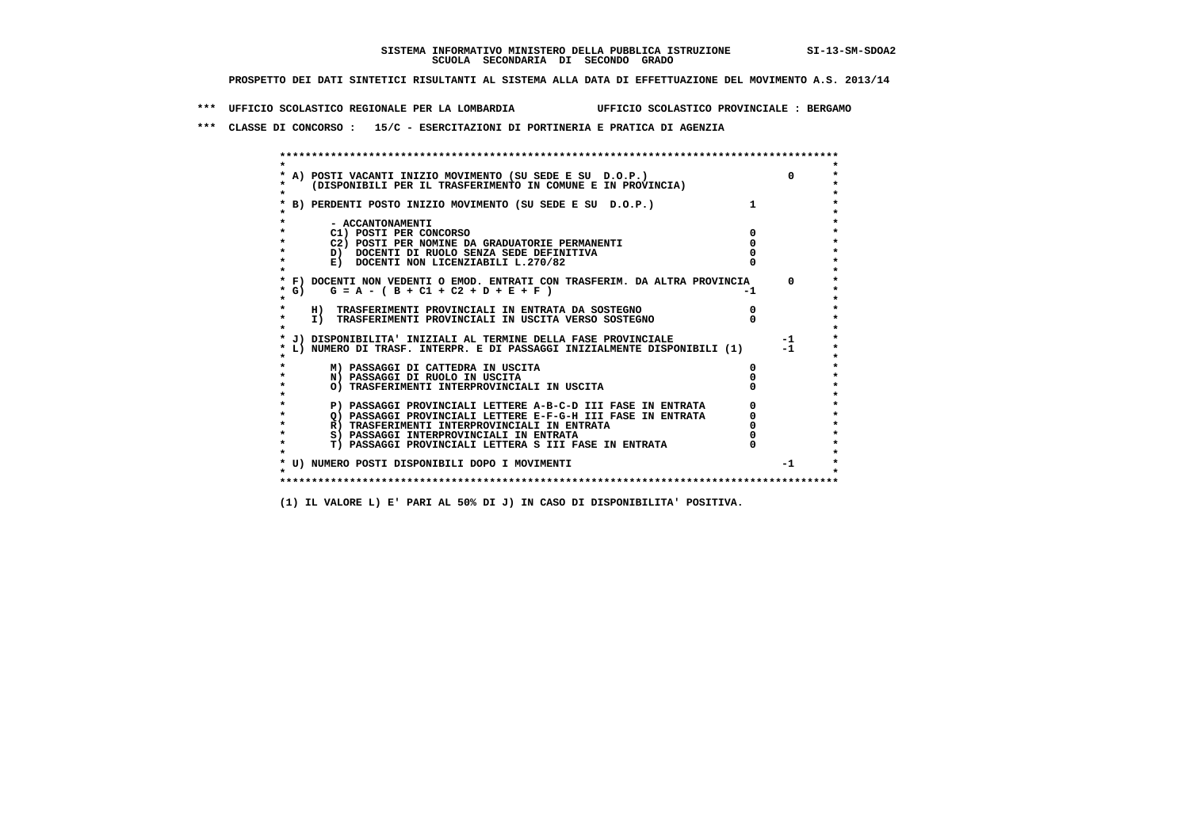**SISTEMA INFORMATIVO MINISTERO DELLA PUBBLICA ISTRUZIONE SI-13-SM-SDOA2**
**SCUOLA SECONDARIA DI SECONDO GRADO**

**PROSPETTO DEI DATI SINTETICI RISULTANTI AL SISTEMA ALLA DATA DI EFFETTUAZIONE DEL MOVIMENTO A.S. 2013/14**

**\*\*\* UFFICIO SCOLASTICO REGIONALE PER LA LOMBARDIA UFFICIO SCOLASTICO PROVINCIALE : BERGAMO**

**\*\*\* CLASSE DI CONCORSO : 15/C - ESERCITAZIONI DI PORTINERIA E PRATICA DI AGENZIA**

| Voce | | |
|---|---|---|
| A) POSTI VACANTI INIZIO MOVIMENTO (SU SEDE E SU D.O.P.) (DISPONIBILI PER IL TRASFERIMENTO IN COMUNE E IN PROVINCIA) | | 0 |
| B) PERDENTI POSTO INIZIO MOVIMENTO (SU SEDE E SU D.O.P.) | 1 | |
| - ACCANTONAMENTI | | |
| C1) POSTI PER CONCORSO | 0 | |
| C2) POSTI PER NOMINE DA GRADUATORIE PERMANENTI | 0 | |
| D) DOCENTI DI RUOLO SENZA SEDE DEFINITIVA | 0 | |
| E) DOCENTI NON LICENZIABILI L.270/82 | 0 | |
| F) DOCENTI NON VEDENTI O EMOD. ENTRATI CON TRASFERIM. DA ALTRA PROVINCIA | | 0 |
| G) G = A - ( B + C1 + C2 + D + E + F ) | -1 | |
| H) TRASFERIMENTI PROVINCIALI IN ENTRATA DA SOSTEGNO | 0 | |
| I) TRASFERIMENTI PROVINCIALI IN USCITA VERSO SOSTEGNO | 0 | |
| J) DISPONIBILITA' INIZIALI AL TERMINE DELLA FASE PROVINCIALE | | -1 |
| L) NUMERO DI TRASF. INTERPR. E DI PASSAGGI INIZIALMENTE DISPONIBILI (1) | | -1 |
| M) PASSAGGI DI CATTEDRA IN USCITA | 0 | |
| N) PASSAGGI DI RUOLO IN USCITA | 0 | |
| O) TRASFERIMENTI INTERPROVINCIALI IN USCITA | 0 | |
| P) PASSAGGI PROVINCIALI LETTERE A-B-C-D III FASE IN ENTRATA | 0 | |
| Q) PASSAGGI PROVINCIALI LETTERE E-F-G-H III FASE IN ENTRATA | 0 | |
| R) TRASFERIMENTI INTERPROVINCIALI IN ENTRATA | 0 | |
| S) PASSAGGI INTERPROVINCIALI IN ENTRATA | 0 | |
| T) PASSAGGI PROVINCIALI LETTERA S III FASE IN ENTRATA | 0 | |
| U) NUMERO POSTI DISPONIBILI DOPO I MOVIMENTI | | -1 |

**(1) IL VALORE L) E' PARI AL 50% DI J) IN CASO DI DISPONIBILITA' POSITIVA.**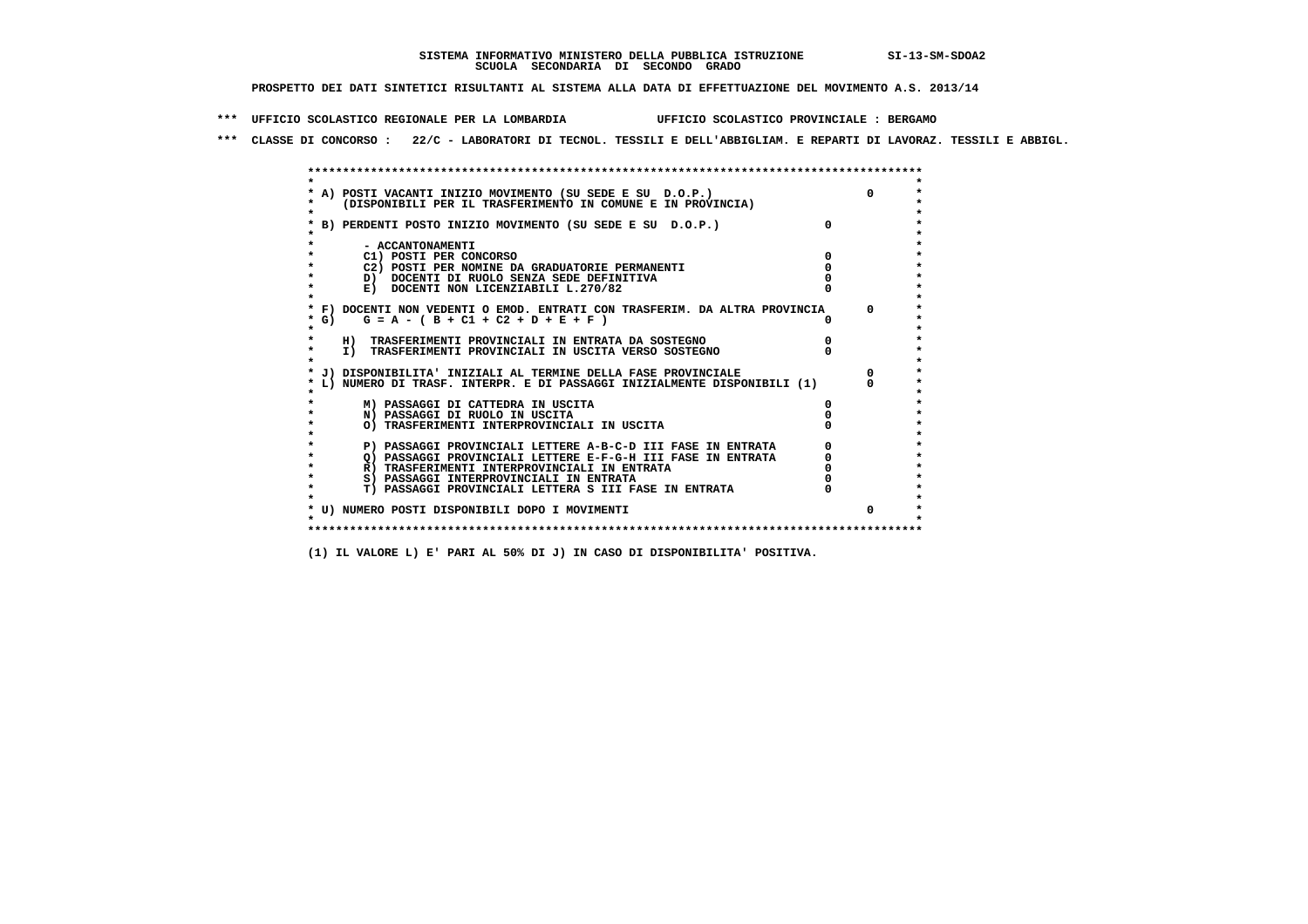**SISTEMA INFORMATIVO MINISTERO DELLA PUBBLICA ISTRUZIONE SI-13-SM-SDOA2**
**SCUOLA SECONDARIA DI SECONDO GRADO**

**PROSPETTO DEI DATI SINTETICI RISULTANTI AL SISTEMA ALLA DATA DI EFFETTUAZIONE DEL MOVIMENTO A.S. 2013/14**

**\*\*\* UFFICIO SCOLASTICO REGIONALE PER LA LOMBARDIA UFFICIO SCOLASTICO PROVINCIALE : BERGAMO**

**\*\*\* CLASSE DI CONCORSO : 22/C - LABORATORI DI TECNOL. TESSILI E DELL'ABBIGLIAM. E REPARTI DI LAVORAZ. TESSILI E ABBIGL.**

| Voce | | |
|---|---|---|
| A) POSTI VACANTI INIZIO MOVIMENTO (SU SEDE E SU D.O.P.) (DISPONIBILI PER IL TRASFERIMENTO IN COMUNE E IN PROVINCIA) | | 0 |
| B) PERDENTI POSTO INIZIO MOVIMENTO (SU SEDE E SU D.O.P.) | 0 | |
| - ACCANTONAMENTI | | |
| C1) POSTI PER CONCORSO | 0 | |
| C2) POSTI PER NOMINE DA GRADUATORIE PERMANENTI | 0 | |
| D) DOCENTI DI RUOLO SENZA SEDE DEFINITIVA | 0 | |
| E) DOCENTI NON LICENZIABILI L.270/82 | 0 | |
| F) DOCENTI NON VEDENTI O EMOD. ENTRATI CON TRASFERIM. DA ALTRA PROVINCIA | | 0 |
| G) G = A - ( B + C1 + C2 + D + E + F ) | 0 | |
| H) TRASFERIMENTI PROVINCIALI IN ENTRATA DA SOSTEGNO | 0 | |
| I) TRASFERIMENTI PROVINCIALI IN USCITA VERSO SOSTEGNO | 0 | |
| J) DISPONIBILITA' INIZIALI AL TERMINE DELLA FASE PROVINCIALE | | 0 |
| L) NUMERO DI TRASF. INTERPR. E DI PASSAGGI INIZIALMENTE DISPONIBILI (1) | | 0 |
| M) PASSAGGI DI CATTEDRA IN USCITA | 0 | |
| N) PASSAGGI DI RUOLO IN USCITA | 0 | |
| O) TRASFERIMENTI INTERPROVINCIALI IN USCITA | 0 | |
| P) PASSAGGI PROVINCIALI LETTERE A-B-C-D III FASE IN ENTRATA | 0 | |
| Q) PASSAGGI PROVINCIALI LETTERE E-F-G-H III FASE IN ENTRATA | 0 | |
| R) TRASFERIMENTI INTERPROVINCIALI IN ENTRATA | 0 | |
| S) PASSAGGI INTERPROVINCIALI IN ENTRATA | 0 | |
| T) PASSAGGI PROVINCIALI LETTERA S III FASE IN ENTRATA | 0 | |
| U) NUMERO POSTI DISPONIBILI DOPO I MOVIMENTI | | 0 |

**(1) IL VALORE L) E' PARI AL 50% DI J) IN CASO DI DISPONIBILITA' POSITIVA.**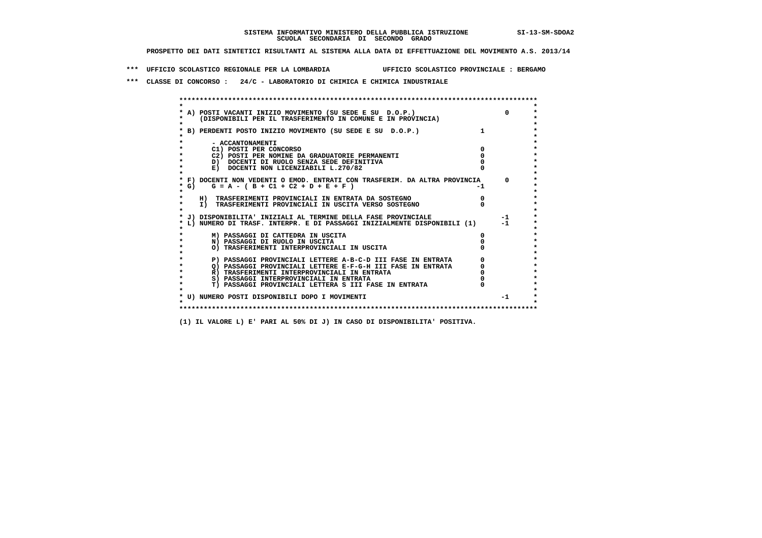SISTEMA INFORMATIVO MINISTERO DELLA PUBBLICA ISTRUZIONE SI-13-SM-SDOA2
SCUOLA SECONDARIA DI SECONDO GRADO

PROSPETTO DEI DATI SINTETICI RISULTANTI AL SISTEMA ALLA DATA DI EFFETTUAZIONE DEL MOVIMENTO A.S. 2013/14

*** UFFICIO SCOLASTICO REGIONALE PER LA LOMBARDIA UFFICIO SCOLASTICO PROVINCIALE : BERGAMO

*** CLASSE DI CONCORSO : 24/C - LABORATORIO DI CHIMICA E CHIMICA INDUSTRIALE

| Voce | Valore | Totale |
|---|---|---|
| A) POSTI VACANTI INIZIO MOVIMENTO (SU SEDE E SU D.O.P.) (DISPONIBILI PER IL TRASFERIMENTO IN COMUNE E IN PROVINCIA) | | 0 |
| B) PERDENTI POSTO INIZIO MOVIMENTO (SU SEDE E SU D.O.P.) | 1 | |
| - ACCANTONAMENTI | | |
| C1) POSTI PER CONCORSO | 0 | |
| C2) POSTI PER NOMINE DA GRADUATORIE PERMANENTI | 0 | |
| D) DOCENTI DI RUOLO SENZA SEDE DEFINITIVA | 0 | |
| E) DOCENTI NON LICENZIABILI L.270/82 | 0 | |
| F) DOCENTI NON VEDENTI O EMOD. ENTRATI CON TRASFERIM. DA ALTRA PROVINCIA | | 0 |
| G) G = A - ( B + C1 + C2 + D + E + F ) | -1 | |
| H) TRASFERIMENTI PROVINCIALI IN ENTRATA DA SOSTEGNO | 0 | |
| I) TRASFERIMENTI PROVINCIALI IN USCITA VERSO SOSTEGNO | 0 | |
| J) DISPONIBILITA' INIZIALI AL TERMINE DELLA FASE PROVINCIALE | | -1 |
| L) NUMERO DI TRASF. INTERPR. E DI PASSAGGI INIZIALMENTE DISPONIBILI (1) | | -1 |
| M) PASSAGGI DI CATTEDRA IN USCITA | 0 | |
| N) PASSAGGI DI RUOLO IN USCITA | 0 | |
| O) TRASFERIMENTI INTERPROVINCIALI IN USCITA | 0 | |
| P) PASSAGGI PROVINCIALI LETTERE A-B-C-D III FASE IN ENTRATA | 0 | |
| Q) PASSAGGI PROVINCIALI LETTERE E-F-G-H III FASE IN ENTRATA | 0 | |
| R) TRASFERIMENTI INTERPROVINCIALI IN ENTRATA | 0 | |
| S) PASSAGGI INTERPROVINCIALI IN ENTRATA | 0 | |
| T) PASSAGGI PROVINCIALI LETTERA S III FASE IN ENTRATA | 0 | |
| U) NUMERO POSTI DISPONIBILI DOPO I MOVIMENTI | | -1 |

(1) IL VALORE L) E' PARI AL 50% DI J) IN CASO DI DISPONIBILITA' POSITIVA.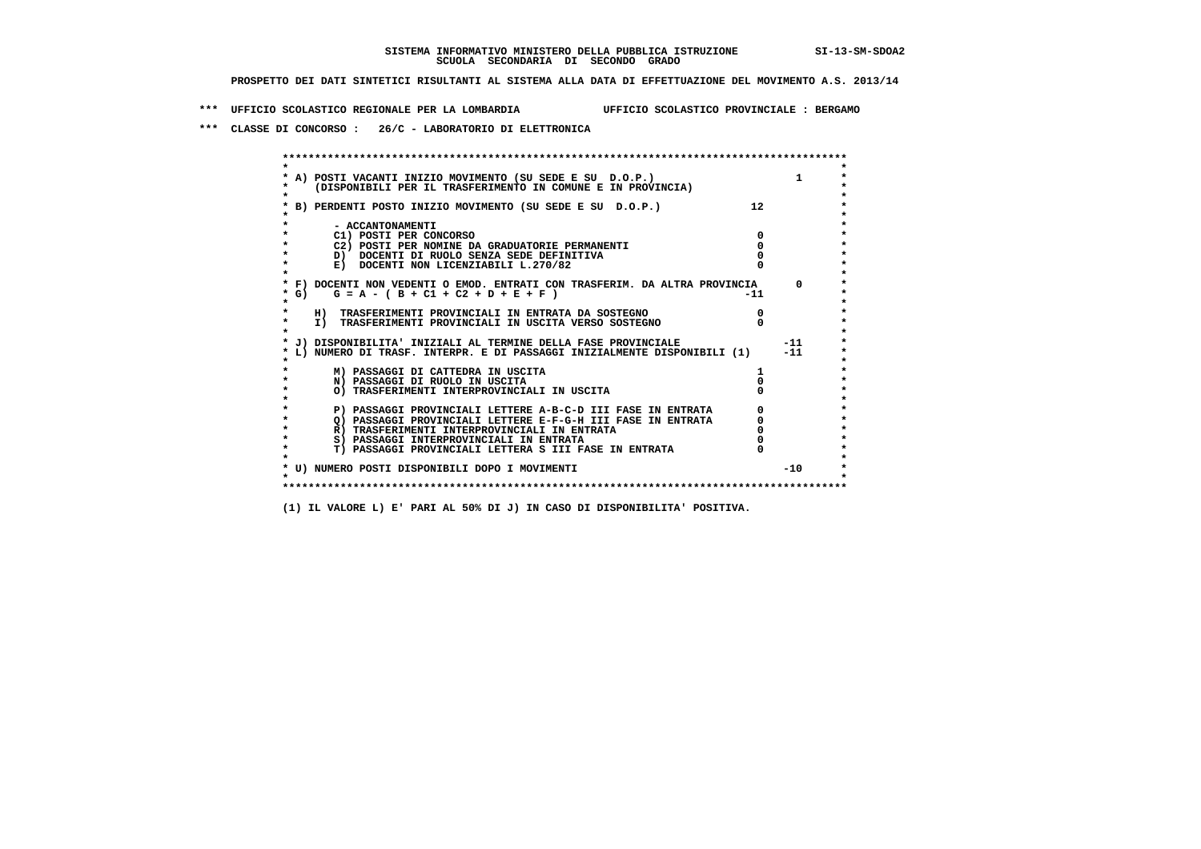**SISTEMA INFORMATIVO MINISTERO DELLA PUBBLICA ISTRUZIONE SI-13-SM-SDOA2**
**SCUOLA SECONDARIA DI SECONDO GRADO**

**PROSPETTO DEI DATI SINTETICI RISULTANTI AL SISTEMA ALLA DATA DI EFFETTUAZIONE DEL MOVIMENTO A.S. 2013/14**

**\*\*\* UFFICIO SCOLASTICO REGIONALE PER LA LOMBARDIA UFFICIO SCOLASTICO PROVINCIALE : BERGAMO**

**\*\*\* CLASSE DI CONCORSO : 26/C - LABORATORIO DI ELETTRONICA**

| Voce | | |
|---|---|---|
| A) POSTI VACANTI INIZIO MOVIMENTO (SU SEDE E SU D.O.P.) (DISPONIBILI PER IL TRASFERIMENTO IN COMUNE E IN PROVINCIA) | | 1 |
| B) PERDENTI POSTO INIZIO MOVIMENTO (SU SEDE E SU D.O.P.) | 12 | |
| - ACCANTONAMENTI | | |
| C1) POSTI PER CONCORSO | 0 | |
| C2) POSTI PER NOMINE DA GRADUATORIE PERMANENTI | 0 | |
| D) DOCENTI DI RUOLO SENZA SEDE DEFINITIVA | 0 | |
| E) DOCENTI NON LICENZIABILI L.270/82 | 0 | |
| F) DOCENTI NON VEDENTI O EMOD. ENTRATI CON TRASFERIM. DA ALTRA PROVINCIA | | 0 |
| G) G = A - ( B + C1 + C2 + D + E + F ) | -11 | |
| H) TRASFERIMENTI PROVINCIALI IN ENTRATA DA SOSTEGNO | 0 | |
| I) TRASFERIMENTI PROVINCIALI IN USCITA VERSO SOSTEGNO | 0 | |
| J) DISPONIBILITA' INIZIALI AL TERMINE DELLA FASE PROVINCIALE | | -11 |
| L) NUMERO DI TRASF. INTERPR. E DI PASSAGGI INIZIALMENTE DISPONIBILI (1) | | -11 |
| M) PASSAGGI DI CATTEDRA IN USCITA | 1 | |
| N) PASSAGGI DI RUOLO IN USCITA | 0 | |
| O) TRASFERIMENTI INTERPROVINCIALI IN USCITA | 0 | |
| P) PASSAGGI PROVINCIALI LETTERE A-B-C-D III FASE IN ENTRATA | 0 | |
| Q) PASSAGGI PROVINCIALI LETTERE E-F-G-H III FASE IN ENTRATA | 0 | |
| R) TRASFERIMENTI INTERPROVINCIALI IN ENTRATA | 0 | |
| S) PASSAGGI INTERPROVINCIALI IN ENTRATA | 0 | |
| T) PASSAGGI PROVINCIALI LETTERA S III FASE IN ENTRATA | 0 | |
| U) NUMERO POSTI DISPONIBILI DOPO I MOVIMENTI | | -10 |

**(1) IL VALORE L) E' PARI AL 50% DI J) IN CASO DI DISPONIBILITA' POSITIVA.**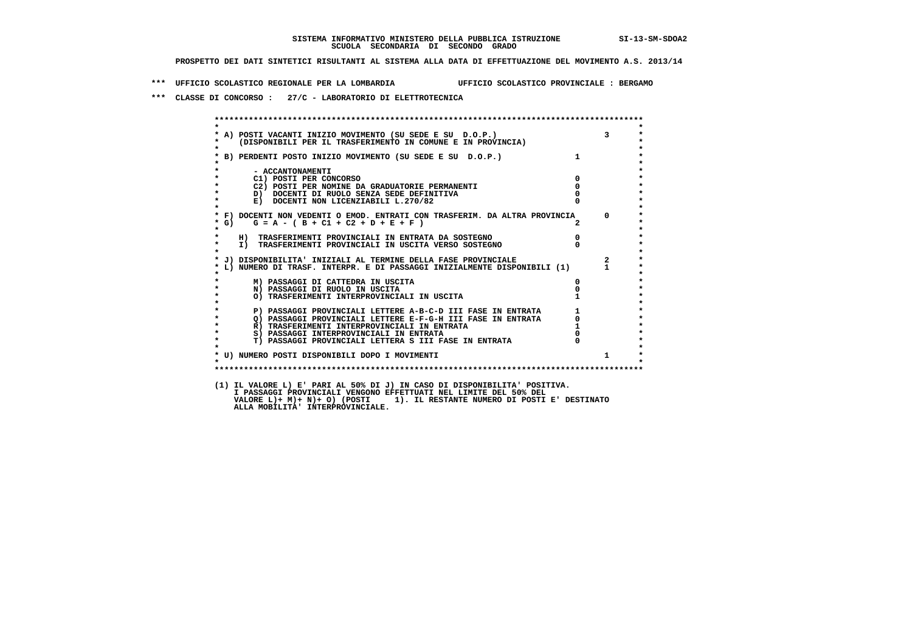SISTEMA INFORMATIVO MINISTERO DELLA PUBBLICA ISTRUZIONE SI-13-SM-SDOA2
SCUOLA SECONDARIA DI SECONDO GRADO

PROSPETTO DEI DATI SINTETICI RISULTANTI AL SISTEMA ALLA DATA DI EFFETTUAZIONE DEL MOVIMENTO A.S. 2013/14

*** UFFICIO SCOLASTICO REGIONALE PER LA LOMBARDIA UFFICIO SCOLASTICO PROVINCIALE : BERGAMO

*** CLASSE DI CONCORSO : 27/C - LABORATORIO DI ELETTROTECNICA

| | | |
|---|---|---|
| A) POSTI VACANTI INIZIO MOVIMENTO (SU SEDE E SU D.O.P.) (DISPONIBILI PER IL TRASFERIMENTO IN COMUNE E IN PROVINCIA) | | 3 |
| B) PERDENTI POSTO INIZIO MOVIMENTO (SU SEDE E SU D.O.P.) | 1 | |
| - ACCANTONAMENTI | | |
| C1) POSTI PER CONCORSO | 0 | |
| C2) POSTI PER NOMINE DA GRADUATORIE PERMANENTI | 0 | |
| D) DOCENTI DI RUOLO SENZA SEDE DEFINITIVA | 0 | |
| E) DOCENTI NON LICENZIABILI L.270/82 | 0 | |
| F) DOCENTI NON VEDENTI O EMOD. ENTRATI CON TRASFERIM. DA ALTRA PROVINCIA | | 0 |
| G) G = A - ( B + C1 + C2 + D + E + F ) | 2 | |
| H) TRASFERIMENTI PROVINCIALI IN ENTRATA DA SOSTEGNO | 0 | |
| I) TRASFERIMENTI PROVINCIALI IN USCITA VERSO SOSTEGNO | 0 | |
| J) DISPONIBILITA' INIZIALI AL TERMINE DELLA FASE PROVINCIALE | | 2 |
| L) NUMERO DI TRASF. INTERPR. E DI PASSAGGI INIZIALMENTE DISPONIBILI (1) | | 1 |
| M) PASSAGGI DI CATTEDRA IN USCITA | 0 | |
| N) PASSAGGI DI RUOLO IN USCITA | 0 | |
| O) TRASFERIMENTI INTERPROVINCIALI IN USCITA | 1 | |
| P) PASSAGGI PROVINCIALI LETTERE A-B-C-D III FASE IN ENTRATA | 1 | |
| Q) PASSAGGI PROVINCIALI LETTERE E-F-G-H III FASE IN ENTRATA | 0 | |
| R) TRASFERIMENTI INTERPROVINCIALI IN ENTRATA | 1 | |
| S) PASSAGGI INTERPROVINCIALI IN ENTRATA | 0 | |
| T) PASSAGGI PROVINCIALI LETTERA S III FASE IN ENTRATA | 0 | |
| U) NUMERO POSTI DISPONIBILI DOPO I MOVIMENTI | | 1 |

(1) IL VALORE L) E' PARI AL 50% DI J) IN CASO DI DISPONIBILITA' POSITIVA. I PASSAGGI PROVINCIALI VENGONO EFFETTUATI NEL LIMITE DEL 50% DEL VALORE L)+ M)+ N)+ O) (POSTI 1). IL RESTANTE NUMERO DI POSTI E' DESTINATO ALLA MOBILITA' INTERPROVINCIALE.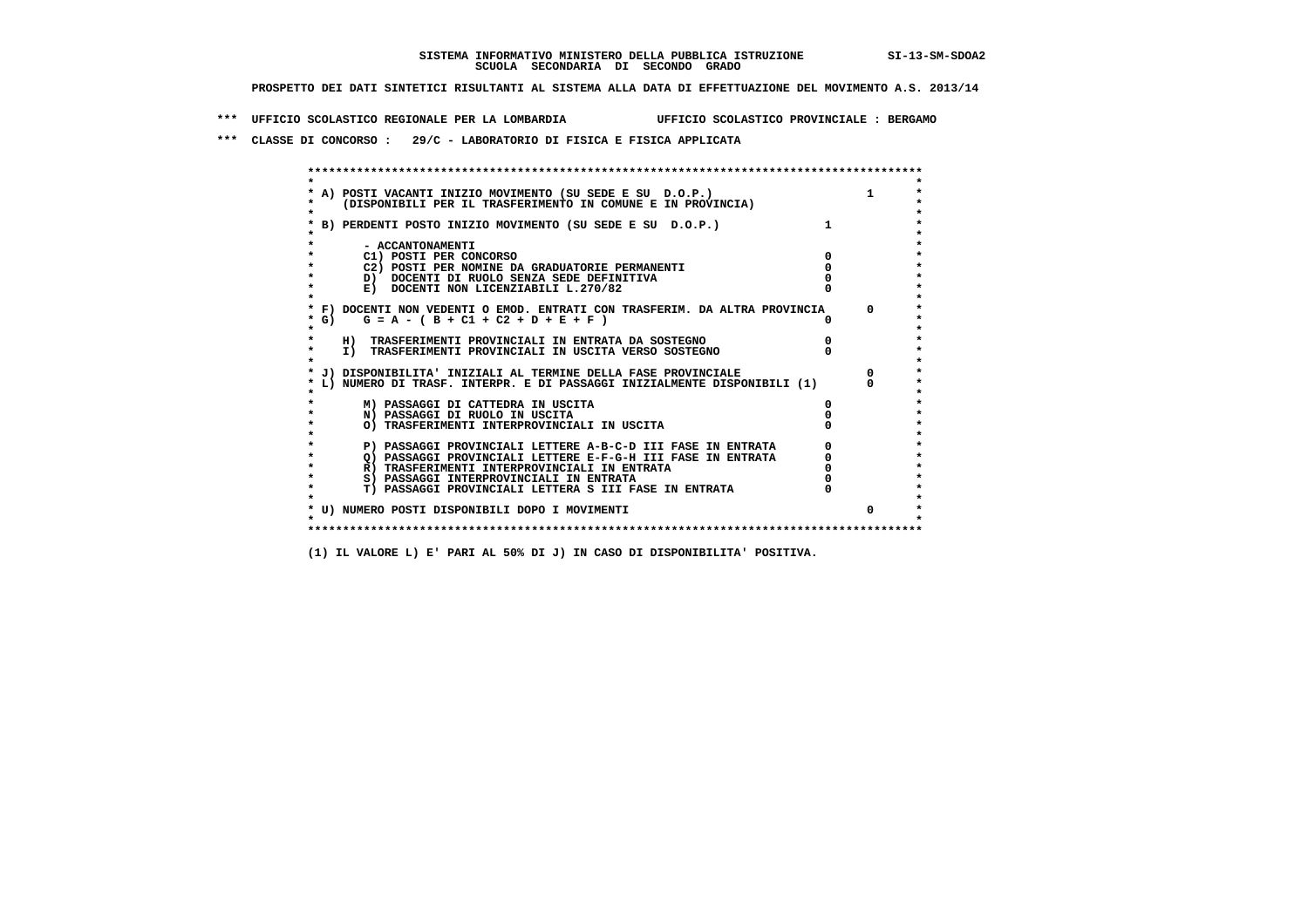**SISTEMA INFORMATIVO MINISTERO DELLA PUBBLICA ISTRUZIONE SI-13-SM-SDOA2**
**SCUOLA SECONDARIA DI SECONDO GRADO**

**PROSPETTO DEI DATI SINTETICI RISULTANTI AL SISTEMA ALLA DATA DI EFFETTUAZIONE DEL MOVIMENTO A.S. 2013/14**

**\*\*\* UFFICIO SCOLASTICO REGIONALE PER LA LOMBARDIA UFFICIO SCOLASTICO PROVINCIALE : BERGAMO**

**\*\*\* CLASSE DI CONCORSO : 29/C - LABORATORIO DI FISICA E FISICA APPLICATA**

| | | |
|---|---|---|
| A) POSTI VACANTI INIZIO MOVIMENTO (SU SEDE E SU D.O.P.) (DISPONIBILI PER IL TRASFERIMENTO IN COMUNE E IN PROVINCIA) | | 1 |
| B) PERDENTI POSTO INIZIO MOVIMENTO (SU SEDE E SU D.O.P.) | 1 | |
| - ACCANTONAMENTI | | |
| C1) POSTI PER CONCORSO | 0 | |
| C2) POSTI PER NOMINE DA GRADUATORIE PERMANENTI | 0 | |
| D) DOCENTI DI RUOLO SENZA SEDE DEFINITIVA | 0 | |
| E) DOCENTI NON LICENZIABILI L.270/82 | 0 | |
| F) DOCENTI NON VEDENTI O EMOD. ENTRATI CON TRASFERIM. DA ALTRA PROVINCIA | | 0 |
| G) G = A - ( B + C1 + C2 + D + E + F ) | 0 | |
| H) TRASFERIMENTI PROVINCIALI IN ENTRATA DA SOSTEGNO | 0 | |
| I) TRASFERIMENTI PROVINCIALI IN USCITA VERSO SOSTEGNO | 0 | |
| J) DISPONIBILITA' INIZIALI AL TERMINE DELLA FASE PROVINCIALE | | 0 |
| L) NUMERO DI TRASF. INTERPR. E DI PASSAGGI INIZIALMENTE DISPONIBILI (1) | | 0 |
| M) PASSAGGI DI CATTEDRA IN USCITA | 0 | |
| N) PASSAGGI DI RUOLO IN USCITA | 0 | |
| O) TRASFERIMENTI INTERPROVINCIALI IN USCITA | 0 | |
| P) PASSAGGI PROVINCIALI LETTERE A-B-C-D III FASE IN ENTRATA | 0 | |
| Q) PASSAGGI PROVINCIALI LETTERE E-F-G-H III FASE IN ENTRATA | 0 | |
| R) TRASFERIMENTI INTERPROVINCIALI IN ENTRATA | 0 | |
| S) PASSAGGI INTERPROVINCIALI IN ENTRATA | 0 | |
| T) PASSAGGI PROVINCIALI LETTERA S III FASE IN ENTRATA | 0 | |
| U) NUMERO POSTI DISPONIBILI DOPO I MOVIMENTI | | 0 |

**(1) IL VALORE L) E' PARI AL 50% DI J) IN CASO DI DISPONIBILITA' POSITIVA.**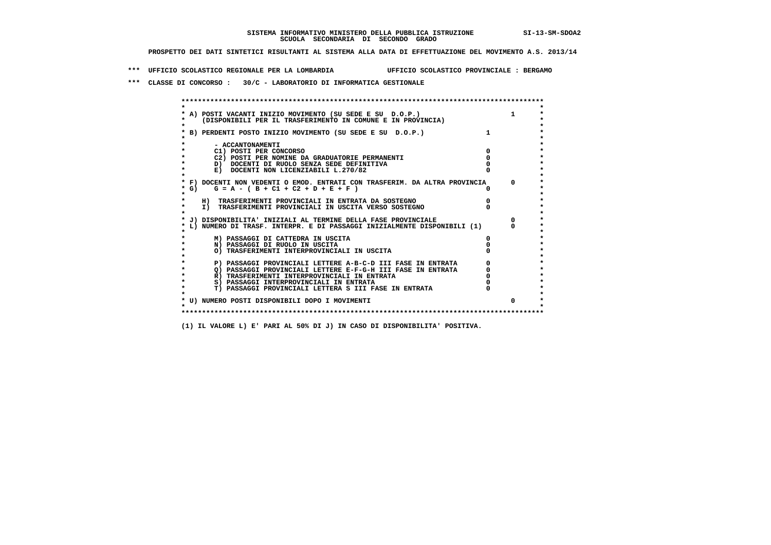**SISTEMA INFORMATIVO MINISTERO DELLA PUBBLICA ISTRUZIONE SI-13-SM-SDOA2**
**SCUOLA SECONDARIA DI SECONDO GRADO**

**PROSPETTO DEI DATI SINTETICI RISULTANTI AL SISTEMA ALLA DATA DI EFFETTUAZIONE DEL MOVIMENTO A.S. 2013/14**

**\*\*\* UFFICIO SCOLASTICO REGIONALE PER LA LOMBARDIA UFFICIO SCOLASTICO PROVINCIALE : BERGAMO**

**\*\*\* CLASSE DI CONCORSO : 30/C - LABORATORIO DI INFORMATICA GESTIONALE**

| Voce | | |
|---|---|---|
| A) POSTI VACANTI INIZIO MOVIMENTO (SU SEDE E SU D.O.P.) (DISPONIBILI PER IL TRASFERIMENTO IN COMUNE E IN PROVINCIA) | | 1 |
| B) PERDENTI POSTO INIZIO MOVIMENTO (SU SEDE E SU D.O.P.) | 1 | |
| - ACCANTONAMENTI | | |
| C1) POSTI PER CONCORSO | 0 | |
| C2) POSTI PER NOMINE DA GRADUATORIE PERMANENTI | 0 | |
| D) DOCENTI DI RUOLO SENZA SEDE DEFINITIVA | 0 | |
| E) DOCENTI NON LICENZIABILI L.270/82 | 0 | |
| F) DOCENTI NON VEDENTI O EMOD. ENTRATI CON TRASFERIM. DA ALTRA PROVINCIA | | 0 |
| G) G = A - ( B + C1 + C2 + D + E + F ) | 0 | |
| H) TRASFERIMENTI PROVINCIALI IN ENTRATA DA SOSTEGNO | 0 | |
| I) TRASFERIMENTI PROVINCIALI IN USCITA VERSO SOSTEGNO | 0 | |
| J) DISPONIBILITA' INIZIALI AL TERMINE DELLA FASE PROVINCIALE | | 0 |
| L) NUMERO DI TRASF. INTERPR. E DI PASSAGGI INIZIALMENTE DISPONIBILI (1) | | 0 |
| M) PASSAGGI DI CATTEDRA IN USCITA | 0 | |
| N) PASSAGGI DI RUOLO IN USCITA | 0 | |
| O) TRASFERIMENTI INTERPROVINCIALI IN USCITA | 0 | |
| P) PASSAGGI PROVINCIALI LETTERE A-B-C-D III FASE IN ENTRATA | 0 | |
| Q) PASSAGGI PROVINCIALI LETTERE E-F-G-H III FASE IN ENTRATA | 0 | |
| R) TRASFERIMENTI INTERPROVINCIALI IN ENTRATA | 0 | |
| S) PASSAGGI INTERPROVINCIALI IN ENTRATA | 0 | |
| T) PASSAGGI PROVINCIALI LETTERA S III FASE IN ENTRATA | 0 | |
| U) NUMERO POSTI DISPONIBILI DOPO I MOVIMENTI | | 0 |

**(1) IL VALORE L) E' PARI AL 50% DI J) IN CASO DI DISPONIBILITA' POSITIVA.**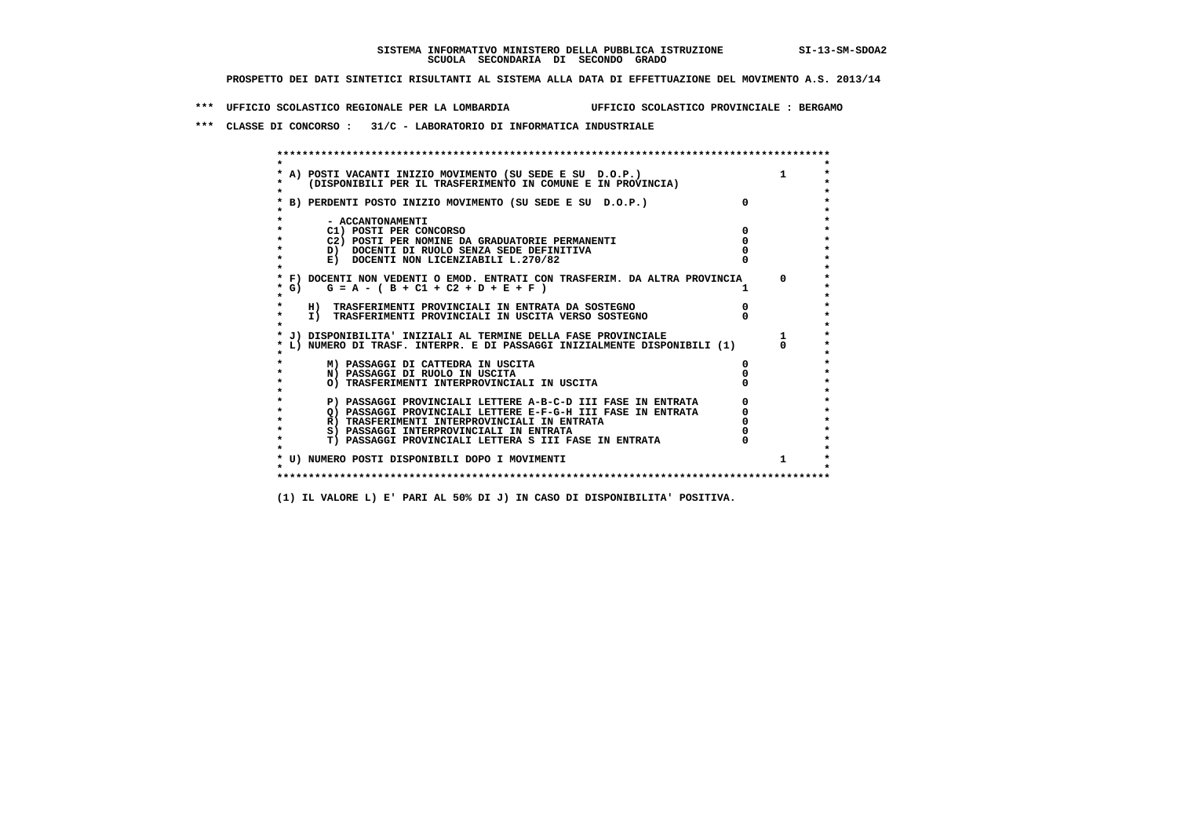**SISTEMA INFORMATIVO MINISTERO DELLA PUBBLICA ISTRUZIONE SI-13-SM-SDOA2**
**SCUOLA SECONDARIA DI SECONDO GRADO**

**PROSPETTO DEI DATI SINTETICI RISULTANTI AL SISTEMA ALLA DATA DI EFFETTUAZIONE DEL MOVIMENTO A.S. 2013/14**

**\*\*\* UFFICIO SCOLASTICO REGIONALE PER LA LOMBARDIA UFFICIO SCOLASTICO PROVINCIALE : BERGAMO**

**\*\*\* CLASSE DI CONCORSO : 31/C - LABORATORIO DI INFORMATICA INDUSTRIALE**

| Voce | | |
|---|---|---|
| A) POSTI VACANTI INIZIO MOVIMENTO (SU SEDE E SU D.O.P.) (DISPONIBILI PER IL TRASFERIMENTO IN COMUNE E IN PROVINCIA) | | 1 |
| B) PERDENTI POSTO INIZIO MOVIMENTO (SU SEDE E SU D.O.P.) | 0 | |
| - ACCANTONAMENTI | | |
| C1) POSTI PER CONCORSO | 0 | |
| C2) POSTI PER NOMINE DA GRADUATORIE PERMANENTI | 0 | |
| D) DOCENTI DI RUOLO SENZA SEDE DEFINITIVA | 0 | |
| E) DOCENTI NON LICENZIABILI L.270/82 | 0 | |
| F) DOCENTI NON VEDENTI O EMOD. ENTRATI CON TRASFERIM. DA ALTRA PROVINCIA | | 0 |
| G) G = A - ( B + C1 + C2 + D + E + F ) | 1 | |
| H) TRASFERIMENTI PROVINCIALI IN ENTRATA DA SOSTEGNO | 0 | |
| I) TRASFERIMENTI PROVINCIALI IN USCITA VERSO SOSTEGNO | 0 | |
| J) DISPONIBILITA' INIZIALI AL TERMINE DELLA FASE PROVINCIALE | | 1 |
| L) NUMERO DI TRASF. INTERPR. E DI PASSAGGI INIZIALMENTE DISPONIBILI (1) | | 0 |
| M) PASSAGGI DI CATTEDRA IN USCITA | 0 | |
| N) PASSAGGI DI RUOLO IN USCITA | 0 | |
| O) TRASFERIMENTI INTERPROVINCIALI IN USCITA | 0 | |
| P) PASSAGGI PROVINCIALI LETTERE A-B-C-D III FASE IN ENTRATA | 0 | |
| Q) PASSAGGI PROVINCIALI LETTERE E-F-G-H III FASE IN ENTRATA | 0 | |
| R) TRASFERIMENTI INTERPROVINCIALI IN ENTRATA | 0 | |
| S) PASSAGGI INTERPROVINCIALI IN ENTRATA | 0 | |
| T) PASSAGGI PROVINCIALI LETTERA S III FASE IN ENTRATA | 0 | |
| U) NUMERO POSTI DISPONIBILI DOPO I MOVIMENTI | | 1 |

**(1) IL VALORE L) E' PARI AL 50% DI J) IN CASO DI DISPONIBILITA' POSITIVA.**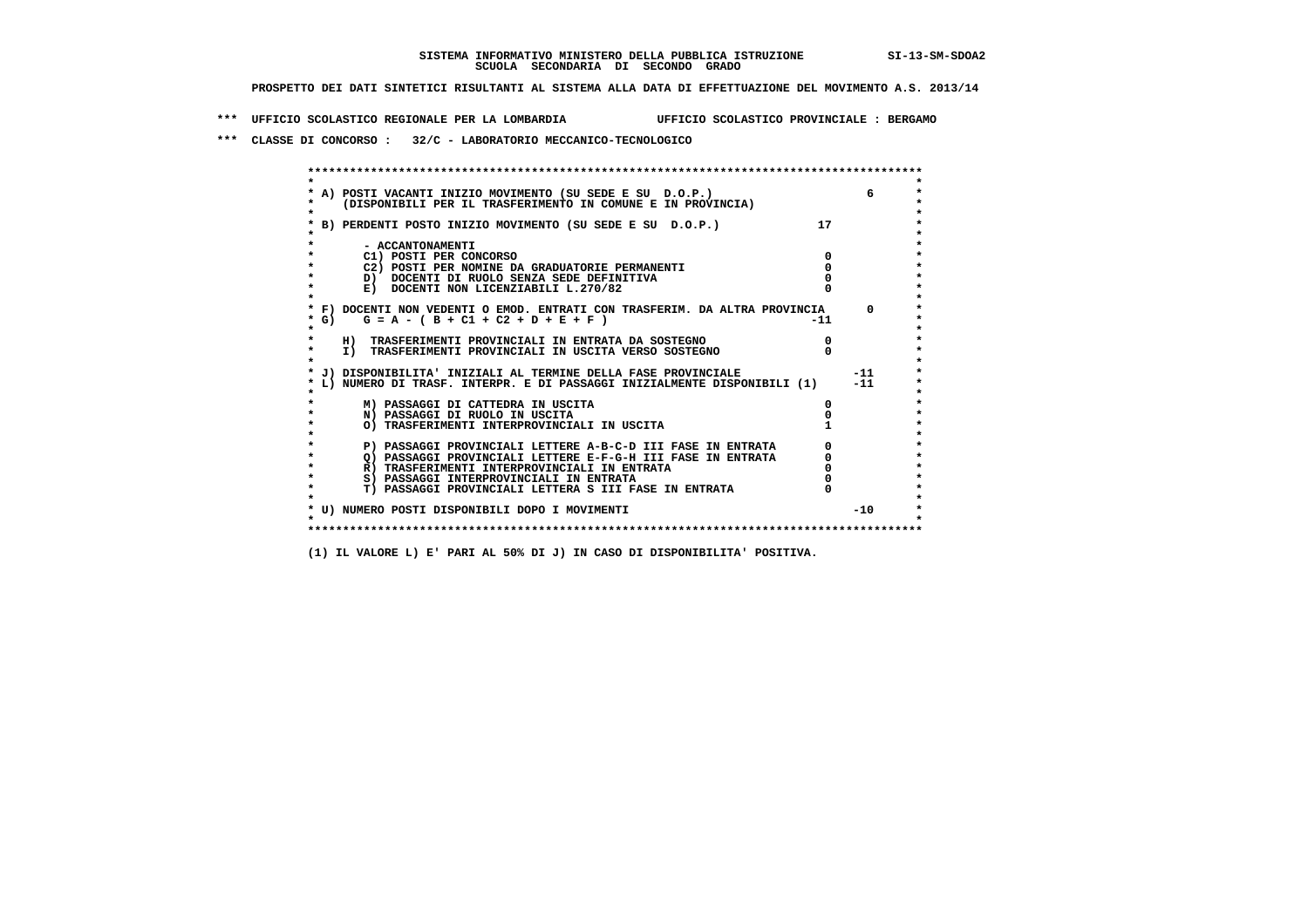SISTEMA INFORMATIVO MINISTERO DELLA PUBBLICA ISTRUZIONE SI-13-SM-SDOA2
SCUOLA SECONDARIA DI SECONDO GRADO

PROSPETTO DEI DATI SINTETICI RISULTANTI AL SISTEMA ALLA DATA DI EFFETTUAZIONE DEL MOVIMENTO A.S. 2013/14

*** UFFICIO SCOLASTICO REGIONALE PER LA LOMBARDIA UFFICIO SCOLASTICO PROVINCIALE : BERGAMO

*** CLASSE DI CONCORSO : 32/C - LABORATORIO MECCANICO-TECNOLOGICO

| Voce | | |
|---|---|---|
| A) POSTI VACANTI INIZIO MOVIMENTO (SU SEDE E SU D.O.P.) (DISPONIBILI PER IL TRASFERIMENTO IN COMUNE E IN PROVINCIA) | | 6 |
| B) PERDENTI POSTO INIZIO MOVIMENTO (SU SEDE E SU D.O.P.) | 17 | |
| - ACCANTONAMENTI | | |
| C1) POSTI PER CONCORSO | 0 | |
| C2) POSTI PER NOMINE DA GRADUATORIE PERMANENTI | 0 | |
| D) DOCENTI DI RUOLO SENZA SEDE DEFINITIVA | 0 | |
| E) DOCENTI NON LICENZIABILI L.270/82 | 0 | |
| F) DOCENTI NON VEDENTI O EMOD. ENTRATI CON TRASFERIM. DA ALTRA PROVINCIA | | 0 |
| G) G = A - ( B + C1 + C2 + D + E + F ) | -11 | |
| H) TRASFERIMENTI PROVINCIALI IN ENTRATA DA SOSTEGNO | 0 | |
| I) TRASFERIMENTI PROVINCIALI IN USCITA VERSO SOSTEGNO | 0 | |
| J) DISPONIBILITA' INIZIALI AL TERMINE DELLA FASE PROVINCIALE | | -11 |
| L) NUMERO DI TRASF. INTERPR. E DI PASSAGGI INIZIALMENTE DISPONIBILI (1) | | -11 |
| M) PASSAGGI DI CATTEDRA IN USCITA | 0 | |
| N) PASSAGGI DI RUOLO IN USCITA | 0 | |
| O) TRASFERIMENTI INTERPROVINCIALI IN USCITA | 1 | |
| P) PASSAGGI PROVINCIALI LETTERE A-B-C-D III FASE IN ENTRATA | 0 | |
| Q) PASSAGGI PROVINCIALI LETTERE E-F-G-H III FASE IN ENTRATA | 0 | |
| R) TRASFERIMENTI INTERPROVINCIALI IN ENTRATA | 0 | |
| S) PASSAGGI INTERPROVINCIALI IN ENTRATA | 0 | |
| T) PASSAGGI PROVINCIALI LETTERA S III FASE IN ENTRATA | 0 | |
| U) NUMERO POSTI DISPONIBILI DOPO I MOVIMENTI | | -10 |

(1) IL VALORE L) E' PARI AL 50% DI J) IN CASO DI DISPONIBILITA' POSITIVA.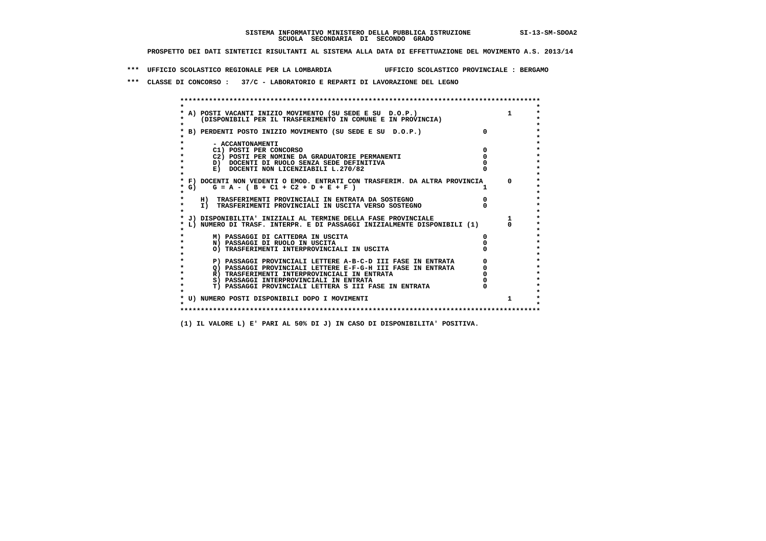SISTEMA INFORMATIVO MINISTERO DELLA PUBBLICA ISTRUZIONE SI-13-SM-SDOA2
SCUOLA SECONDARIA DI SECONDO GRADO

PROSPETTO DEI DATI SINTETICI RISULTANTI AL SISTEMA ALLA DATA DI EFFETTUAZIONE DEL MOVIMENTO A.S. 2013/14

*** UFFICIO SCOLASTICO REGIONALE PER LA LOMBARDIA UFFICIO SCOLASTICO PROVINCIALE : BERGAMO

*** CLASSE DI CONCORSO : 37/C - LABORATORIO E REPARTI DI LAVORAZIONE DEL LEGNO

```
******************************************************************************************
*                                                                                        *
* A) POSTI VACANTI INIZIO MOVIMENTO (SU SEDE E SU  D.O.P.)                      1       *
*     (DISPONIBILI PER IL TRASFERIMENTO IN COMUNE E IN PROVINCIA)                        *
*                                                                                        *
* B) PERDENTI POSTO INIZIO MOVIMENTO (SU SEDE E SU  D.O.P.)              0              *
*                                                                                        *
*       - ACCANTONAMENTI                                                                 *
*       C1) POSTI PER CONCORSO                                           0              *
*       C2) POSTI PER NOMINE DA GRADUATORIE PERMANENTI                   0              *
*       D)  DOCENTI DI RUOLO SENZA SEDE DEFINITIVA                       0              *
*       E)  DOCENTI NON LICENZIABILI L.270/82                            0              *
*                                                                                        *
* F) DOCENTI NON VEDENTI O EMOD. ENTRATI CON TRASFERIM. DA ALTRA PROVINCIA      0       *
* G)    G = A - ( B + C1 + C2 + D + E + F )                              1              *
*                                                                                        *
*    H)  TRASFERIMENTI PROVINCIALI IN ENTRATA DA SOSTEGNO                0              *
*    I)  TRASFERIMENTI PROVINCIALI IN USCITA VERSO SOSTEGNO              0              *
*                                                                                        *
* J) DISPONIBILITA' INIZIALI AL TERMINE DELLA FASE PROVINCIALE                  1       *
* L) NUMERO DI TRASF. INTERPR. E DI PASSAGGI INIZIALMENTE DISPONIBILI (1)       0       *
*                                                                                        *
*       M) PASSAGGI DI CATTEDRA IN USCITA                                0              *
*       N) PASSAGGI DI RUOLO IN USCITA                                   0              *
*       O) TRASFERIMENTI INTERPROVINCIALI IN USCITA                      0              *
*                                                                                        *
*       P) PASSAGGI PROVINCIALI LETTERE A-B-C-D III FASE IN ENTRATA      0              *
*       Q) PASSAGGI PROVINCIALI LETTERE E-F-G-H III FASE IN ENTRATA      0              *
*       R) TRASFERIMENTI INTERPROVINCIALI IN ENTRATA                     0              *
*       S) PASSAGGI INTERPROVINCIALI IN ENTRATA                          0              *
*       T) PASSAGGI PROVINCIALI LETTERA S III FASE IN ENTRATA            0              *
*                                                                                        *
* U) NUMERO POSTI DISPONIBILI DOPO I MOVIMENTI                                  1       *
*                                                                                        *
******************************************************************************************
```

(1) IL VALORE L) E' PARI AL 50% DI J) IN CASO DI DISPONIBILITA' POSITIVA.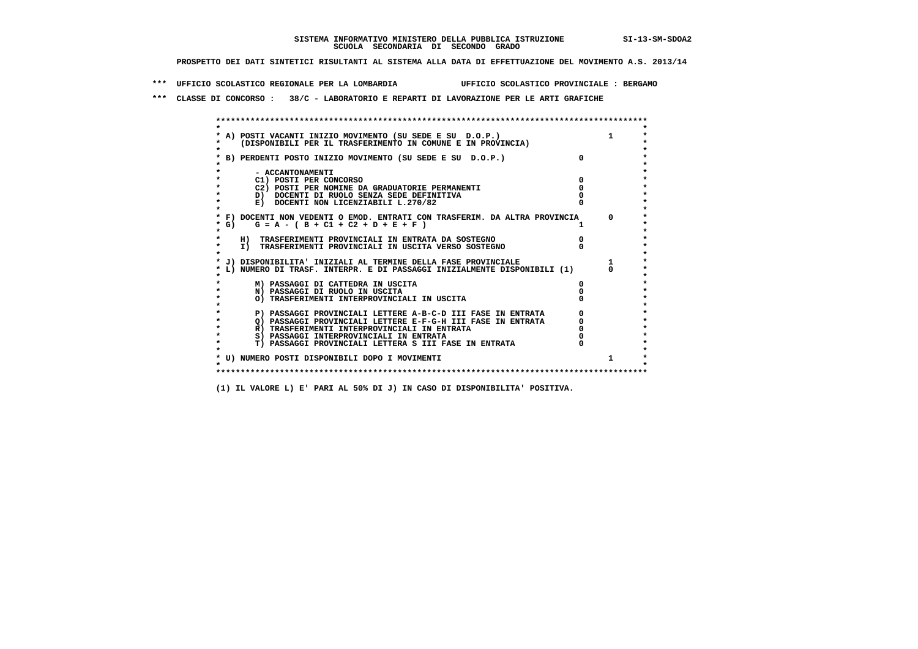**SISTEMA INFORMATIVO MINISTERO DELLA PUBBLICA ISTRUZIONE SI-13-SM-SDOA2**
**SCUOLA SECONDARIA DI SECONDO GRADO**

**PROSPETTO DEI DATI SINTETICI RISULTANTI AL SISTEMA ALLA DATA DI EFFETTUAZIONE DEL MOVIMENTO A.S. 2013/14**

**\*\*\* UFFICIO SCOLASTICO REGIONALE PER LA LOMBARDIA UFFICIO SCOLASTICO PROVINCIALE : BERGAMO**

**\*\*\* CLASSE DI CONCORSO : 38/C - LABORATORIO E REPARTI DI LAVORAZIONE PER LE ARTI GRAFICHE**

| Voce | | |
|---|---|---|
| A) POSTI VACANTI INIZIO MOVIMENTO (SU SEDE E SU D.O.P.) (DISPONIBILI PER IL TRASFERIMENTO IN COMUNE E IN PROVINCIA) | | 1 |
| B) PERDENTI POSTO INIZIO MOVIMENTO (SU SEDE E SU D.O.P.) | 0 | |
| - ACCANTONAMENTI | | |
| C1) POSTI PER CONCORSO | 0 | |
| C2) POSTI PER NOMINE DA GRADUATORIE PERMANENTI | 0 | |
| D) DOCENTI DI RUOLO SENZA SEDE DEFINITIVA | 0 | |
| E) DOCENTI NON LICENZIABILI L.270/82 | 0 | |
| F) DOCENTI NON VEDENTI O EMOD. ENTRATI CON TRASFERIM. DA ALTRA PROVINCIA | | 0 |
| G) G = A - ( B + C1 + C2 + D + E + F ) | 1 | |
| H) TRASFERIMENTI PROVINCIALI IN ENTRATA DA SOSTEGNO | 0 | |
| I) TRASFERIMENTI PROVINCIALI IN USCITA VERSO SOSTEGNO | 0 | |
| J) DISPONIBILITA' INIZIALI AL TERMINE DELLA FASE PROVINCIALE | | 1 |
| L) NUMERO DI TRASF. INTERPR. E DI PASSAGGI INIZIALMENTE DISPONIBILI (1) | | 0 |
| M) PASSAGGI DI CATTEDRA IN USCITA | 0 | |
| N) PASSAGGI DI RUOLO IN USCITA | 0 | |
| O) TRASFERIMENTI INTERPROVINCIALI IN USCITA | 0 | |
| P) PASSAGGI PROVINCIALI LETTERE A-B-C-D III FASE IN ENTRATA | 0 | |
| Q) PASSAGGI PROVINCIALI LETTERE E-F-G-H III FASE IN ENTRATA | 0 | |
| R) TRASFERIMENTI INTERPROVINCIALI IN ENTRATA | 0 | |
| S) PASSAGGI INTERPROVINCIALI IN ENTRATA | 0 | |
| T) PASSAGGI PROVINCIALI LETTERA S III FASE IN ENTRATA | 0 | |
| U) NUMERO POSTI DISPONIBILI DOPO I MOVIMENTI | | 1 |

**(1) IL VALORE L) E' PARI AL 50% DI J) IN CASO DI DISPONIBILITA' POSITIVA.**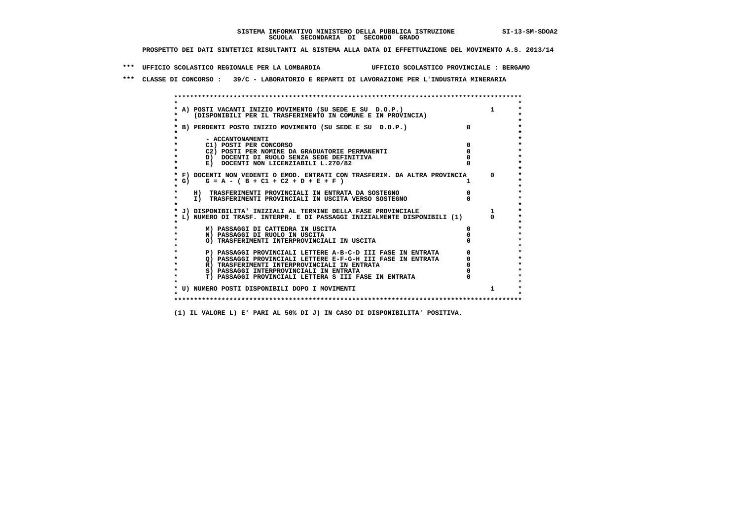**SISTEMA INFORMATIVO MINISTERO DELLA PUBBLICA ISTRUZIONE** SI-13-SM-SDOA2
**SCUOLA SECONDARIA DI SECONDO GRADO**

**PROSPETTO DEI DATI SINTETICI RISULTANTI AL SISTEMA ALLA DATA DI EFFETTUAZIONE DEL MOVIMENTO A.S. 2013/14**

**\*\*\* UFFICIO SCOLASTICO REGIONALE PER LA LOMBARDIA UFFICIO SCOLASTICO PROVINCIALE : BERGAMO**

**\*\*\* CLASSE DI CONCORSO : 39/C - LABORATORIO E REPARTI DI LAVORAZIONE PER L'INDUSTRIA MINERARIA**

| Voce | | |
|---|---|---|
| A) POSTI VACANTI INIZIO MOVIMENTO (SU SEDE E SU D.O.P.) (DISPONIBILI PER IL TRASFERIMENTO IN COMUNE E IN PROVINCIA) | | 1 |
| B) PERDENTI POSTO INIZIO MOVIMENTO (SU SEDE E SU D.O.P.) | 0 | |
| - ACCANTONAMENTI | | |
| C1) POSTI PER CONCORSO | 0 | |
| C2) POSTI PER NOMINE DA GRADUATORIE PERMANENTI | 0 | |
| D) DOCENTI DI RUOLO SENZA SEDE DEFINITIVA | 0 | |
| E) DOCENTI NON LICENZIABILI L.270/82 | 0 | |
| F) DOCENTI NON VEDENTI O EMOD. ENTRATI CON TRASFERIM. DA ALTRA PROVINCIA | | 0 |
| G) G = A - ( B + C1 + C2 + D + E + F ) | 1 | |
| H) TRASFERIMENTI PROVINCIALI IN ENTRATA DA SOSTEGNO | 0 | |
| I) TRASFERIMENTI PROVINCIALI IN USCITA VERSO SOSTEGNO | 0 | |
| J) DISPONIBILITA' INIZIALI AL TERMINE DELLA FASE PROVINCIALE | | 1 |
| L) NUMERO DI TRASF. INTERPR. E DI PASSAGGI INIZIALMENTE DISPONIBILI (1) | | 0 |
| M) PASSAGGI DI CATTEDRA IN USCITA | 0 | |
| N) PASSAGGI DI RUOLO IN USCITA | 0 | |
| O) TRASFERIMENTI INTERPROVINCIALI IN USCITA | 0 | |
| P) PASSAGGI PROVINCIALI LETTERE A-B-C-D III FASE IN ENTRATA | 0 | |
| Q) PASSAGGI PROVINCIALI LETTERE E-F-G-H III FASE IN ENTRATA | 0 | |
| R) TRASFERIMENTI INTERPROVINCIALI IN ENTRATA | 0 | |
| S) PASSAGGI INTERPROVINCIALI IN ENTRATA | 0 | |
| T) PASSAGGI PROVINCIALI LETTERA S III FASE IN ENTRATA | 0 | |
| U) NUMERO POSTI DISPONIBILI DOPO I MOVIMENTI | | 1 |

(1) IL VALORE L) E' PARI AL 50% DI J) IN CASO DI DISPONIBILITA' POSITIVA.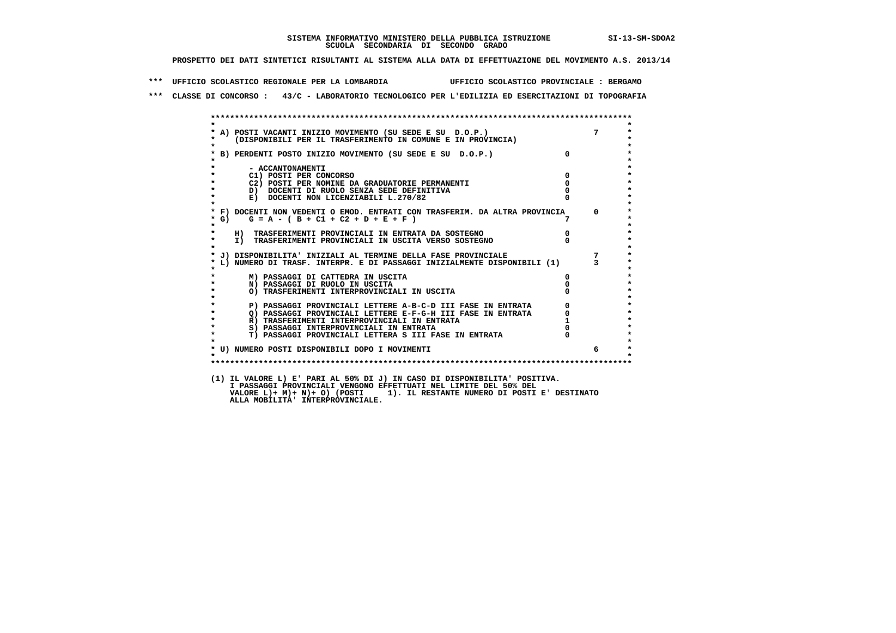SISTEMA INFORMATIVO MINISTERO DELLA PUBBLICA ISTRUZIONE SI-13-SM-SDOA2
SCUOLA SECONDARIA DI SECONDO GRADO

PROSPETTO DEI DATI SINTETICI RISULTANTI AL SISTEMA ALLA DATA DI EFFETTUAZIONE DEL MOVIMENTO A.S. 2013/14

*** UFFICIO SCOLASTICO REGIONALE PER LA LOMBARDIA UFFICIO SCOLASTICO PROVINCIALE : BERGAMO

*** CLASSE DI CONCORSO : 43/C - LABORATORIO TECNOLOGICO PER L'EDILIZIA ED ESERCITAZIONI DI TOPOGRAFIA

| | | |
|---|---|---|
| A) POSTI VACANTI INIZIO MOVIMENTO (SU SEDE E SU D.O.P.) (DISPONIBILI PER IL TRASFERIMENTO IN COMUNE E IN PROVINCIA) | | 7 |
| B) PERDENTI POSTO INIZIO MOVIMENTO (SU SEDE E SU D.O.P.) | 0 | |
| - ACCANTONAMENTI | | |
| C1) POSTI PER CONCORSO | 0 | |
| C2) POSTI PER NOMINE DA GRADUATORIE PERMANENTI | 0 | |
| D) DOCENTI DI RUOLO SENZA SEDE DEFINITIVA | 0 | |
| E) DOCENTI NON LICENZIABILI L.270/82 | 0 | |
| F) DOCENTI NON VEDENTI O EMOD. ENTRATI CON TRASFERIM. DA ALTRA PROVINCIA | | 0 |
| G) G = A - ( B + C1 + C2 + D + E + F ) | 7 | |
| H) TRASFERIMENTI PROVINCIALI IN ENTRATA DA SOSTEGNO | 0 | |
| I) TRASFERIMENTI PROVINCIALI IN USCITA VERSO SOSTEGNO | 0 | |
| J) DISPONIBILITA' INIZIALI AL TERMINE DELLA FASE PROVINCIALE | | 7 |
| L) NUMERO DI TRASF. INTERPR. E DI PASSAGGI INIZIALMENTE DISPONIBILI (1) | | 3 |
| M) PASSAGGI DI CATTEDRA IN USCITA | 0 | |
| N) PASSAGGI DI RUOLO IN USCITA | 0 | |
| O) TRASFERIMENTI INTERPROVINCIALI IN USCITA | 0 | |
| P) PASSAGGI PROVINCIALI LETTERE A-B-C-D III FASE IN ENTRATA | 0 | |
| Q) PASSAGGI PROVINCIALI LETTERE E-F-G-H III FASE IN ENTRATA | 0 | |
| R) TRASFERIMENTI INTERPROVINCIALI IN ENTRATA | 1 | |
| S) PASSAGGI INTERPROVINCIALI IN ENTRATA | 0 | |
| T) PASSAGGI PROVINCIALI LETTERA S III FASE IN ENTRATA | 0 | |
| U) NUMERO POSTI DISPONIBILI DOPO I MOVIMENTI | | 6 |

(1) IL VALORE L) E' PARI AL 50% DI J) IN CASO DI DISPONIBILITA' POSITIVA.
I PASSAGGI PROVINCIALI VENGONO EFFETTUATI NEL LIMITE DEL 50% DEL
VALORE L)+ M)+ N)+ O) (POSTI 1). IL RESTANTE NUMERO DI POSTI E' DESTINATO
ALLA MOBILITA' INTERPROVINCIALE.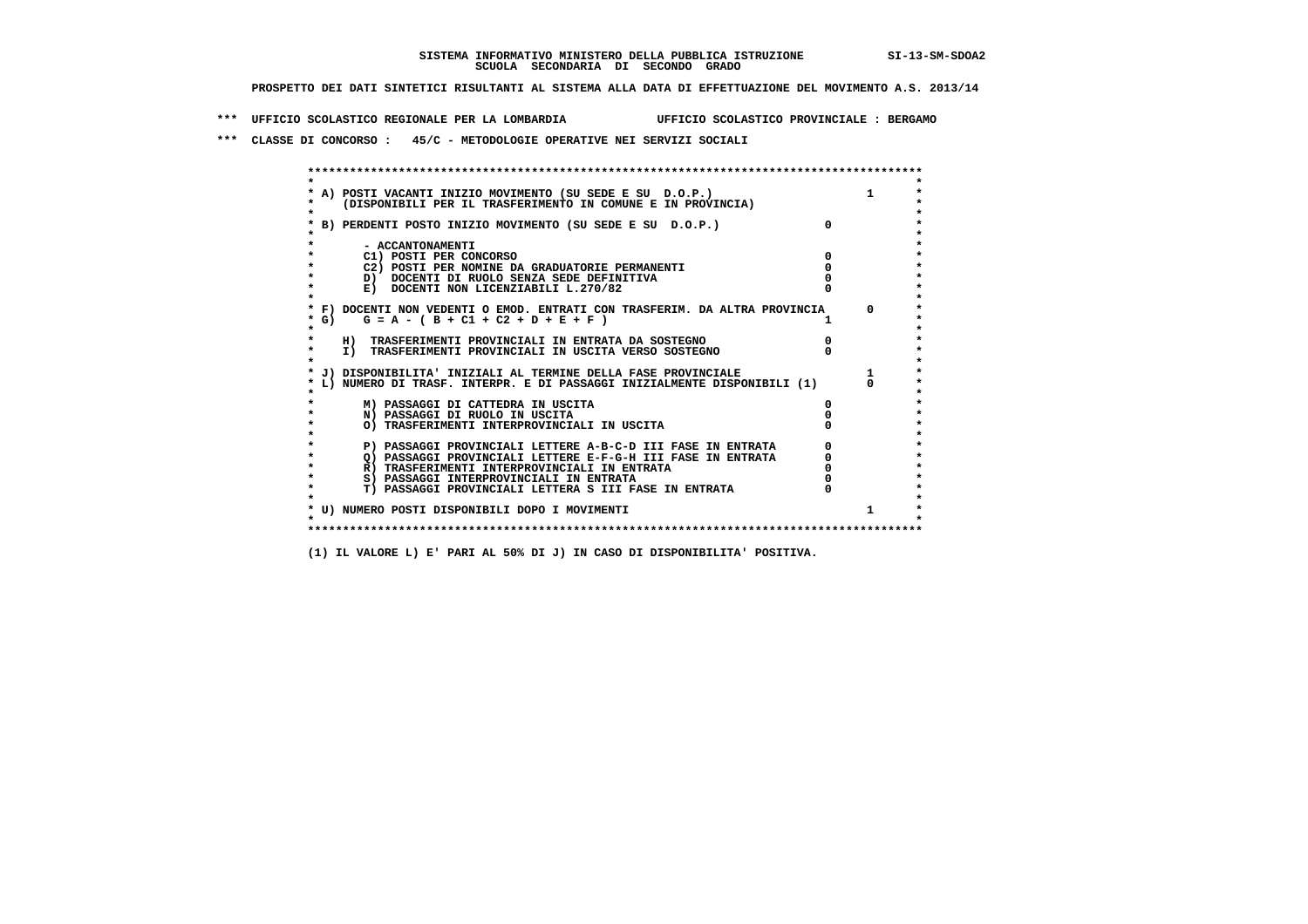SISTEMA INFORMATIVO MINISTERO DELLA PUBBLICA ISTRUZIONE SI-13-SM-SDOA2

SCUOLA SECONDARIA DI SECONDO GRADO

PROSPETTO DEI DATI SINTETICI RISULTANTI AL SISTEMA ALLA DATA DI EFFETTUAZIONE DEL MOVIMENTO A.S. 2013/14

*** UFFICIO SCOLASTICO REGIONALE PER LA LOMBARDIA UFFICIO SCOLASTICO PROVINCIALE : BERGAMO

*** CLASSE DI CONCORSO : 45/C - METODOLOGIE OPERATIVE NEI SERVIZI SOCIALI

| Voce | | |
|---|---|---|
| A) POSTI VACANTI INIZIO MOVIMENTO (SU SEDE E SU D.O.P.) (DISPONIBILI PER IL TRASFERIMENTO IN COMUNE E IN PROVINCIA) | | 1 |
| B) PERDENTI POSTO INIZIO MOVIMENTO (SU SEDE E SU D.O.P.) | 0 | |
| - ACCANTONAMENTI | | |
| C1) POSTI PER CONCORSO | 0 | |
| C2) POSTI PER NOMINE DA GRADUATORIE PERMANENTI | 0 | |
| D) DOCENTI DI RUOLO SENZA SEDE DEFINITIVA | 0 | |
| E) DOCENTI NON LICENZIABILI L.270/82 | 0 | |
| F) DOCENTI NON VEDENTI O EMOD. ENTRATI CON TRASFERIM. DA ALTRA PROVINCIA | | 0 |
| G) G = A - ( B + C1 + C2 + D + E + F ) | 1 | |
| H) TRASFERIMENTI PROVINCIALI IN ENTRATA DA SOSTEGNO | 0 | |
| I) TRASFERIMENTI PROVINCIALI IN USCITA VERSO SOSTEGNO | 0 | |
| J) DISPONIBILITA' INIZIALI AL TERMINE DELLA FASE PROVINCIALE | | 1 |
| L) NUMERO DI TRASF. INTERPR. E DI PASSAGGI INIZIALMENTE DISPONIBILI (1) | | 0 |
| M) PASSAGGI DI CATTEDRA IN USCITA | 0 | |
| N) PASSAGGI DI RUOLO IN USCITA | 0 | |
| O) TRASFERIMENTI INTERPROVINCIALI IN USCITA | 0 | |
| P) PASSAGGI PROVINCIALI LETTERE A-B-C-D III FASE IN ENTRATA | 0 | |
| Q) PASSAGGI PROVINCIALI LETTERE E-F-G-H III FASE IN ENTRATA | 0 | |
| R) TRASFERIMENTI INTERPROVINCIALI IN ENTRATA | 0 | |
| S) PASSAGGI INTERPROVINCIALI IN ENTRATA | 0 | |
| T) PASSAGGI PROVINCIALI LETTERA S III FASE IN ENTRATA | 0 | |
| U) NUMERO POSTI DISPONIBILI DOPO I MOVIMENTI | | 1 |

(1) IL VALORE L) E' PARI AL 50% DI J) IN CASO DI DISPONIBILITA' POSITIVA.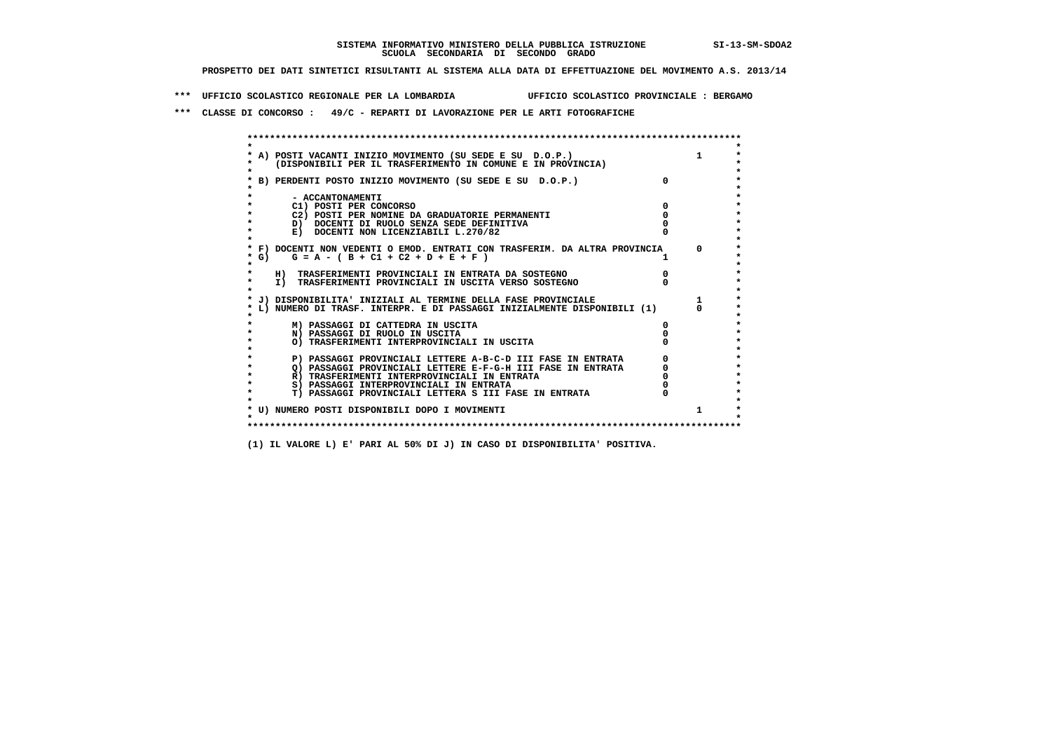**SISTEMA INFORMATIVO MINISTERO DELLA PUBBLICA ISTRUZIONE** SI-13-SM-SDOA2
**SCUOLA SECONDARIA DI SECONDO GRADO**

**PROSPETTO DEI DATI SINTETICI RISULTANTI AL SISTEMA ALLA DATA DI EFFETTUAZIONE DEL MOVIMENTO A.S. 2013/14**

**\*\*\* UFFICIO SCOLASTICO REGIONALE PER LA LOMBARDIA UFFICIO SCOLASTICO PROVINCIALE : BERGAMO**

**\*\*\* CLASSE DI CONCORSO : 49/C - REPARTI DI LAVORAZIONE PER LE ARTI FOTOGRAFICHE**

| Voce | | |
|---|---|---|
| A) POSTI VACANTI INIZIO MOVIMENTO (SU SEDE E SU D.O.P.) (DISPONIBILI PER IL TRASFERIMENTO IN COMUNE E IN PROVINCIA) | | 1 |
| B) PERDENTI POSTO INIZIO MOVIMENTO (SU SEDE E SU D.O.P.) | 0 | |
| - ACCANTONAMENTI | | |
| C1) POSTI PER CONCORSO | 0 | |
| C2) POSTI PER NOMINE DA GRADUATORIE PERMANENTI | 0 | |
| D) DOCENTI DI RUOLO SENZA SEDE DEFINITIVA | 0 | |
| E) DOCENTI NON LICENZIABILI L.270/82 | 0 | |
| F) DOCENTI NON VEDENTI O EMOD. ENTRATI CON TRASFERIM. DA ALTRA PROVINCIA | | 0 |
| G) G = A - ( B + C1 + C2 + D + E + F ) | 1 | |
| H) TRASFERIMENTI PROVINCIALI IN ENTRATA DA SOSTEGNO | 0 | |
| I) TRASFERIMENTI PROVINCIALI IN USCITA VERSO SOSTEGNO | 0 | |
| J) DISPONIBILITA' INIZIALI AL TERMINE DELLA FASE PROVINCIALE | | 1 |
| L) NUMERO DI TRASF. INTERPR. E DI PASSAGGI INIZIALMENTE DISPONIBILI (1) | | 0 |
| M) PASSAGGI DI CATTEDRA IN USCITA | 0 | |
| N) PASSAGGI DI RUOLO IN USCITA | 0 | |
| O) TRASFERIMENTI INTERPROVINCIALI IN USCITA | 0 | |
| P) PASSAGGI PROVINCIALI LETTERE A-B-C-D III FASE IN ENTRATA | 0 | |
| Q) PASSAGGI PROVINCIALI LETTERE E-F-G-H III FASE IN ENTRATA | 0 | |
| R) TRASFERIMENTI INTERPROVINCIALI IN ENTRATA | 0 | |
| S) PASSAGGI INTERPROVINCIALI IN ENTRATA | 0 | |
| T) PASSAGGI PROVINCIALI LETTERA S III FASE IN ENTRATA | 0 | |
| U) NUMERO POSTI DISPONIBILI DOPO I MOVIMENTI | | 1 |

(1) IL VALORE L) E' PARI AL 50% DI J) IN CASO DI DISPONIBILITA' POSITIVA.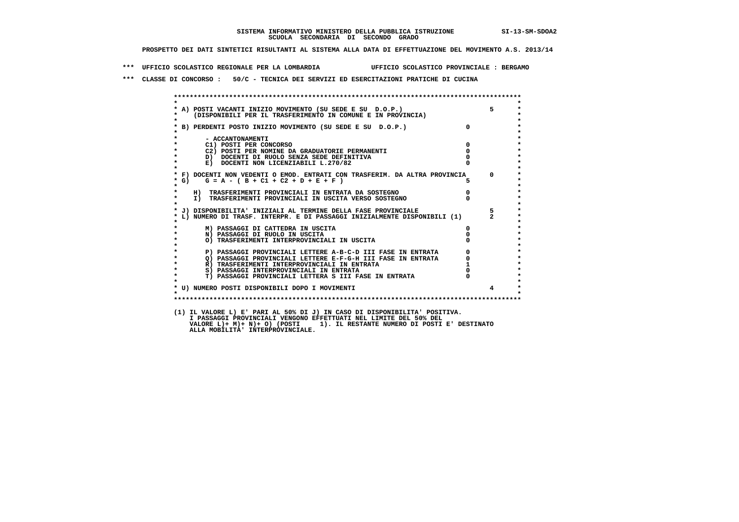SISTEMA INFORMATIVO MINISTERO DELLA PUBBLICA ISTRUZIONE SI-13-SM-SDOA2
SCUOLA SECONDARIA DI SECONDO GRADO

PROSPETTO DEI DATI SINTETICI RISULTANTI AL SISTEMA ALLA DATA DI EFFETTUAZIONE DEL MOVIMENTO A.S. 2013/14

*** UFFICIO SCOLASTICO REGIONALE PER LA LOMBARDIA UFFICIO SCOLASTICO PROVINCIALE : BERGAMO

*** CLASSE DI CONCORSO : 50/C - TECNICA DEI SERVIZI ED ESERCITAZIONI PRATICHE DI CUCINA

| Voce | | |
|---|---|---|
| A) POSTI VACANTI INIZIO MOVIMENTO (SU SEDE E SU D.O.P.) (DISPONIBILI PER IL TRASFERIMENTO IN COMUNE E IN PROVINCIA) | | 5 |
| B) PERDENTI POSTO INIZIO MOVIMENTO (SU SEDE E SU D.O.P.) | 0 | |
| - ACCANTONAMENTI | | |
| C1) POSTI PER CONCORSO | 0 | |
| C2) POSTI PER NOMINE DA GRADUATORIE PERMANENTI | 0 | |
| D) DOCENTI DI RUOLO SENZA SEDE DEFINITIVA | 0 | |
| E) DOCENTI NON LICENZIABILI L.270/82 | 0 | |
| F) DOCENTI NON VEDENTI O EMOD. ENTRATI CON TRASFERIM. DA ALTRA PROVINCIA | | 0 |
| G) G = A - ( B + C1 + C2 + D + E + F ) | 5 | |
| H) TRASFERIMENTI PROVINCIALI IN ENTRATA DA SOSTEGNO | 0 | |
| I) TRASFERIMENTI PROVINCIALI IN USCITA VERSO SOSTEGNO | 0 | |
| J) DISPONIBILITA' INIZIALI AL TERMINE DELLA FASE PROVINCIALE | | 5 |
| L) NUMERO DI TRASF. INTERPR. E DI PASSAGGI INIZIALMENTE DISPONIBILI (1) | | 2 |
| M) PASSAGGI DI CATTEDRA IN USCITA | 0 | |
| N) PASSAGGI DI RUOLO IN USCITA | 0 | |
| O) TRASFERIMENTI INTERPROVINCIALI IN USCITA | 0 | |
| P) PASSAGGI PROVINCIALI LETTERE A-B-C-D III FASE IN ENTRATA | 0 | |
| Q) PASSAGGI PROVINCIALI LETTERE E-F-G-H III FASE IN ENTRATA | 0 | |
| R) TRASFERIMENTI INTERPROVINCIALI IN ENTRATA | 1 | |
| S) PASSAGGI INTERPROVINCIALI IN ENTRATA | 0 | |
| T) PASSAGGI PROVINCIALI LETTERA S III FASE IN ENTRATA | 0 | |
| U) NUMERO POSTI DISPONIBILI DOPO I MOVIMENTI | | 4 |

(1) IL VALORE L) E' PARI AL 50% DI J) IN CASO DI DISPONIBILITA' POSITIVA.
I PASSAGGI PROVINCIALI VENGONO EFFETTUATI NEL LIMITE DEL 50% DEL
VALORE L)+ M)+ N)+ O) (POSTI 1). IL RESTANTE NUMERO DI POSTI E' DESTINATO
ALLA MOBILITA' INTERPROVINCIALE.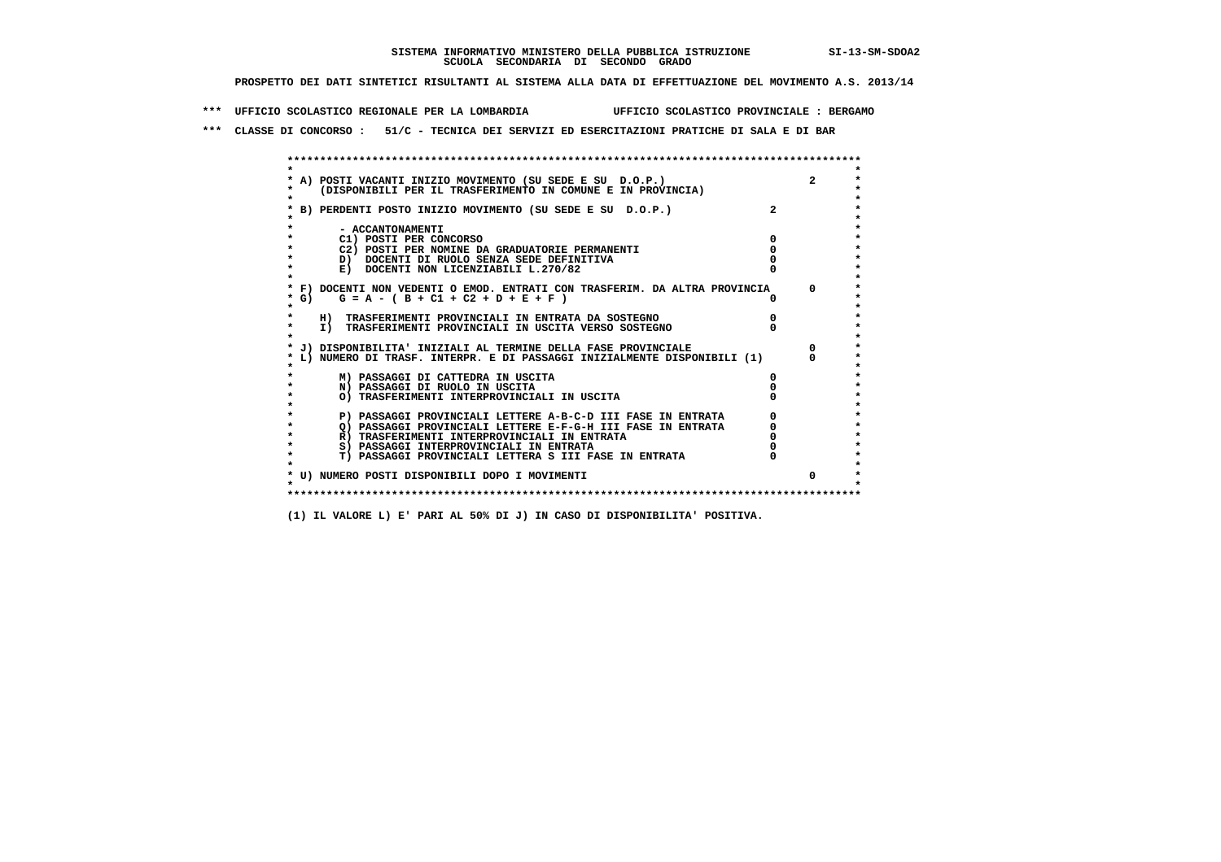SISTEMA INFORMATIVO MINISTERO DELLA PUBBLICA ISTRUZIONE SI-13-SM-SDOA2
SCUOLA SECONDARIA DI SECONDO GRADO

PROSPETTO DEI DATI SINTETICI RISULTANTI AL SISTEMA ALLA DATA DI EFFETTUAZIONE DEL MOVIMENTO A.S. 2013/14

*** UFFICIO SCOLASTICO REGIONALE PER LA LOMBARDIA UFFICIO SCOLASTICO PROVINCIALE : BERGAMO

*** CLASSE DI CONCORSO : 51/C - TECNICA DEI SERVIZI ED ESERCITAZIONI PRATICHE DI SALA E DI BAR

| Voce | | |
|---|---|---|
| A) POSTI VACANTI INIZIO MOVIMENTO (SU SEDE E SU D.O.P.) (DISPONIBILI PER IL TRASFERIMENTO IN COMUNE E IN PROVINCIA) | | 2 |
| B) PERDENTI POSTO INIZIO MOVIMENTO (SU SEDE E SU D.O.P.) | 2 | |
| - ACCANTONAMENTI | | |
| C1) POSTI PER CONCORSO | 0 | |
| C2) POSTI PER NOMINE DA GRADUATORIE PERMANENTI | 0 | |
| D) DOCENTI DI RUOLO SENZA SEDE DEFINITIVA | 0 | |
| E) DOCENTI NON LICENZIABILI L.270/82 | 0 | |
| F) DOCENTI NON VEDENTI O EMOD. ENTRATI CON TRASFERIM. DA ALTRA PROVINCIA | | 0 |
| G) G = A - ( B + C1 + C2 + D + E + F ) | 0 | |
| H) TRASFERIMENTI PROVINCIALI IN ENTRATA DA SOSTEGNO | 0 | |
| I) TRASFERIMENTI PROVINCIALI IN USCITA VERSO SOSTEGNO | 0 | |
| J) DISPONIBILITA' INIZIALI AL TERMINE DELLA FASE PROVINCIALE | | 0 |
| L) NUMERO DI TRASF. INTERPR. E DI PASSAGGI INIZIALMENTE DISPONIBILI (1) | | 0 |
| M) PASSAGGI DI CATTEDRA IN USCITA | 0 | |
| N) PASSAGGI DI RUOLO IN USCITA | 0 | |
| O) TRASFERIMENTI INTERPROVINCIALI IN USCITA | 0 | |
| P) PASSAGGI PROVINCIALI LETTERE A-B-C-D III FASE IN ENTRATA | 0 | |
| Q) PASSAGGI PROVINCIALI LETTERE E-F-G-H III FASE IN ENTRATA | 0 | |
| R) TRASFERIMENTI INTERPROVINCIALI IN ENTRATA | 0 | |
| S) PASSAGGI INTERPROVINCIALI IN ENTRATA | 0 | |
| T) PASSAGGI PROVINCIALI LETTERA S III FASE IN ENTRATA | 0 | |
| U) NUMERO POSTI DISPONIBILI DOPO I MOVIMENTI | | 0 |

(1) IL VALORE L) E' PARI AL 50% DI J) IN CASO DI DISPONIBILITA' POSITIVA.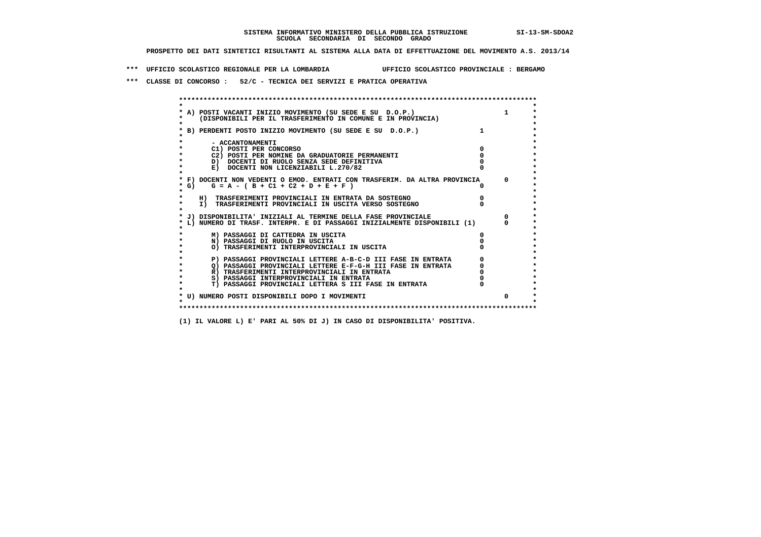SISTEMA INFORMATIVO MINISTERO DELLA PUBBLICA ISTRUZIONE SI-13-SM-SDOA2

SCUOLA SECONDARIA DI SECONDO GRADO

PROSPETTO DEI DATI SINTETICI RISULTANTI AL SISTEMA ALLA DATA DI EFFETTUAZIONE DEL MOVIMENTO A.S. 2013/14

*** UFFICIO SCOLASTICO REGIONALE PER LA LOMBARDIA UFFICIO SCOLASTICO PROVINCIALE : BERGAMO

*** CLASSE DI CONCORSO : 52/C - TECNICA DEI SERVIZI E PRATICA OPERATIVA

| | | |
|---|---|---|
| A) POSTI VACANTI INIZIO MOVIMENTO (SU SEDE E SU D.O.P.) (DISPONIBILI PER IL TRASFERIMENTO IN COMUNE E IN PROVINCIA) | | 1 |
| B) PERDENTI POSTO INIZIO MOVIMENTO (SU SEDE E SU D.O.P.) | 1 | |
| - ACCANTONAMENTI | | |
| C1) POSTI PER CONCORSO | 0 | |
| C2) POSTI PER NOMINE DA GRADUATORIE PERMANENTI | 0 | |
| D) DOCENTI DI RUOLO SENZA SEDE DEFINITIVA | 0 | |
| E) DOCENTI NON LICENZIABILI L.270/82 | 0 | |
| F) DOCENTI NON VEDENTI O EMOD. ENTRATI CON TRASFERIM. DA ALTRA PROVINCIA | | 0 |
| G) G = A - ( B + C1 + C2 + D + E + F ) | 0 | |
| H) TRASFERIMENTI PROVINCIALI IN ENTRATA DA SOSTEGNO | 0 | |
| I) TRASFERIMENTI PROVINCIALI IN USCITA VERSO SOSTEGNO | 0 | |
| J) DISPONIBILITA' INIZIALI AL TERMINE DELLA FASE PROVINCIALE | | 0 |
| L) NUMERO DI TRASF. INTERPR. E DI PASSAGGI INIZIALMENTE DISPONIBILI (1) | | 0 |
| M) PASSAGGI DI CATTEDRA IN USCITA | 0 | |
| N) PASSAGGI DI RUOLO IN USCITA | 0 | |
| O) TRASFERIMENTI INTERPROVINCIALI IN USCITA | 0 | |
| P) PASSAGGI PROVINCIALI LETTERE A-B-C-D III FASE IN ENTRATA | 0 | |
| Q) PASSAGGI PROVINCIALI LETTERE E-F-G-H III FASE IN ENTRATA | 0 | |
| R) TRASFERIMENTI INTERPROVINCIALI IN ENTRATA | 0 | |
| S) PASSAGGI INTERPROVINCIALI IN ENTRATA | 0 | |
| T) PASSAGGI PROVINCIALI LETTERA S III FASE IN ENTRATA | 0 | |
| U) NUMERO POSTI DISPONIBILI DOPO I MOVIMENTI | | 0 |

(1) IL VALORE L) E' PARI AL 50% DI J) IN CASO DI DISPONIBILITA' POSITIVA.